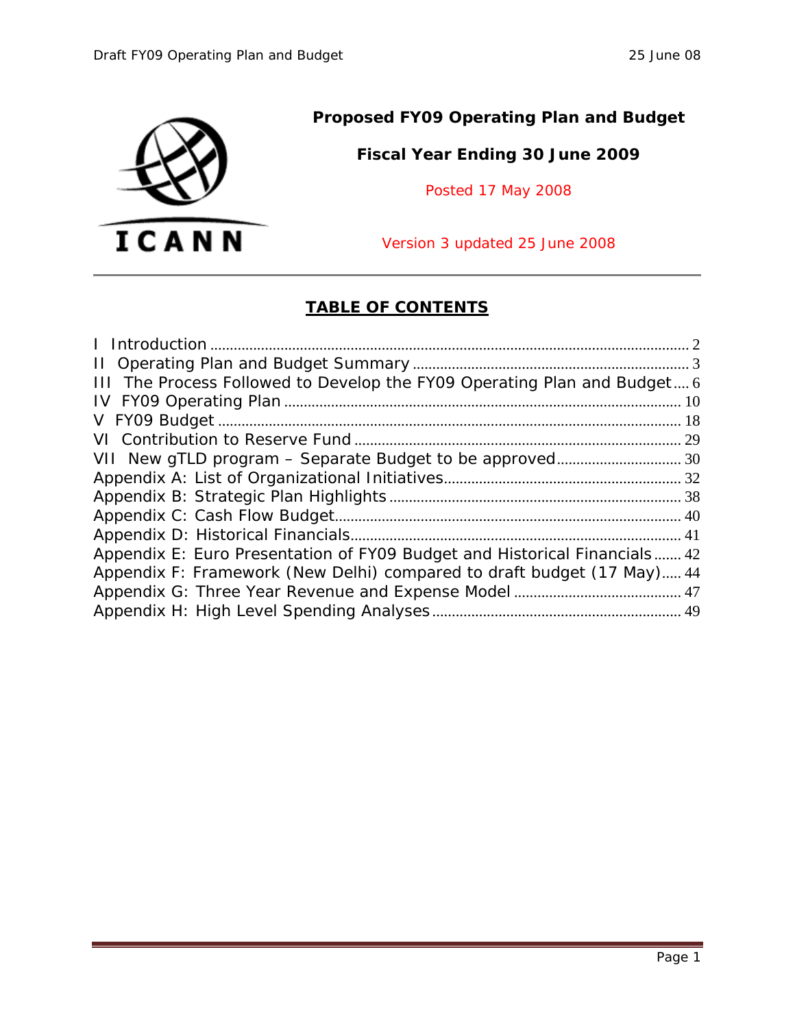**ICANN**

# Proposed FY09 Operating Plan and Budget

## Fiscal Year Ending 30 June 2009

Posted 17 May 2008

Version 3 updated 25 June 2008

## TABLE OF CONTENTS

I Introduction ..... 2
II Operating Plan and Budget Summary ..... 3
III The Process Followed to Develop the FY09 Operating Plan and Budget ..... 6
IV FY09 Operating Plan ..... 10
V FY09 Budget ..... 18
VI Contribution to Reserve Fund ..... 29
VII New gTLD program – Separate Budget to be approved ..... 30
Appendix A: List of Organizational Initiatives ..... 32
Appendix B: Strategic Plan Highlights ..... 38
Appendix C: Cash Flow Budget ..... 40
Appendix D: Historical Financials ..... 41
Appendix E: Euro Presentation of FY09 Budget and Historical Financials ..... 42
Appendix F: Framework (New Delhi) compared to draft budget (17 May) ..... 44
Appendix G: Three Year Revenue and Expense Model ..... 47
Appendix H: High Level Spending Analyses ..... 49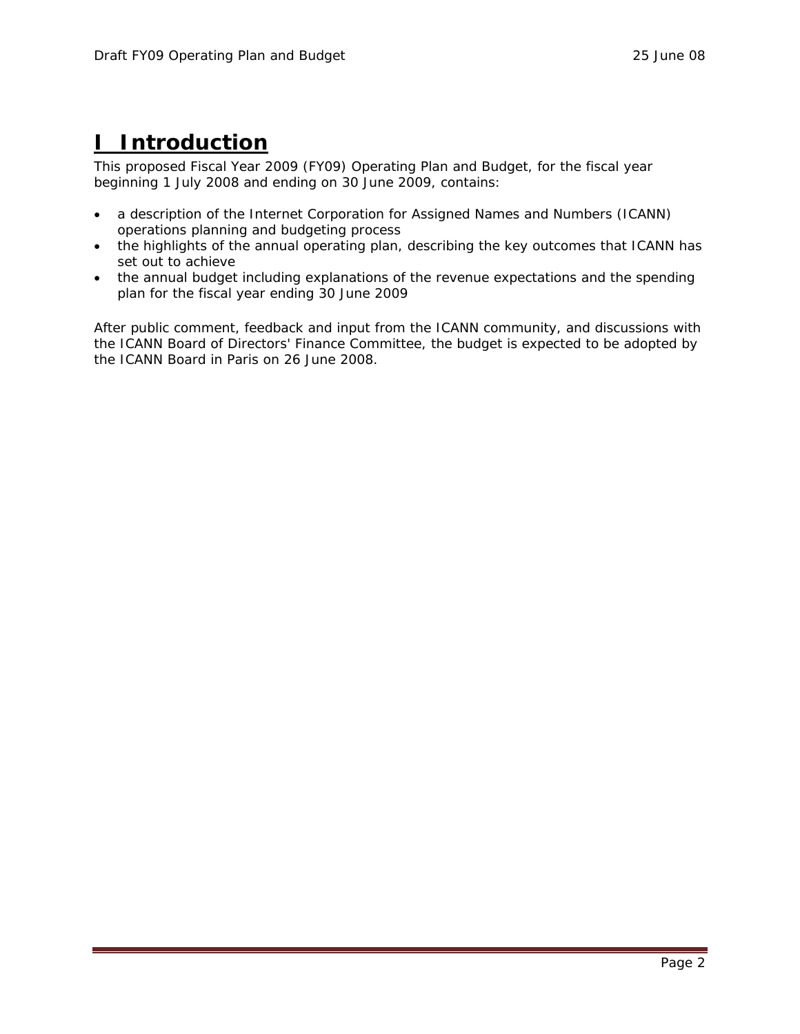# I Introduction

This proposed Fiscal Year 2009 (FY09) Operating Plan and Budget, for the fiscal year beginning 1 July 2008 and ending on 30 June 2009, contains:

- a description of the Internet Corporation for Assigned Names and Numbers (ICANN) operations planning and budgeting process
- the highlights of the annual operating plan, describing the key outcomes that ICANN has set out to achieve
- the annual budget including explanations of the revenue expectations and the spending plan for the fiscal year ending 30 June 2009

After public comment, feedback and input from the ICANN community, and discussions with the ICANN Board of Directors' Finance Committee, the budget is expected to be adopted by the ICANN Board in Paris on 26 June 2008.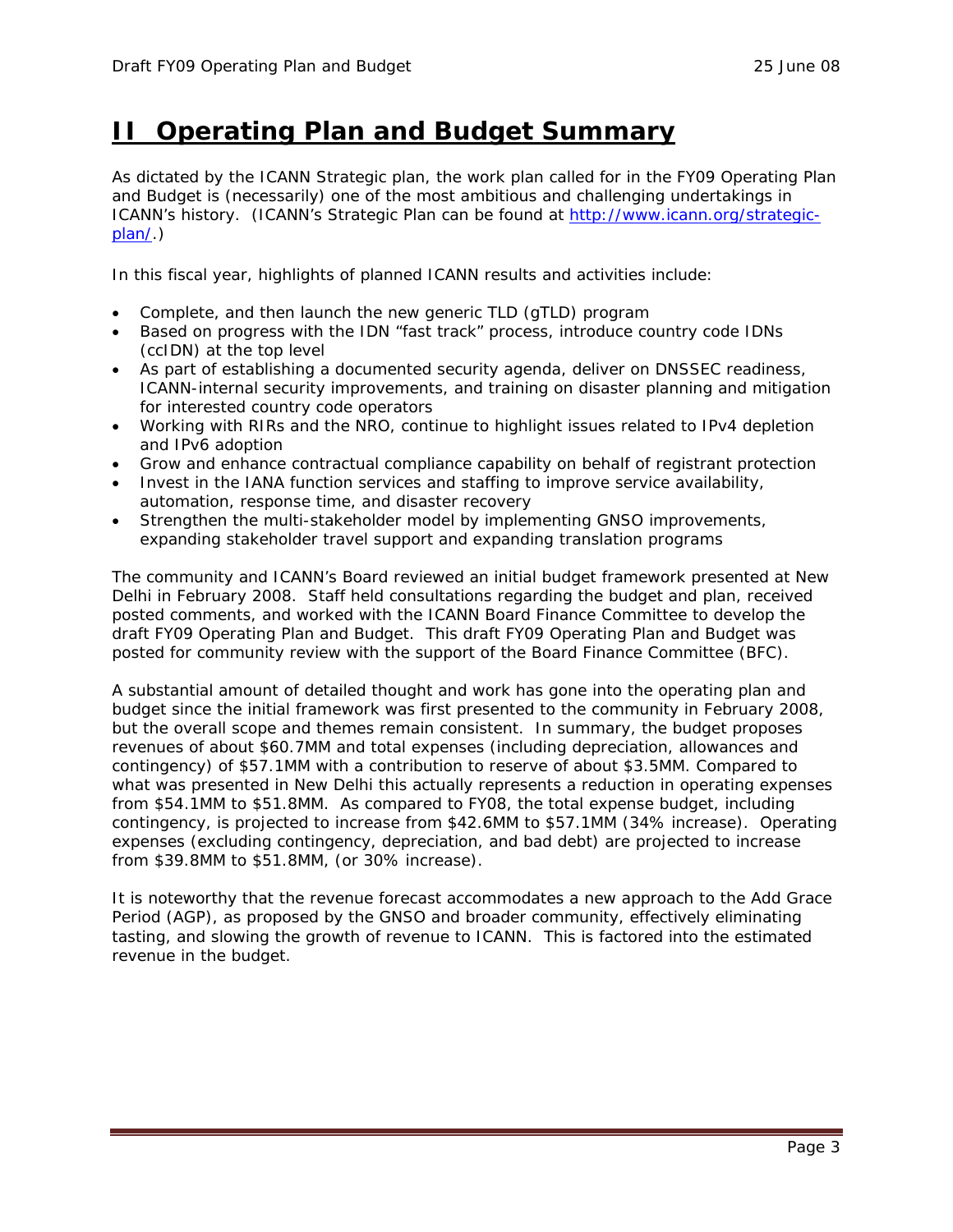# II Operating Plan and Budget Summary

As dictated by the ICANN Strategic plan, the work plan called for in the FY09 Operating Plan and Budget is (necessarily) one of the most ambitious and challenging undertakings in ICANN's history. (ICANN's Strategic Plan can be found at [http://www.icann.org/strategic-plan/](http://www.icann.org/strategic-plan/).)

In this fiscal year, highlights of planned ICANN results and activities include:

- Complete, and then launch the new generic TLD (gTLD) program
- Based on progress with the IDN "fast track" process, introduce country code IDNs (ccIDN) at the top level
- As part of establishing a documented security agenda, deliver on DNSSEC readiness, ICANN-internal security improvements, and training on disaster planning and mitigation for interested country code operators
- Working with RIRs and the NRO, continue to highlight issues related to IPv4 depletion and IPv6 adoption
- Grow and enhance contractual compliance capability on behalf of registrant protection
- Invest in the IANA function services and staffing to improve service availability, automation, response time, and disaster recovery
- Strengthen the multi-stakeholder model by implementing GNSO improvements, expanding stakeholder travel support and expanding translation programs

The community and ICANN's Board reviewed an initial budget framework presented at New Delhi in February 2008. Staff held consultations regarding the budget and plan, received posted comments, and worked with the ICANN Board Finance Committee to develop the draft FY09 Operating Plan and Budget. This draft FY09 Operating Plan and Budget was posted for community review with the support of the Board Finance Committee (BFC).

A substantial amount of detailed thought and work has gone into the operating plan and budget since the initial framework was first presented to the community in February 2008, but the overall scope and themes remain consistent. In summary, the budget proposes revenues of about $60.7MM and total expenses (including depreciation, allowances and contingency) of $57.1MM with a contribution to reserve of about $3.5MM. Compared to what was presented in New Delhi this actually represents a reduction in operating expenses from $54.1MM to $51.8MM. As compared to FY08, the total expense budget, including contingency, is projected to increase from $42.6MM to $57.1MM (34% increase). Operating expenses (excluding contingency, depreciation, and bad debt) are projected to increase from $39.8MM to $51.8MM, (or 30% increase).

It is noteworthy that the revenue forecast accommodates a new approach to the Add Grace Period (AGP), as proposed by the GNSO and broader community, effectively eliminating tasting, and slowing the growth of revenue to ICANN. This is factored into the estimated revenue in the budget.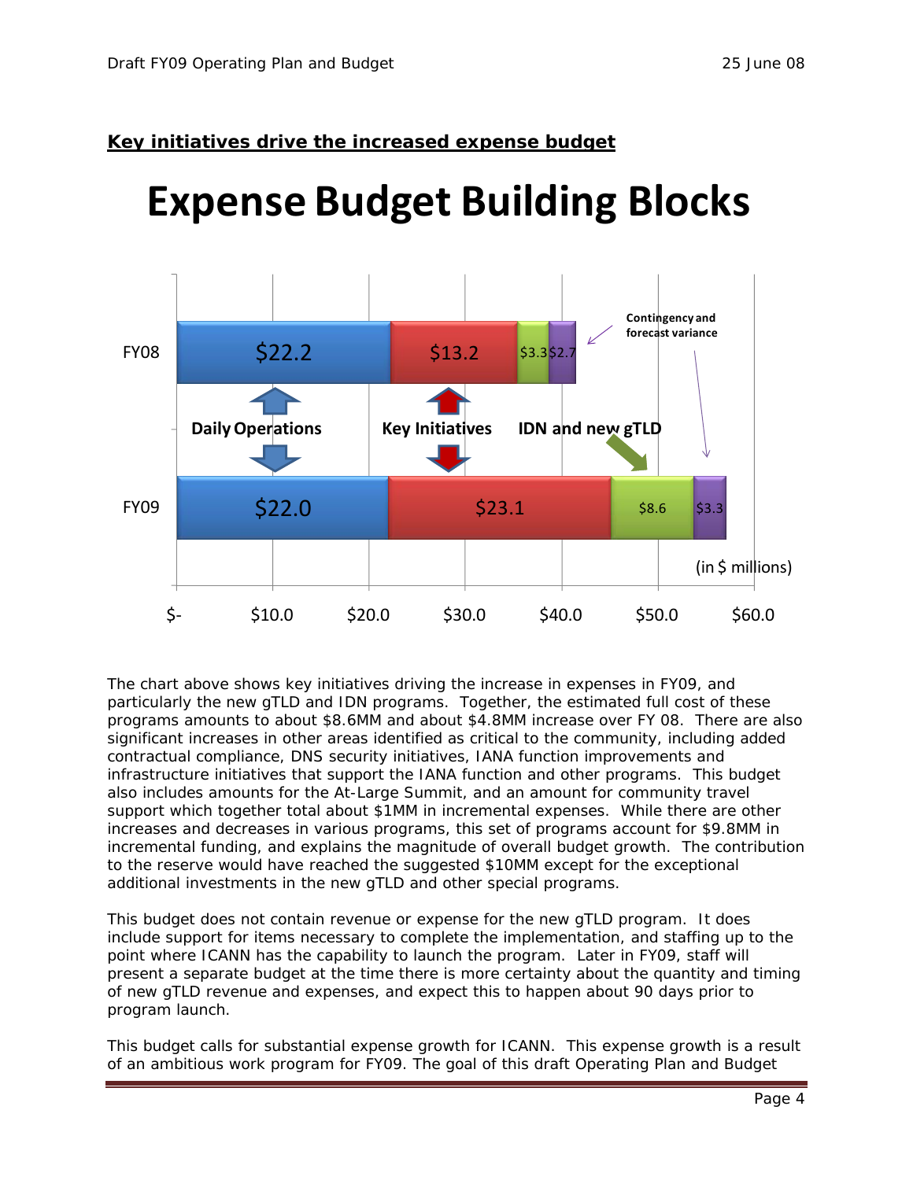**Key initiatives drive the increased expense budget**

# Expense Budget Building Blocks

| | Daily Operations | Key Initiatives | IDN and new gTLD | Contingency and forecast variance |
|---|---|---|---|---|
| FY08 | $22.2 | $13.2 | $3.3 | $2.7 |
| FY09 | $22.0 | $23.1 | $8.6 | $3.3 |

(in $ millions)

The chart above shows key initiatives driving the increase in expenses in FY09, and particularly the new gTLD and IDN programs. Together, the estimated full cost of these programs amounts to about $8.6MM and about $4.8MM increase over FY 08. There are also significant increases in other areas identified as critical to the community, including added contractual compliance, DNS security initiatives, IANA function improvements and infrastructure initiatives that support the IANA function and other programs. This budget also includes amounts for the At-Large Summit, and an amount for community travel support which together total about $1MM in incremental expenses. While there are other increases and decreases in various programs, this set of programs account for $9.8MM in incremental funding, and explains the magnitude of overall budget growth. The contribution to the reserve would have reached the suggested $10MM except for the exceptional additional investments in the new gTLD and other special programs.

This budget does not contain revenue or expense for the new gTLD program. It does include support for items necessary to complete the implementation, and staffing up to the point where ICANN has the capability to launch the program. Later in FY09, staff will present a separate budget at the time there is more certainty about the quantity and timing of new gTLD revenue and expenses, and expect this to happen about 90 days prior to program launch.

This budget calls for substantial expense growth for ICANN. This expense growth is a result of an ambitious work program for FY09. The goal of this draft Operating Plan and Budget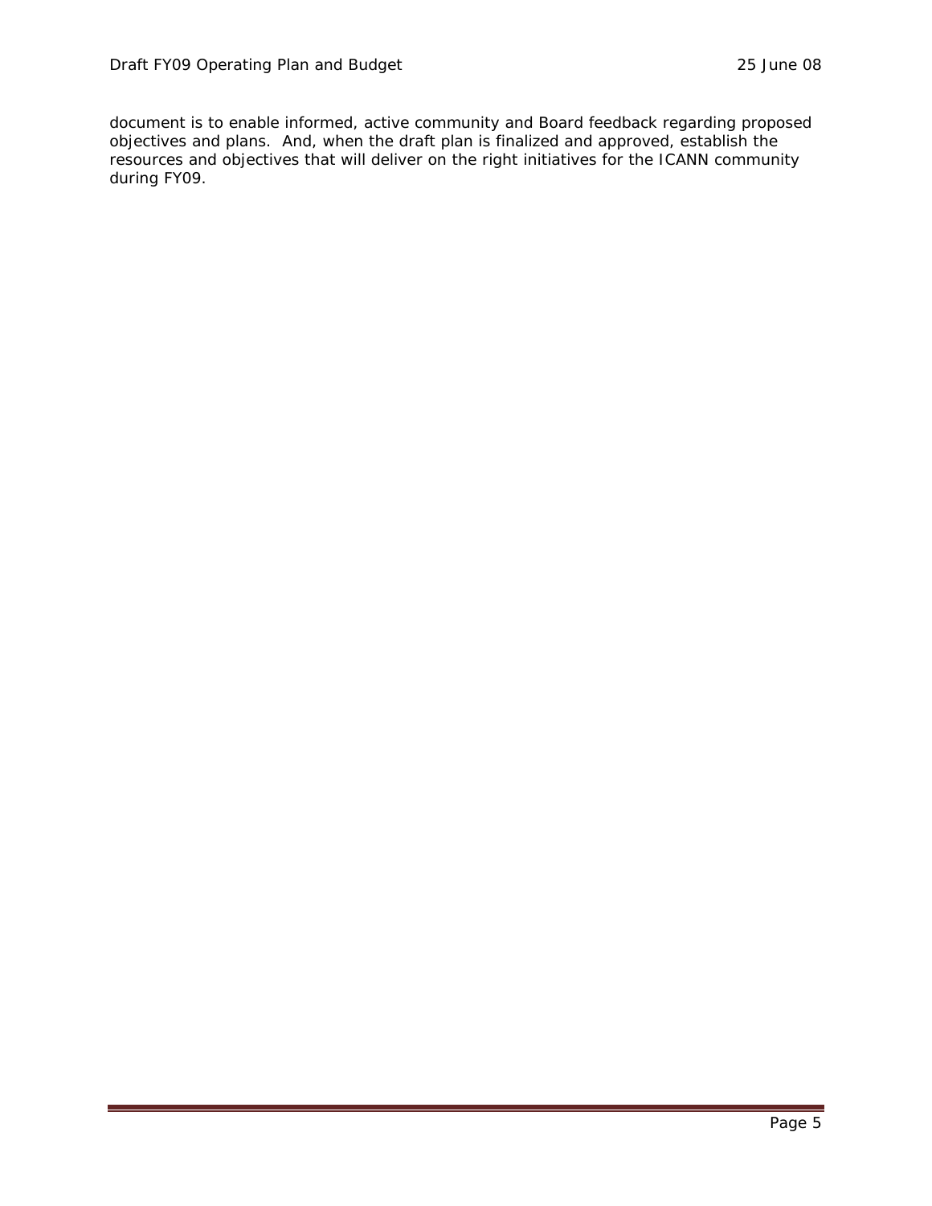document is to enable informed, active community and Board feedback regarding proposed objectives and plans. And, when the draft plan is finalized and approved, establish the resources and objectives that will deliver on the right initiatives for the ICANN community during FY09.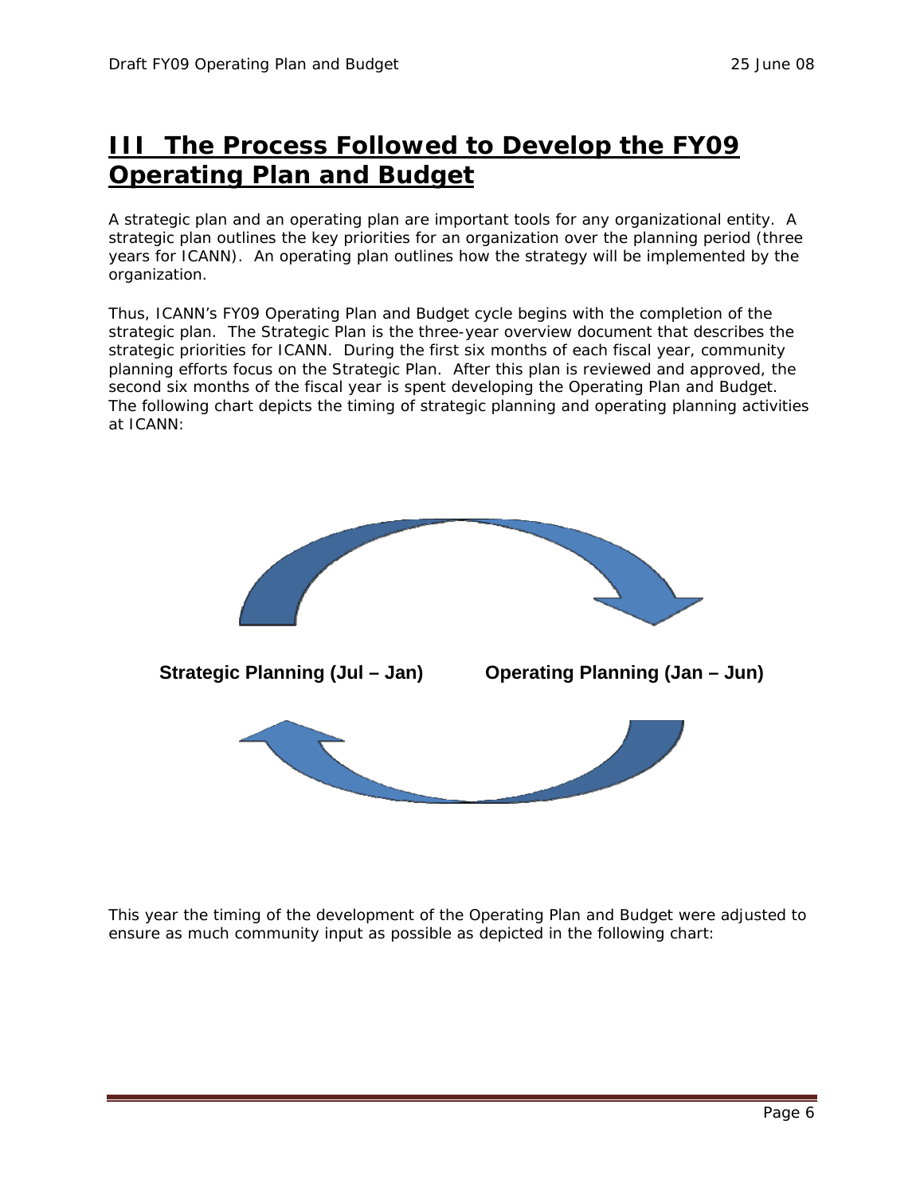# III The Process Followed to Develop the FY09 Operating Plan and Budget

A strategic plan and an operating plan are important tools for any organizational entity. A strategic plan outlines the key priorities for an organization over the planning period (three years for ICANN). An operating plan outlines how the strategy will be implemented by the organization.

Thus, ICANN's FY09 Operating Plan and Budget cycle begins with the completion of the strategic plan. The Strategic Plan is the three-year overview document that describes the strategic priorities for ICANN. During the first six months of each fiscal year, community planning efforts focus on the Strategic Plan. After this plan is reviewed and approved, the second six months of the fiscal year is spent developing the Operating Plan and Budget. The following chart depicts the timing of strategic planning and operating planning activities at ICANN:

**Strategic Planning (Jul – Jan)** **Operating Planning (Jan – Jun)**

This year the timing of the development of the Operating Plan and Budget were adjusted to ensure as much community input as possible as depicted in the following chart: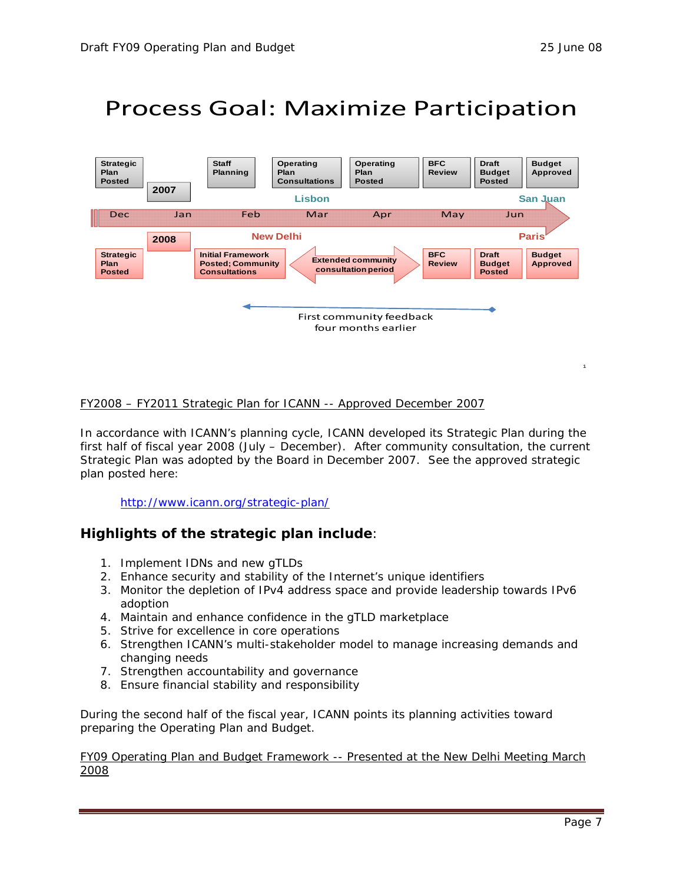# Process Goal: Maximize Participation

| | 2007 | | | | | | |
|---|---|---|---|---|---|---|---|
| Strategic Plan Posted | | Staff Planning | Operating Plan Consultations (Lisbon) | Operating Plan Posted | BFC Review | Draft Budget Posted | Budget Approved (San Juan) |

Dec — Jan — Feb — Mar — Apr — May — Jun

| | 2008 | | | | | |
|---|---|---|---|---|---|---|
| Strategic Plan Posted | | Initial Framework Posted; Community Consultations (New Delhi) | Extended community consultation period | BFC Review | Draft Budget Posted | Budget Approved (Paris) |

First community feedback four months earlier

<u>FY2008 – FY2011 Strategic Plan for ICANN -- Approved December 2007</u>

In accordance with ICANN's planning cycle, ICANN developed its Strategic Plan during the first half of fiscal year 2008 (July – December). After community consultation, the current Strategic Plan was adopted by the Board in December 2007. See the approved strategic plan posted here:

> http://www.icann.org/strategic-plan/

## Highlights of the strategic plan include:

1. Implement IDNs and new gTLDs
2. Enhance security and stability of the Internet's unique identifiers
3. Monitor the depletion of IPv4 address space and provide leadership towards IPv6 adoption
4. Maintain and enhance confidence in the gTLD marketplace
5. Strive for excellence in core operations
6. Strengthen ICANN's multi-stakeholder model to manage increasing demands and changing needs
7. Strengthen accountability and governance
8. Ensure financial stability and responsibility

During the second half of the fiscal year, ICANN points its planning activities toward preparing the Operating Plan and Budget.

<u>FY09 Operating Plan and Budget Framework -- Presented at the New Delhi Meeting March 2008</u>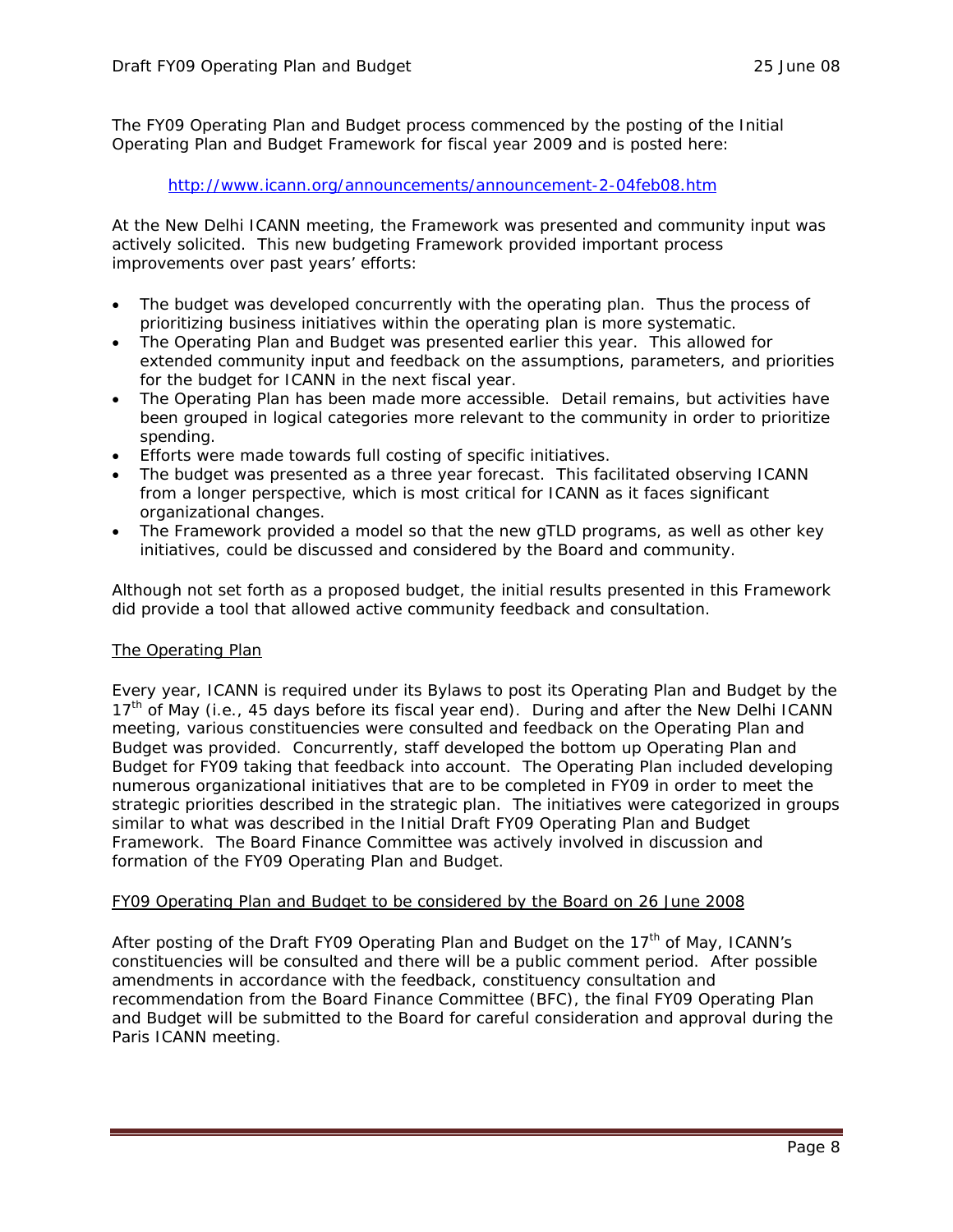The FY09 Operating Plan and Budget process commenced by the posting of the Initial Operating Plan and Budget Framework for fiscal year 2009 and is posted here:

http://www.icann.org/announcements/announcement-2-04feb08.htm

At the New Delhi ICANN meeting, the Framework was presented and community input was actively solicited. This new budgeting Framework provided important process improvements over past years' efforts:

- The budget was developed concurrently with the operating plan. Thus the process of prioritizing business initiatives within the operating plan is more systematic.
- The Operating Plan and Budget was presented earlier this year. This allowed for extended community input and feedback on the assumptions, parameters, and priorities for the budget for ICANN in the next fiscal year.
- The Operating Plan has been made more accessible. Detail remains, but activities have been grouped in logical categories more relevant to the community in order to prioritize spending.
- Efforts were made towards full costing of specific initiatives.
- The budget was presented as a three year forecast. This facilitated observing ICANN from a longer perspective, which is most critical for ICANN as it faces significant organizational changes.
- The Framework provided a model so that the new gTLD programs, as well as other key initiatives, could be discussed and considered by the Board and community.

Although not set forth as a proposed budget, the initial results presented in this Framework did provide a tool that allowed active community feedback and consultation.

## The Operating Plan

Every year, ICANN is required under its Bylaws to post its Operating Plan and Budget by the 17th of May (i.e., 45 days before its fiscal year end). During and after the New Delhi ICANN meeting, various constituencies were consulted and feedback on the Operating Plan and Budget was provided. Concurrently, staff developed the bottom up Operating Plan and Budget for FY09 taking that feedback into account. The Operating Plan included developing numerous organizational initiatives that are to be completed in FY09 in order to meet the strategic priorities described in the strategic plan. The initiatives were categorized in groups similar to what was described in the Initial Draft FY09 Operating Plan and Budget Framework. The Board Finance Committee was actively involved in discussion and formation of the FY09 Operating Plan and Budget.

## FY09 Operating Plan and Budget to be considered by the Board on 26 June 2008

After posting of the Draft FY09 Operating Plan and Budget on the 17th of May, ICANN's constituencies will be consulted and there will be a public comment period. After possible amendments in accordance with the feedback, constituency consultation and recommendation from the Board Finance Committee (BFC), the final FY09 Operating Plan and Budget will be submitted to the Board for careful consideration and approval during the Paris ICANN meeting.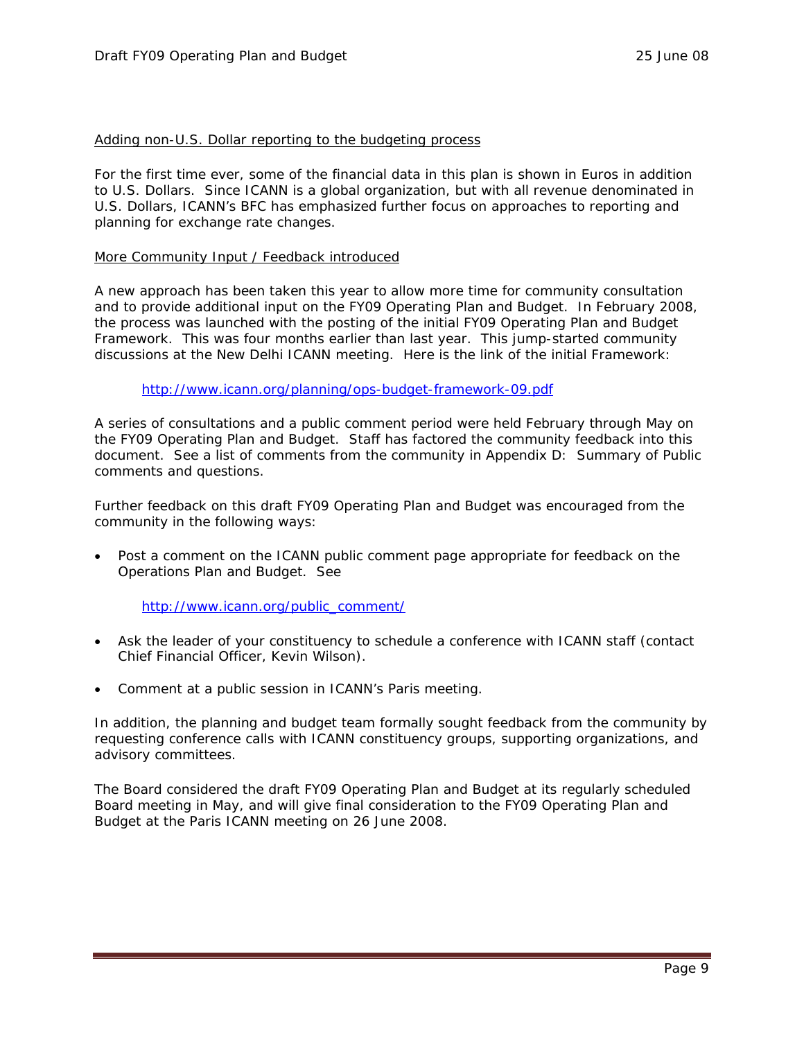Adding non-U.S. Dollar reporting to the budgeting process

For the first time ever, some of the financial data in this plan is shown in Euros in addition to U.S. Dollars. Since ICANN is a global organization, but with all revenue denominated in U.S. Dollars, ICANN's BFC has emphasized further focus on approaches to reporting and planning for exchange rate changes.

More Community Input / Feedback introduced

A new approach has been taken this year to allow more time for community consultation and to provide additional input on the FY09 Operating Plan and Budget. In February 2008, the process was launched with the posting of the initial FY09 Operating Plan and Budget Framework. This was four months earlier than last year. This jump-started community discussions at the New Delhi ICANN meeting. Here is the link of the initial Framework:

http://www.icann.org/planning/ops-budget-framework-09.pdf

A series of consultations and a public comment period were held February through May on the FY09 Operating Plan and Budget. Staff has factored the community feedback into this document. See a list of comments from the community in Appendix D: Summary of Public comments and questions.

Further feedback on this draft FY09 Operating Plan and Budget was encouraged from the community in the following ways:

- Post a comment on the ICANN public comment page appropriate for feedback on the Operations Plan and Budget. See

  http://www.icann.org/public_comment/

- Ask the leader of your constituency to schedule a conference with ICANN staff (contact Chief Financial Officer, Kevin Wilson).

- Comment at a public session in ICANN's Paris meeting.

In addition, the planning and budget team formally sought feedback from the community by requesting conference calls with ICANN constituency groups, supporting organizations, and advisory committees.

The Board considered the draft FY09 Operating Plan and Budget at its regularly scheduled Board meeting in May, and will give final consideration to the FY09 Operating Plan and Budget at the Paris ICANN meeting on 26 June 2008.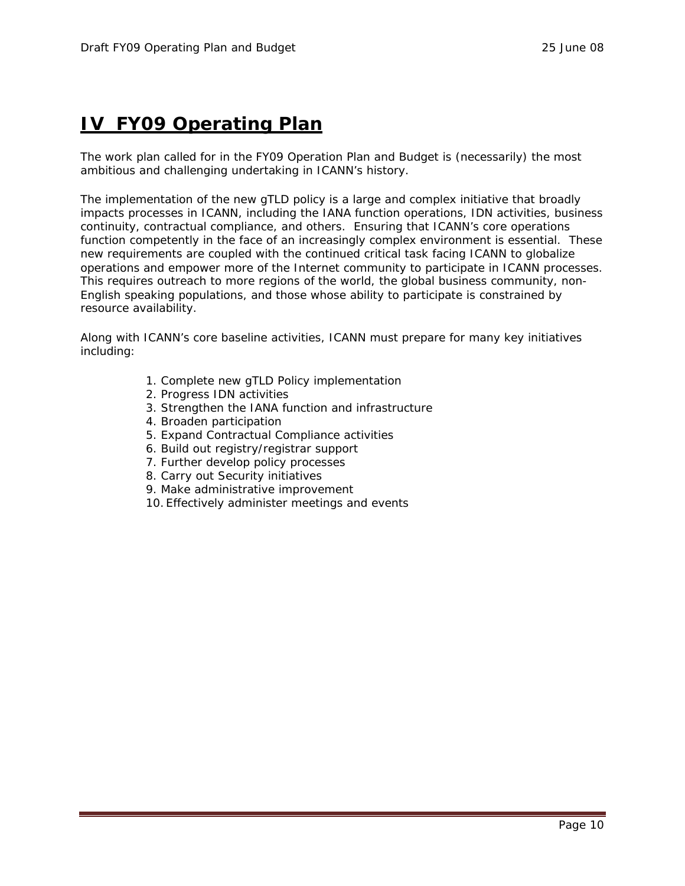# IV FY09 Operating Plan

The work plan called for in the FY09 Operation Plan and Budget is (necessarily) the most ambitious and challenging undertaking in ICANN's history.

The implementation of the new gTLD policy is a large and complex initiative that broadly impacts processes in ICANN, including the IANA function operations, IDN activities, business continuity, contractual compliance, and others. Ensuring that ICANN's core operations function competently in the face of an increasingly complex environment is essential. These new requirements are coupled with the continued critical task facing ICANN to globalize operations and empower more of the Internet community to participate in ICANN processes. This requires outreach to more regions of the world, the global business community, non-English speaking populations, and those whose ability to participate is constrained by resource availability.

Along with ICANN's core baseline activities, ICANN must prepare for many key initiatives including:

1. Complete new gTLD Policy implementation
2. Progress IDN activities
3. Strengthen the IANA function and infrastructure
4. Broaden participation
5. Expand Contractual Compliance activities
6. Build out registry/registrar support
7. Further develop policy processes
8. Carry out Security initiatives
9. Make administrative improvement
10. Effectively administer meetings and events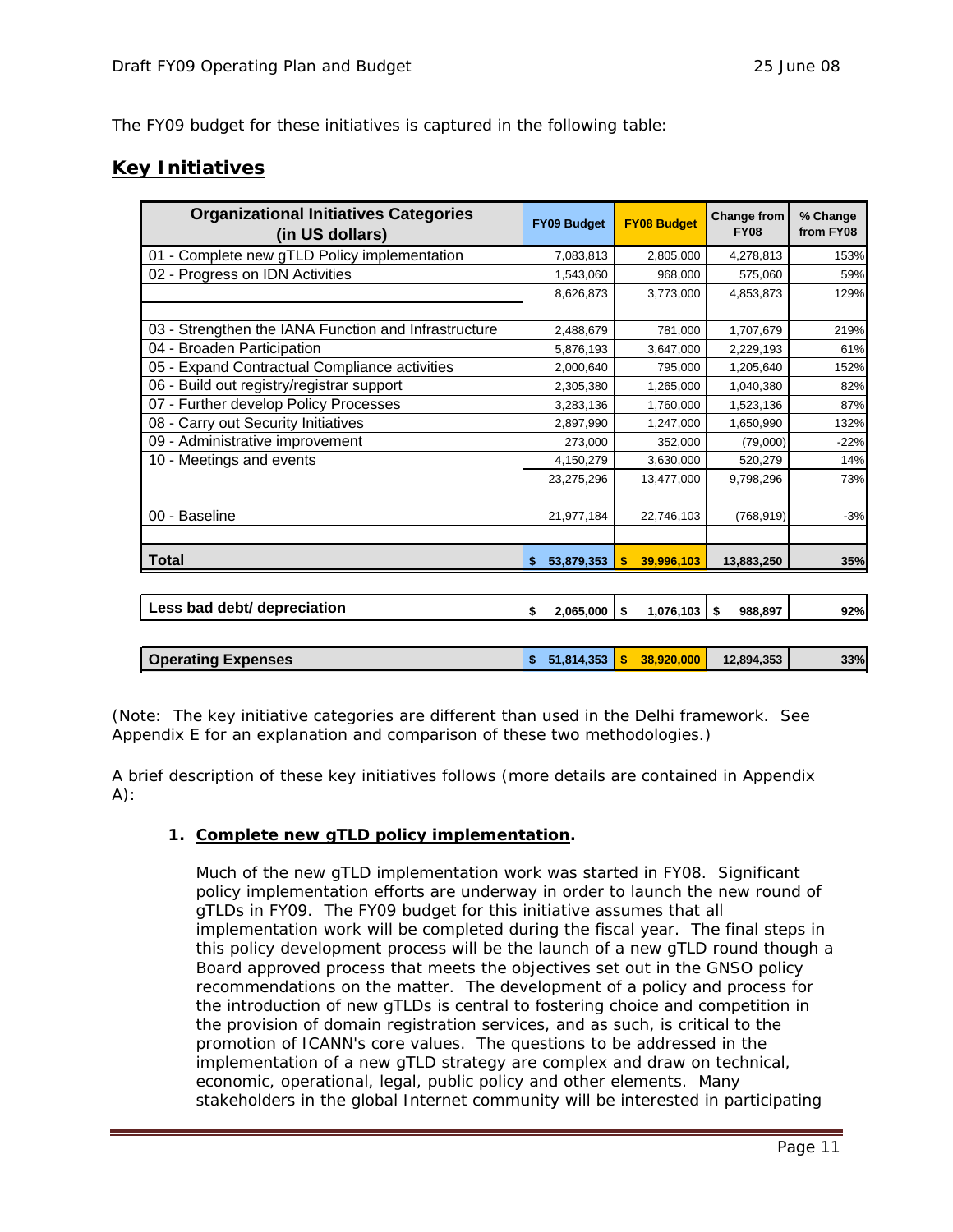The FY09 budget for these initiatives is captured in the following table:

## Key Initiatives

| Organizational Initiatives Categories (in US dollars) | FY09 Budget | FY08 Budget | Change from FY08 | % Change from FY08 |
|---|---|---|---|---|
| 01 - Complete new gTLD Policy implementation | 7,083,813 | 2,805,000 | 4,278,813 | 153% |
| 02 - Progress on IDN Activities | 1,543,060 | 968,000 | 575,060 | 59% |
| | 8,626,873 | 3,773,000 | 4,853,873 | 129% |
| | | | | |
| 03 - Strengthen the IANA Function and Infrastructure | 2,488,679 | 781,000 | 1,707,679 | 219% |
| 04 - Broaden Participation | 5,876,193 | 3,647,000 | 2,229,193 | 61% |
| 05 - Expand Contractual Compliance activities | 2,000,640 | 795,000 | 1,205,640 | 152% |
| 06 - Build out registry/registrar support | 2,305,380 | 1,265,000 | 1,040,380 | 82% |
| 07 - Further develop Policy Processes | 3,283,136 | 1,760,000 | 1,523,136 | 87% |
| 08 - Carry out Security Initiatives | 2,897,990 | 1,247,000 | 1,650,990 | 132% |
| 09 - Administrative improvement | 273,000 | 352,000 | (79,000) | -22% |
| 10 - Meetings and events | 4,150,279 | 3,630,000 | 520,279 | 14% |
| | 23,275,296 | 13,477,000 | 9,798,296 | 73% |
| 00 - Baseline | 21,977,184 | 22,746,103 | (768,919) | -3% |
| | | | | |
| **Total** | **$ 53,879,353** | **$ 39,996,103** | **13,883,250** | **35%** |
| | | | | |
| **Less bad debt/ depreciation** | **$ 2,065,000** | **$ 1,076,103** | **$ 988,897** | **92%** |
| | | | | |
| **Operating Expenses** | **$ 51,814,353** | **$ 38,920,000** | **12,894,353** | **33%** |

(Note: The key initiative categories are different than used in the Delhi framework. See Appendix E for an explanation and comparison of these two methodologies.)

A brief description of these key initiatives follows (more details are contained in Appendix A):

1. **Complete new gTLD policy implementation.**

   Much of the new gTLD implementation work was started in FY08. Significant policy implementation efforts are underway in order to launch the new round of gTLDs in FY09. The FY09 budget for this initiative assumes that all implementation work will be completed during the fiscal year. The final steps in this policy development process will be the launch of a new gTLD round though a Board approved process that meets the objectives set out in the GNSO policy recommendations on the matter. The development of a policy and process for the introduction of new gTLDs is central to fostering choice and competition in the provision of domain registration services, and as such, is critical to the promotion of ICANN's core values. The questions to be addressed in the implementation of a new gTLD strategy are complex and draw on technical, economic, operational, legal, public policy and other elements. Many stakeholders in the global Internet community will be interested in participating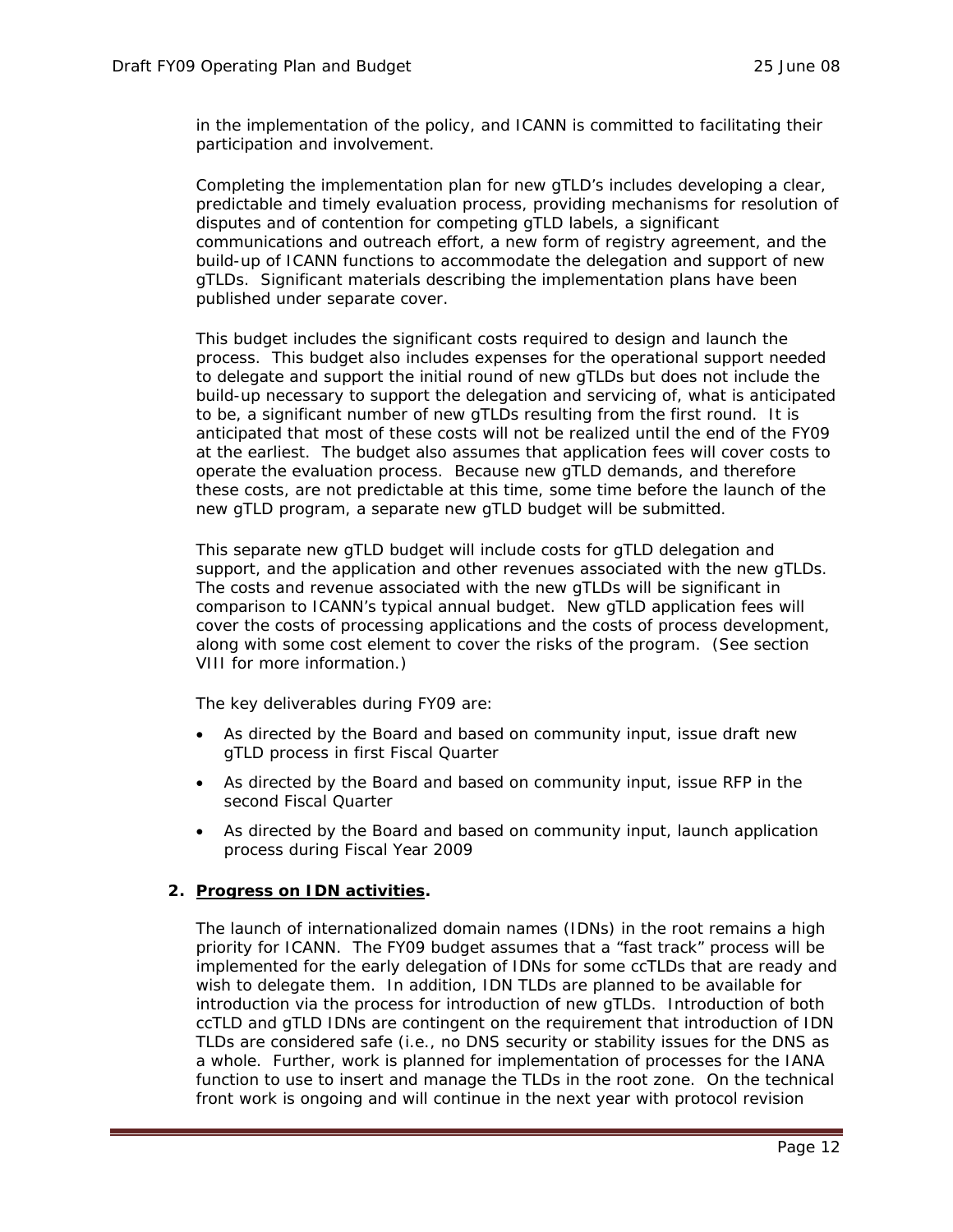in the implementation of the policy, and ICANN is committed to facilitating their participation and involvement.

Completing the implementation plan for new gTLD's includes developing a clear, predictable and timely evaluation process, providing mechanisms for resolution of disputes and of contention for competing gTLD labels, a significant communications and outreach effort, a new form of registry agreement, and the build-up of ICANN functions to accommodate the delegation and support of new gTLDs. Significant materials describing the implementation plans have been published under separate cover.

This budget includes the significant costs required to design and launch the process. This budget also includes expenses for the operational support needed to delegate and support the initial round of new gTLDs but does not include the build-up necessary to support the delegation and servicing of, what is anticipated to be, a significant number of new gTLDs resulting from the first round. It is anticipated that most of these costs will not be realized until the end of the FY09 at the earliest. The budget also assumes that application fees will cover costs to operate the evaluation process. Because new gTLD demands, and therefore these costs, are not predictable at this time, some time before the launch of the new gTLD program, a separate new gTLD budget will be submitted.

This separate new gTLD budget will include costs for gTLD delegation and support, and the application and other revenues associated with the new gTLDs. The costs and revenue associated with the new gTLDs will be significant in comparison to ICANN's typical annual budget. New gTLD application fees will cover the costs of processing applications and the costs of process development, along with some cost element to cover the risks of the program. (See section VIII for more information.)

The key deliverables during FY09 are:

- As directed by the Board and based on community input, issue draft new gTLD process in first Fiscal Quarter
- As directed by the Board and based on community input, issue RFP in the second Fiscal Quarter
- As directed by the Board and based on community input, launch application process during Fiscal Year 2009

**2. <u>Progress on IDN activities</u>.**

The launch of internationalized domain names (IDNs) in the root remains a high priority for ICANN. The FY09 budget assumes that a "fast track" process will be implemented for the early delegation of IDNs for some ccTLDs that are ready and wish to delegate them. In addition, IDN TLDs are planned to be available for introduction via the process for introduction of new gTLDs. Introduction of both ccTLD and gTLD IDNs are contingent on the requirement that introduction of IDN TLDs are considered safe (i.e., no DNS security or stability issues for the DNS as a whole. Further, work is planned for implementation of processes for the IANA function to use to insert and manage the TLDs in the root zone. On the technical front work is ongoing and will continue in the next year with protocol revision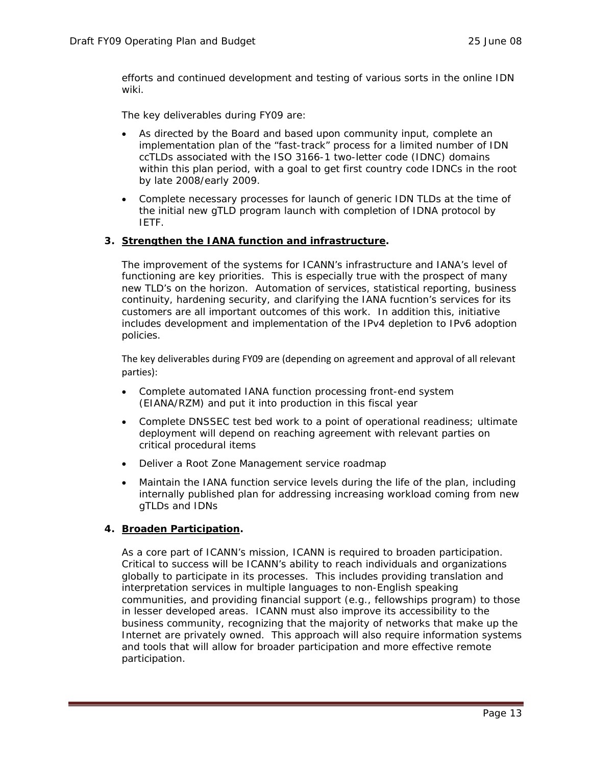efforts and continued development and testing of various sorts in the online IDN wiki.

The key deliverables during FY09 are:

- As directed by the Board and based upon community input, complete an implementation plan of the "fast-track" process for a limited number of IDN ccTLDs associated with the ISO 3166-1 two-letter code (IDNC) domains within this plan period, with a goal to get first country code IDNCs in the root by late 2008/early 2009.
- Complete necessary processes for launch of generic IDN TLDs at the time of the initial new gTLD program launch with completion of IDNA protocol by IETF.

**3. Strengthen the IANA function and infrastructure.**

The improvement of the systems for ICANN's infrastructure and IANA's level of functioning are key priorities. This is especially true with the prospect of many new TLD's on the horizon. Automation of services, statistical reporting, business continuity, hardening security, and clarifying the IANA fucntion's services for its customers are all important outcomes of this work. In addition this, initiative includes development and implementation of the IPv4 depletion to IPv6 adoption policies.

The key deliverables during FY09 are (depending on agreement and approval of all relevant parties):

- Complete automated IANA function processing front-end system (EIANA/RZM) and put it into production in this fiscal year
- Complete DNSSEC test bed work to a point of operational readiness; ultimate deployment will depend on reaching agreement with relevant parties on critical procedural items
- Deliver a Root Zone Management service roadmap
- Maintain the IANA function service levels during the life of the plan, including internally published plan for addressing increasing workload coming from new gTLDs and IDNs

**4. Broaden Participation.**

As a core part of ICANN's mission, ICANN is required to broaden participation. Critical to success will be ICANN's ability to reach individuals and organizations globally to participate in its processes. This includes providing translation and interpretation services in multiple languages to non-English speaking communities, and providing financial support (e.g., fellowships program) to those in lesser developed areas. ICANN must also improve its accessibility to the business community, recognizing that the majority of networks that make up the Internet are privately owned. This approach will also require information systems and tools that will allow for broader participation and more effective remote participation.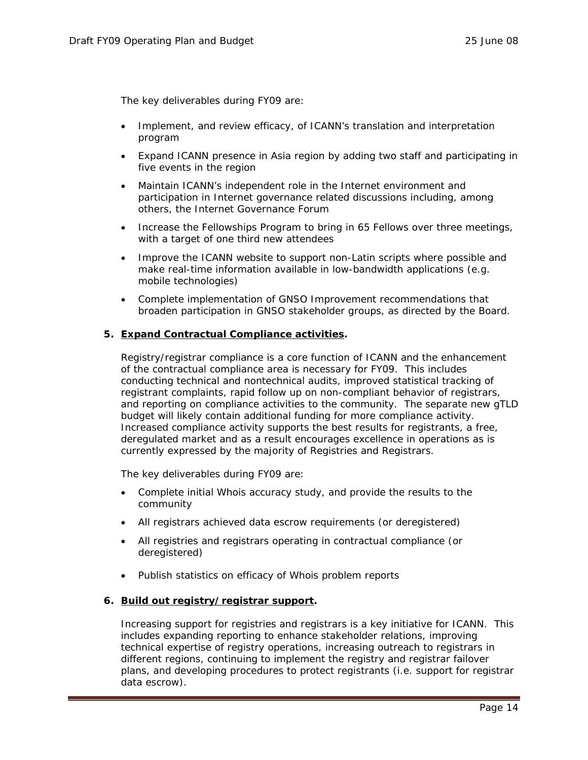The key deliverables during FY09 are:

- Implement, and review efficacy, of ICANN's translation and interpretation program
- Expand ICANN presence in Asia region by adding two staff and participating in five events in the region
- Maintain ICANN's independent role in the Internet environment and participation in Internet governance related discussions including, among others, the Internet Governance Forum
- Increase the Fellowships Program to bring in 65 Fellows over three meetings, with a target of one third new attendees
- Improve the ICANN website to support non-Latin scripts where possible and make real-time information available in low-bandwidth applications (e.g. mobile technologies)
- Complete implementation of GNSO Improvement recommendations that broaden participation in GNSO stakeholder groups, as directed by the Board.

**5. <u>Expand Contractual Compliance activities</u>.**

Registry/registrar compliance is a core function of ICANN and the enhancement of the contractual compliance area is necessary for FY09. This includes conducting technical and nontechnical audits, improved statistical tracking of registrant complaints, rapid follow up on non-compliant behavior of registrars, and reporting on compliance activities to the community. The separate new gTLD budget will likely contain additional funding for more compliance activity. Increased compliance activity supports the best results for registrants, a free, deregulated market and as a result encourages excellence in operations as is currently expressed by the majority of Registries and Registrars.

The key deliverables during FY09 are:

- Complete initial Whois accuracy study, and provide the results to the community
- All registrars achieved data escrow requirements (or deregistered)
- All registries and registrars operating in contractual compliance (or deregistered)
- Publish statistics on efficacy of Whois problem reports

**6. <u>Build out registry/registrar support</u>.**

Increasing support for registries and registrars is a key initiative for ICANN. This includes expanding reporting to enhance stakeholder relations, improving technical expertise of registry operations, increasing outreach to registrars in different regions, continuing to implement the registry and registrar failover plans, and developing procedures to protect registrants (i.e. support for registrar data escrow).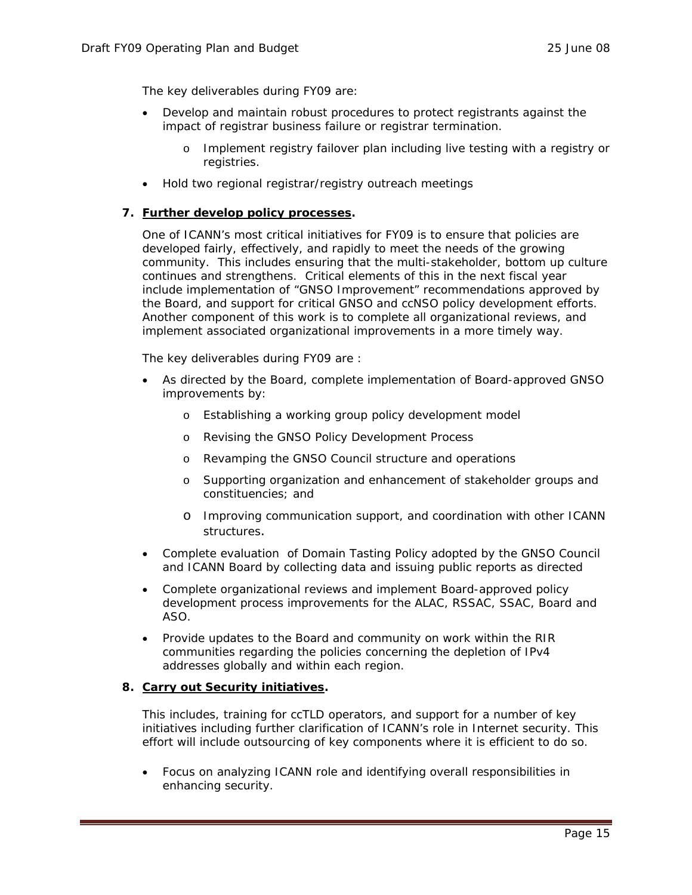The key deliverables during FY09 are:

- Develop and maintain robust procedures to protect registrants against the impact of registrar business failure or registrar termination.
  - Implement registry failover plan including live testing with a registry or registries.
- Hold two regional registrar/registry outreach meetings

7. **Further develop policy processes.**

   One of ICANN's most critical initiatives for FY09 is to ensure that policies are developed fairly, effectively, and rapidly to meet the needs of the growing community. This includes ensuring that the multi-stakeholder, bottom up culture continues and strengthens. Critical elements of this in the next fiscal year include implementation of "GNSO Improvement" recommendations approved by the Board, and support for critical GNSO and ccNSO policy development efforts. Another component of this work is to complete all organizational reviews, and implement associated organizational improvements in a more timely way.

   The key deliverables during FY09 are :

   - As directed by the Board, complete implementation of Board-approved GNSO improvements by:
     - Establishing a working group policy development model
     - Revising the GNSO Policy Development Process
     - Revamping the GNSO Council structure and operations
     - Supporting organization and enhancement of stakeholder groups and constituencies; and
     - Improving communication support, and coordination with other ICANN structures.
   - Complete evaluation of Domain Tasting Policy adopted by the GNSO Council and ICANN Board by collecting data and issuing public reports as directed
   - Complete organizational reviews and implement Board-approved policy development process improvements for the ALAC, RSSAC, SSAC, Board and ASO.
   - Provide updates to the Board and community on work within the RIR communities regarding the policies concerning the depletion of IPv4 addresses globally and within each region.

8. **Carry out Security initiatives.**

   This includes, training for ccTLD operators, and support for a number of key initiatives including further clarification of ICANN's role in Internet security. This effort will include outsourcing of key components where it is efficient to do so.

   - Focus on analyzing ICANN role and identifying overall responsibilities in enhancing security.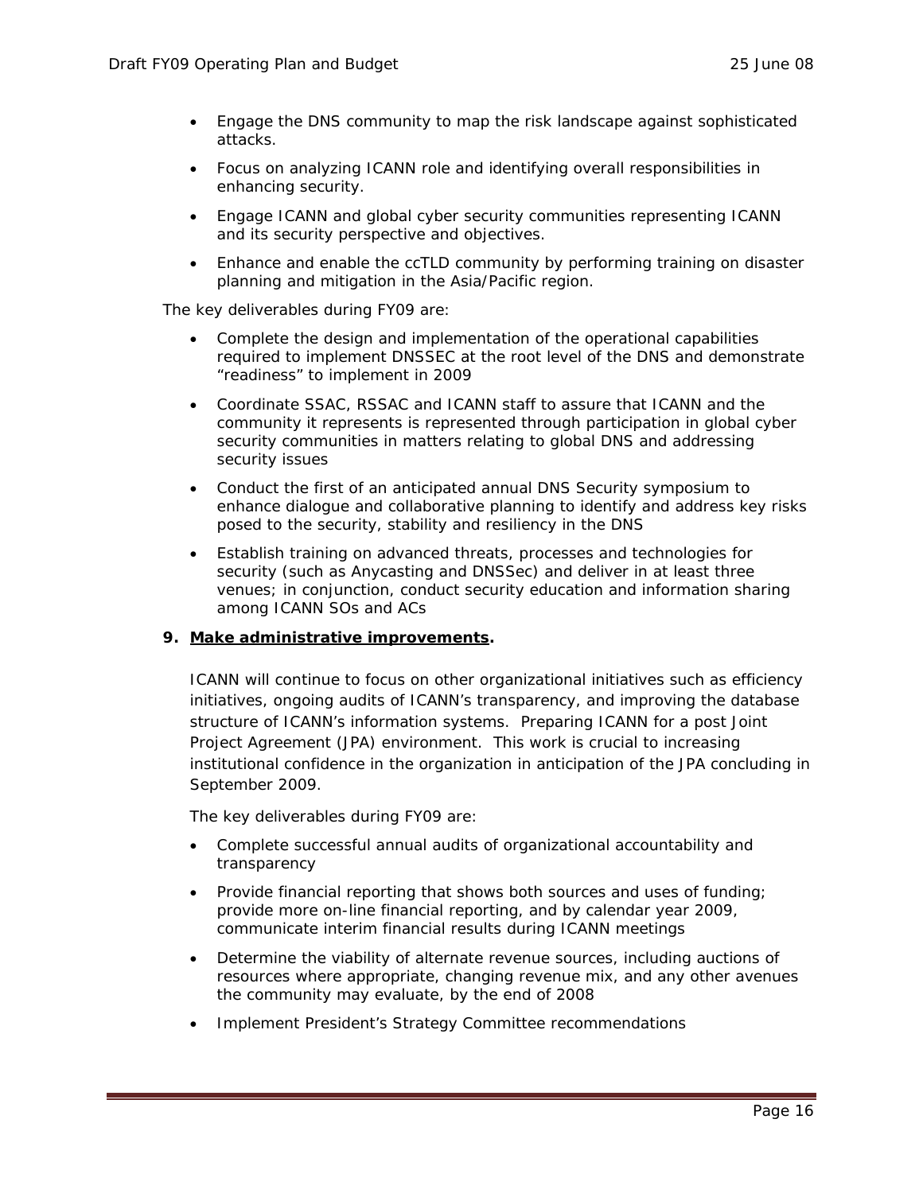- Engage the DNS community to map the risk landscape against sophisticated attacks.
- Focus on analyzing ICANN role and identifying overall responsibilities in enhancing security.
- Engage ICANN and global cyber security communities representing ICANN and its security perspective and objectives.
- Enhance and enable the ccTLD community by performing training on disaster planning and mitigation in the Asia/Pacific region.

The key deliverables during FY09 are:

- Complete the design and implementation of the operational capabilities required to implement DNSSEC at the root level of the DNS and demonstrate "readiness" to implement in 2009
- Coordinate SSAC, RSSAC and ICANN staff to assure that ICANN and the community it represents is represented through participation in global cyber security communities in matters relating to global DNS and addressing security issues
- Conduct the first of an anticipated annual DNS Security symposium to enhance dialogue and collaborative planning to identify and address key risks posed to the security, stability and resiliency in the DNS
- Establish training on advanced threats, processes and technologies for security (such as Anycasting and DNSSec) and deliver in at least three venues; in conjunction, conduct security education and information sharing among ICANN SOs and ACs

**9. Make administrative improvements.**

ICANN will continue to focus on other organizational initiatives such as efficiency initiatives, ongoing audits of ICANN's transparency, and improving the database structure of ICANN's information systems. Preparing ICANN for a post Joint Project Agreement (JPA) environment. This work is crucial to increasing institutional confidence in the organization in anticipation of the JPA concluding in September 2009.

The key deliverables during FY09 are:

- Complete successful annual audits of organizational accountability and transparency
- Provide financial reporting that shows both sources and uses of funding; provide more on-line financial reporting, and by calendar year 2009, communicate interim financial results during ICANN meetings
- Determine the viability of alternate revenue sources, including auctions of resources where appropriate, changing revenue mix, and any other avenues the community may evaluate, by the end of 2008
- Implement President's Strategy Committee recommendations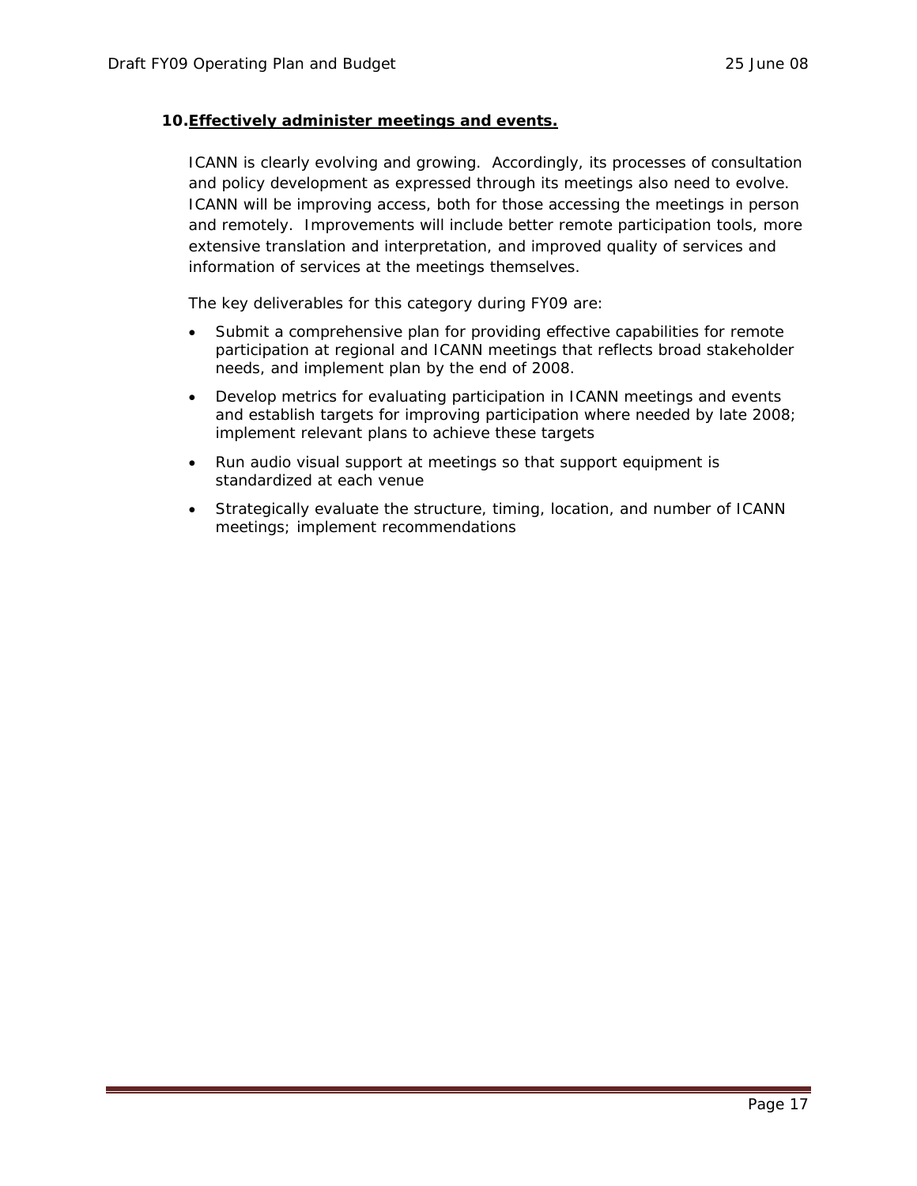## 10. Effectively administer meetings and events.

ICANN is clearly evolving and growing. Accordingly, its processes of consultation and policy development as expressed through its meetings also need to evolve. ICANN will be improving access, both for those accessing the meetings in person and remotely. Improvements will include better remote participation tools, more extensive translation and interpretation, and improved quality of services and information of services at the meetings themselves.

The key deliverables for this category during FY09 are:

- Submit a comprehensive plan for providing effective capabilities for remote participation at regional and ICANN meetings that reflects broad stakeholder needs, and implement plan by the end of 2008.
- Develop metrics for evaluating participation in ICANN meetings and events and establish targets for improving participation where needed by late 2008; implement relevant plans to achieve these targets
- Run audio visual support at meetings so that support equipment is standardized at each venue
- Strategically evaluate the structure, timing, location, and number of ICANN meetings; implement recommendations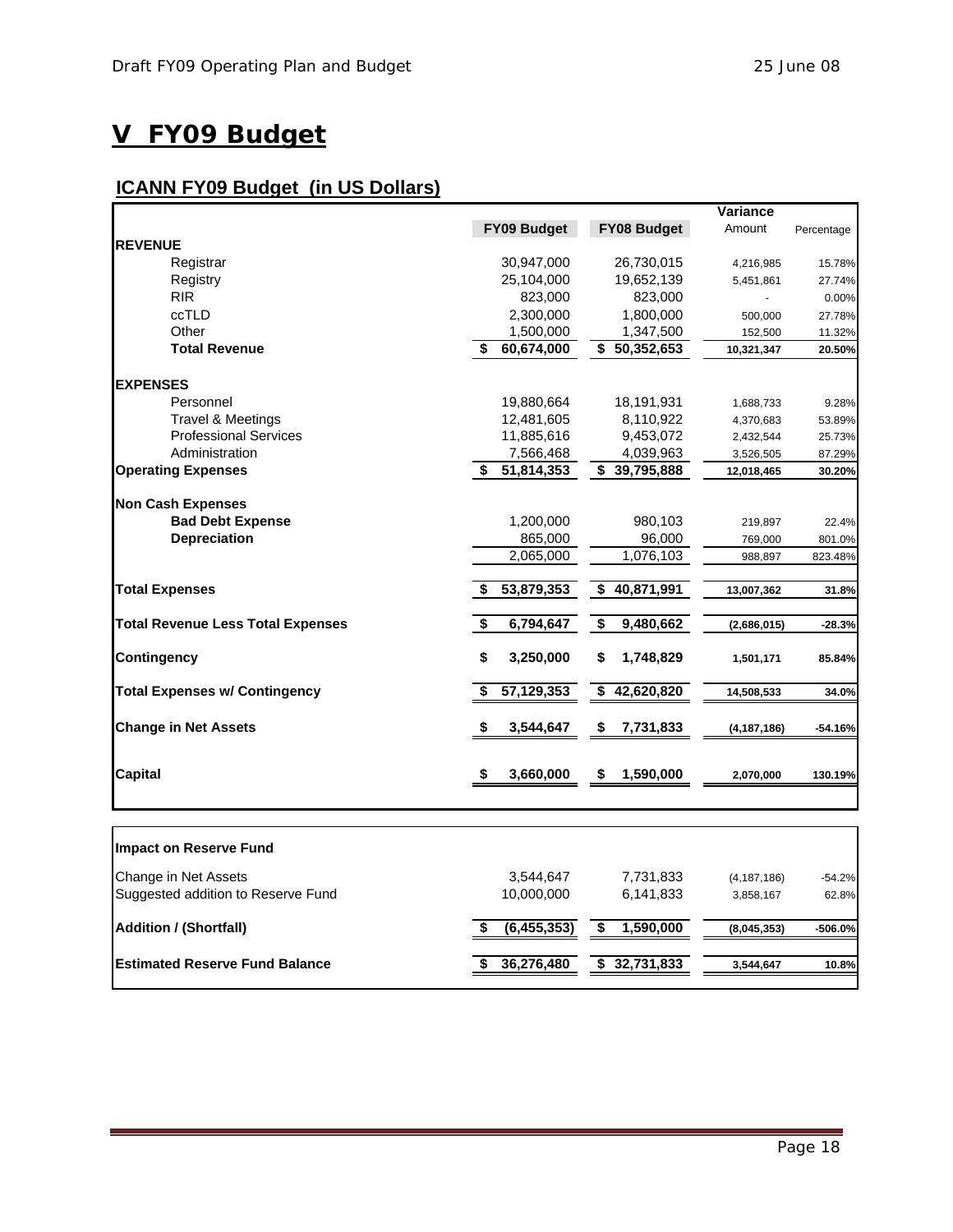# V FY09 Budget

## ICANN FY09 Budget (in US Dollars)

| | FY09 Budget | FY08 Budget | Variance Amount | Percentage |
|---|---|---|---|---|
| **REVENUE** | | | | |
| Registrar | 30,947,000 | 26,730,015 | 4,216,985 | 15.78% |
| Registry | 25,104,000 | 19,652,139 | 5,451,861 | 27.74% |
| RIR | 823,000 | 823,000 | - | 0.00% |
| ccTLD | 2,300,000 | 1,800,000 | 500,000 | 27.78% |
| Other | 1,500,000 | 1,347,500 | 152,500 | 11.32% |
| **Total Revenue** | **$ 60,674,000** | **$ 50,352,653** | **10,321,347** | **20.50%** |
| **EXPENSES** | | | | |
| Personnel | 19,880,664 | 18,191,931 | 1,688,733 | 9.28% |
| Travel & Meetings | 12,481,605 | 8,110,922 | 4,370,683 | 53.89% |
| Professional Services | 11,885,616 | 9,453,072 | 2,432,544 | 25.73% |
| Administration | 7,566,468 | 4,039,963 | 3,526,505 | 87.29% |
| **Operating Expenses** | **$ 51,814,353** | **$ 39,795,888** | **12,018,465** | **30.20%** |
| **Non Cash Expenses** | | | | |
| **Bad Debt Expense** | 1,200,000 | 980,103 | 219,897 | 22.4% |
| **Depreciation** | 865,000 | 96,000 | 769,000 | 801.0% |
| | 2,065,000 | 1,076,103 | 988,897 | 823.48% |
| **Total Expenses** | **$ 53,879,353** | **$ 40,871,991** | **13,007,362** | **31.8%** |
| **Total Revenue Less Total Expenses** | **$ 6,794,647** | **$ 9,480,662** | **(2,686,015)** | **-28.3%** |
| **Contingency** | **$ 3,250,000** | **$ 1,748,829** | **1,501,171** | **85.84%** |
| **Total Expenses w/ Contingency** | **$ 57,129,353** | **$ 42,620,820** | **14,508,533** | **34.0%** |
| **Change in Net Assets** | **$ 3,544,647** | **$ 7,731,833** | **(4,187,186)** | **-54.16%** |
| **Capital** | **$ 3,660,000** | **$ 1,590,000** | **2,070,000** | **130.19%** |

| **Impact on Reserve Fund** | | | | |
|---|---|---|---|---|
| Change in Net Assets | 3,544,647 | 7,731,833 | (4,187,186) | -54.2% |
| Suggested addition to Reserve Fund | 10,000,000 | 6,141,833 | 3,858,167 | 62.8% |
| **Addition / (Shortfall)** | **$ (6,455,353)** | **$ 1,590,000** | **(8,045,353)** | **-506.0%** |
| **Estimated Reserve Fund Balance** | **$ 36,276,480** | **$ 32,731,833** | **3,544,647** | **10.8%** |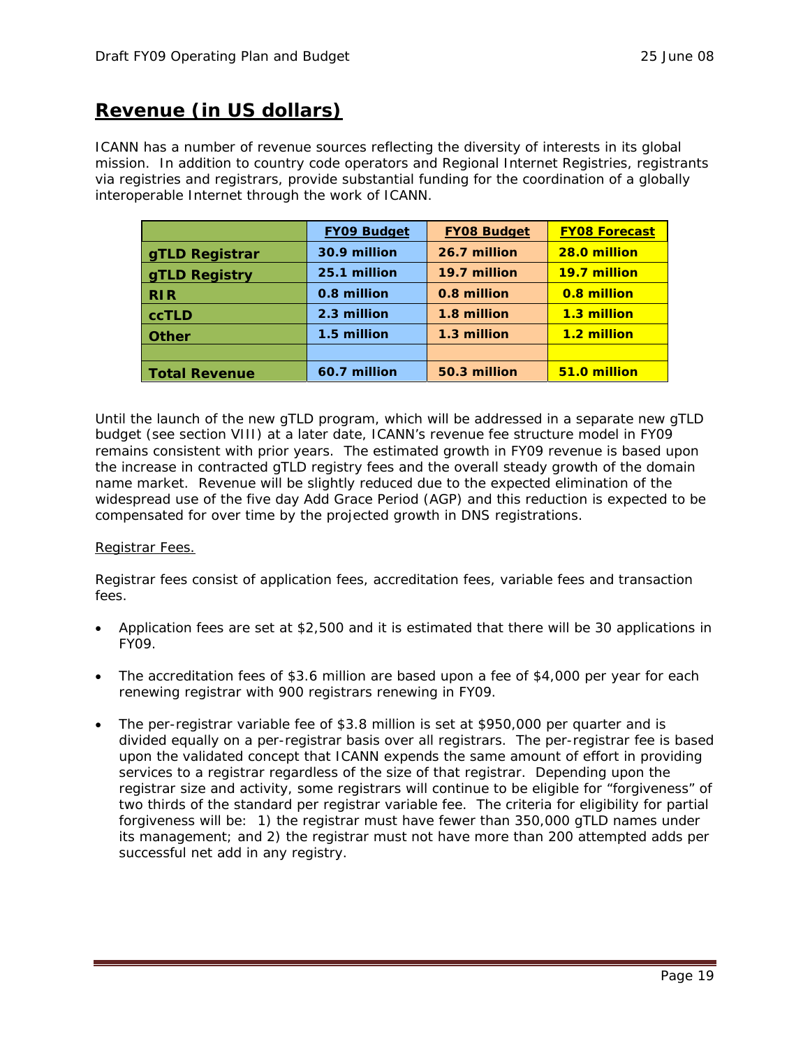## Revenue (in US dollars)

ICANN has a number of revenue sources reflecting the diversity of interests in its global mission. In addition to country code operators and Regional Internet Registries, registrants via registries and registrars, provide substantial funding for the coordination of a globally interoperable Internet through the work of ICANN.

| | FY09 Budget | FY08 Budget | FY08 Forecast |
|---|---|---|---|
| gTLD Registrar | 30.9 million | 26.7 million | 28.0 million |
| gTLD Registry | 25.1 million | 19.7 million | 19.7 million |
| RIR | 0.8 million | 0.8 million | 0.8 million |
| ccTLD | 2.3 million | 1.8 million | 1.3 million |
| Other | 1.5 million | 1.3 million | 1.2 million |
| | | | |
| Total Revenue | 60.7 million | 50.3 million | 51.0 million |

Until the launch of the new gTLD program, which will be addressed in a separate new gTLD budget (see section VIII) at a later date, ICANN's revenue fee structure model in FY09 remains consistent with prior years. The estimated growth in FY09 revenue is based upon the increase in contracted gTLD registry fees and the overall steady growth of the domain name market. Revenue will be slightly reduced due to the expected elimination of the widespread use of the five day Add Grace Period (AGP) and this reduction is expected to be compensated for over time by the projected growth in DNS registrations.

Registrar Fees.

Registrar fees consist of application fees, accreditation fees, variable fees and transaction fees.

- Application fees are set at $2,500 and it is estimated that there will be 30 applications in FY09.
- The accreditation fees of $3.6 million are based upon a fee of $4,000 per year for each renewing registrar with 900 registrars renewing in FY09.
- The per-registrar variable fee of $3.8 million is set at $950,000 per quarter and is divided equally on a per-registrar basis over all registrars. The per-registrar fee is based upon the validated concept that ICANN expends the same amount of effort in providing services to a registrar regardless of the size of that registrar. Depending upon the registrar size and activity, some registrars will continue to be eligible for "forgiveness" of two thirds of the standard per registrar variable fee. The criteria for eligibility for partial forgiveness will be: 1) the registrar must have fewer than 350,000 gTLD names under its management; and 2) the registrar must not have more than 200 attempted adds per successful net add in any registry.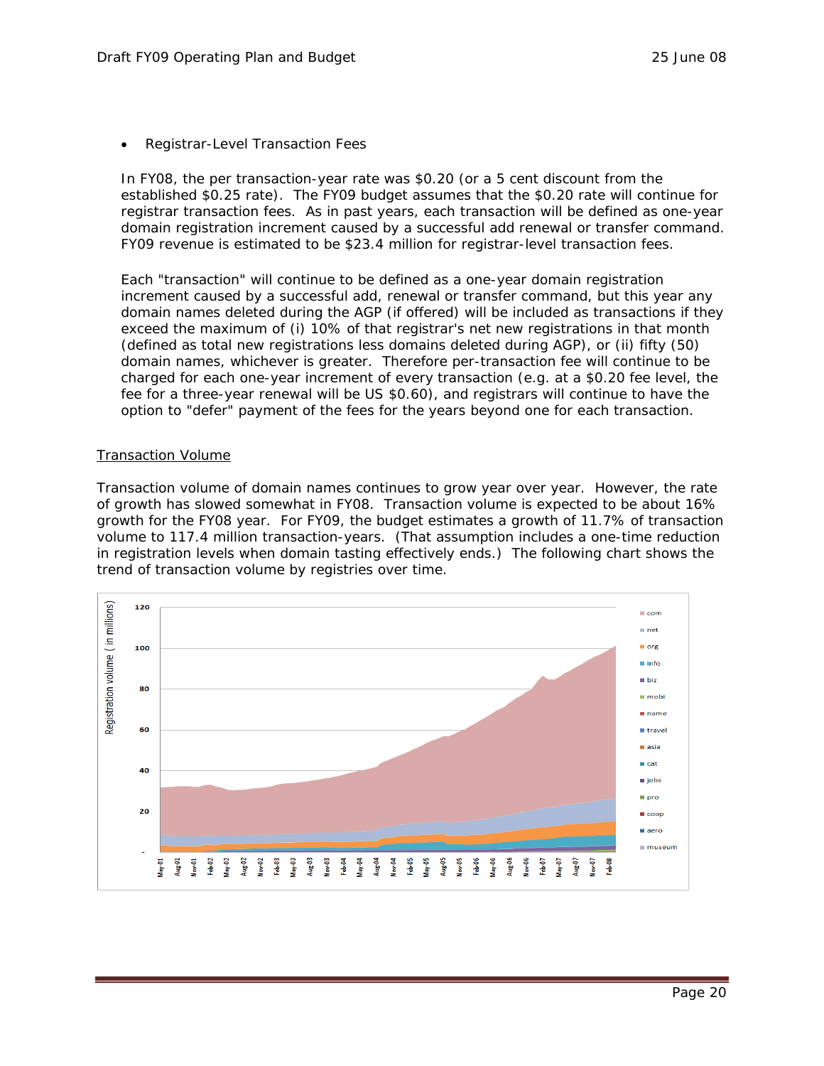- Registrar-Level Transaction Fees

In FY08, the per transaction-year rate was $0.20 (or a 5 cent discount from the established $0.25 rate). The FY09 budget assumes that the $0.20 rate will continue for registrar transaction fees. As in past years, each transaction will be defined as one-year domain registration increment caused by a successful add renewal or transfer command. FY09 revenue is estimated to be $23.4 million for registrar-level transaction fees.

Each "transaction" will continue to be defined as a one-year domain registration increment caused by a successful add, renewal or transfer command, but this year any domain names deleted during the AGP (if offered) will be included as transactions if they exceed the maximum of (i) 10% of that registrar's net new registrations in that month (defined as total new registrations less domains deleted during AGP), or (ii) fifty (50) domain names, whichever is greater. Therefore per-transaction fee will continue to be charged for each one-year increment of every transaction (e.g. at a $0.20 fee level, the fee for a three-year renewal will be US $0.60), and registrars will continue to have the option to "defer" payment of the fees for the years beyond one for each transaction.

<u>Transaction Volume</u>

Transaction volume of domain names continues to grow year over year. However, the rate of growth has slowed somewhat in FY08. Transaction volume is expected to be about 16% growth for the FY08 year. For FY09, the budget estimates a growth of 11.7% of transaction volume to 117.4 million transaction-years. (That assumption includes a one-time reduction in registration levels when domain tasting effectively ends.) The following chart shows the trend of transaction volume by registries over time.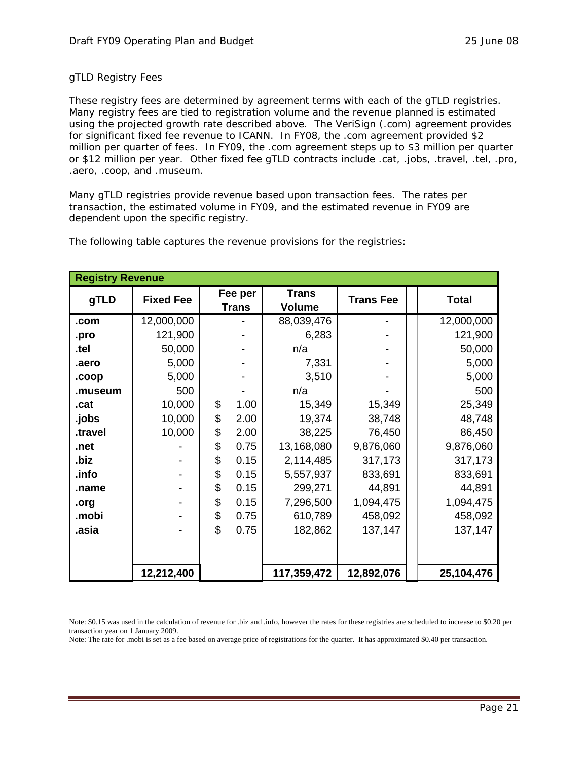gTLD Registry Fees

These registry fees are determined by agreement terms with each of the gTLD registries. Many registry fees are tied to registration volume and the revenue planned is estimated using the projected growth rate described above. The VeriSign (.com) agreement provides for significant fixed fee revenue to ICANN. In FY08, the .com agreement provided $2 million per quarter of fees. In FY09, the .com agreement steps up to $3 million per quarter or $12 million per year. Other fixed fee gTLD contracts include .cat, .jobs, .travel, .tel, .pro, .aero, .coop, and .museum.

Many gTLD registries provide revenue based upon transaction fees. The rates per transaction, the estimated volume in FY09, and the estimated revenue in FY09 are dependent upon the specific registry.

The following table captures the revenue provisions for the registries:

| **Registry Revenue** | | | | | |
|---|---|---|---|---|---|
| **gTLD** | **Fixed Fee** | **Fee per Trans** | **Trans Volume** | **Trans Fee** | **Total** |
| **.com** | 12,000,000 | - | 88,039,476 | - | 12,000,000 |
| **.pro** | 121,900 | - | 6,283 | - | 121,900 |
| **.tel** | 50,000 | - | n/a | - | 50,000 |
| **.aero** | 5,000 | - | 7,331 | - | 5,000 |
| **.coop** | 5,000 | - | 3,510 | - | 5,000 |
| **.museum** | 500 | - | n/a | - | 500 |
| **.cat** | 10,000 | $ 1.00 | 15,349 | 15,349 | 25,349 |
| **.jobs** | 10,000 | $ 2.00 | 19,374 | 38,748 | 48,748 |
| **.travel** | 10,000 | $ 2.00 | 38,225 | 76,450 | 86,450 |
| **.net** | - | $ 0.75 | 13,168,080 | 9,876,060 | 9,876,060 |
| **.biz** | - | $ 0.15 | 2,114,485 | 317,173 | 317,173 |
| **.info** | - | $ 0.15 | 5,557,937 | 833,691 | 833,691 |
| **.name** | - | $ 0.15 | 299,271 | 44,891 | 44,891 |
| **.org** | - | $ 0.15 | 7,296,500 | 1,094,475 | 1,094,475 |
| **.mobi** | - | $ 0.75 | 610,789 | 458,092 | 458,092 |
| **.asia** | - | $ 0.75 | 182,862 | 137,147 | 137,147 |
| | **12,212,400** | | **117,359,472** | **12,892,076** | **25,104,476** |

Note: $0.15 was used in the calculation of revenue for .biz and .info, however the rates for these registries are scheduled to increase to $0.20 per transaction year on 1 January 2009.

Note: The rate for .mobi is set as a fee based on average price of registrations for the quarter. It has approximated $0.40 per transaction.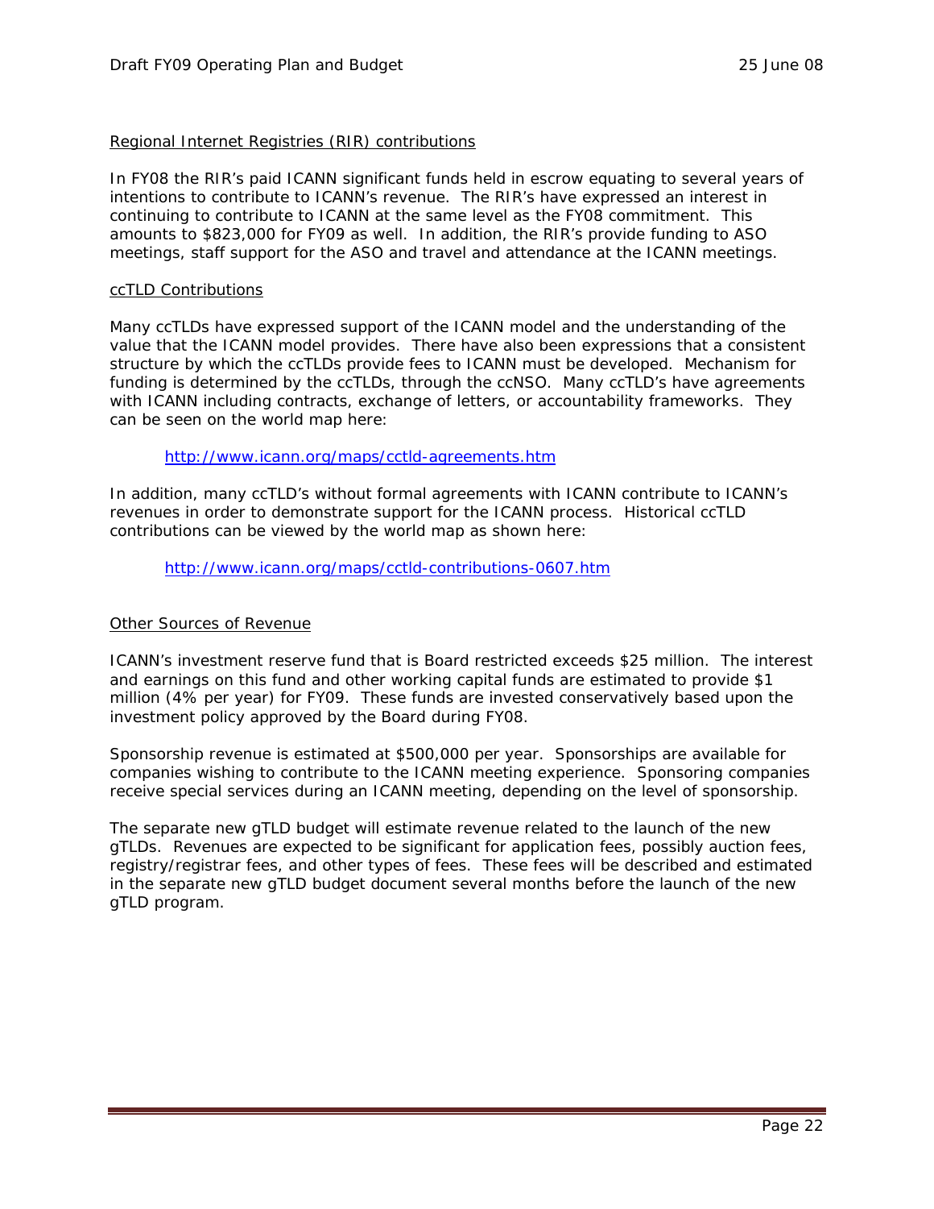Regional Internet Registries (RIR) contributions

In FY08 the RIR's paid ICANN significant funds held in escrow equating to several years of intentions to contribute to ICANN's revenue. The RIR's have expressed an interest in continuing to contribute to ICANN at the same level as the FY08 commitment. This amounts to $823,000 for FY09 as well. In addition, the RIR's provide funding to ASO meetings, staff support for the ASO and travel and attendance at the ICANN meetings.

ccTLD Contributions

Many ccTLDs have expressed support of the ICANN model and the understanding of the value that the ICANN model provides. There have also been expressions that a consistent structure by which the ccTLDs provide fees to ICANN must be developed. Mechanism for funding is determined by the ccTLDs, through the ccNSO. Many ccTLD's have agreements with ICANN including contracts, exchange of letters, or accountability frameworks. They can be seen on the world map here:

> http://www.icann.org/maps/cctld-agreements.htm

In addition, many ccTLD's without formal agreements with ICANN contribute to ICANN's revenues in order to demonstrate support for the ICANN process. Historical ccTLD contributions can be viewed by the world map as shown here:

> http://www.icann.org/maps/cctld-contributions-0607.htm

Other Sources of Revenue

ICANN's investment reserve fund that is Board restricted exceeds $25 million. The interest and earnings on this fund and other working capital funds are estimated to provide $1 million (4% per year) for FY09. These funds are invested conservatively based upon the investment policy approved by the Board during FY08.

Sponsorship revenue is estimated at $500,000 per year. Sponsorships are available for companies wishing to contribute to the ICANN meeting experience. Sponsoring companies receive special services during an ICANN meeting, depending on the level of sponsorship.

The separate new gTLD budget will estimate revenue related to the launch of the new gTLDs. Revenues are expected to be significant for application fees, possibly auction fees, registry/registrar fees, and other types of fees. These fees will be described and estimated in the separate new gTLD budget document several months before the launch of the new gTLD program.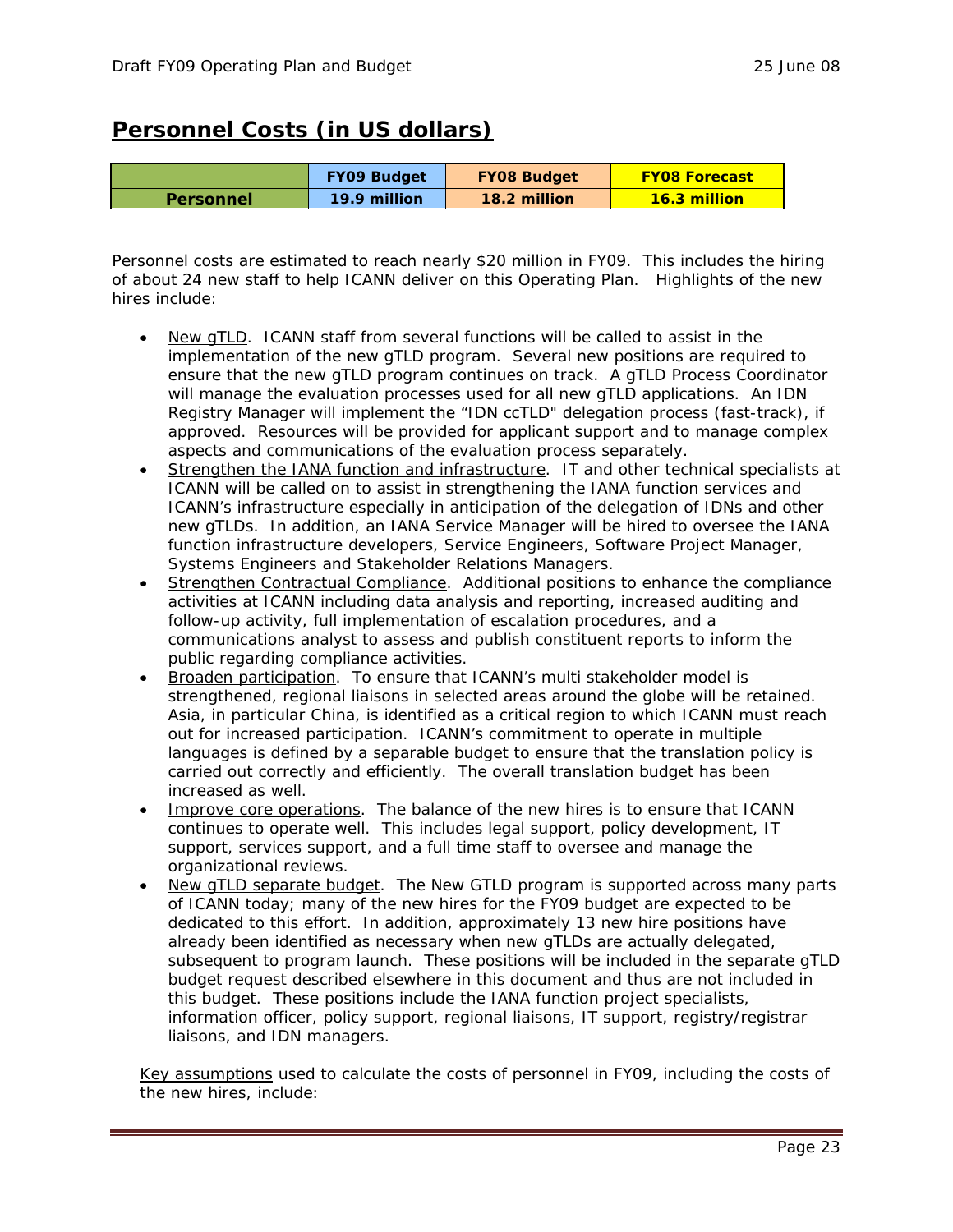## Personnel Costs (in US dollars)

| | FY09 Budget | FY08 Budget | FY08 Forecast |
|---|---|---|---|
| **Personnel** | **19.9 million** | **18.2 million** | **16.3 million** |

Personnel costs are estimated to reach nearly $20 million in FY09. This includes the hiring of about 24 new staff to help ICANN deliver on this Operating Plan. Highlights of the new hires include:

- New gTLD. ICANN staff from several functions will be called to assist in the implementation of the new gTLD program. Several new positions are required to ensure that the new gTLD program continues on track. A gTLD Process Coordinator will manage the evaluation processes used for all new gTLD applications. An IDN Registry Manager will implement the "IDN ccTLD" delegation process (fast-track), if approved. Resources will be provided for applicant support and to manage complex aspects and communications of the evaluation process separately.
- Strengthen the IANA function and infrastructure. IT and other technical specialists at ICANN will be called on to assist in strengthening the IANA function services and ICANN's infrastructure especially in anticipation of the delegation of IDNs and other new gTLDs. In addition, an IANA Service Manager will be hired to oversee the IANA function infrastructure developers, Service Engineers, Software Project Manager, Systems Engineers and Stakeholder Relations Managers.
- Strengthen Contractual Compliance. Additional positions to enhance the compliance activities at ICANN including data analysis and reporting, increased auditing and follow-up activity, full implementation of escalation procedures, and a communications analyst to assess and publish constituent reports to inform the public regarding compliance activities.
- Broaden participation. To ensure that ICANN's multi stakeholder model is strengthened, regional liaisons in selected areas around the globe will be retained. Asia, in particular China, is identified as a critical region to which ICANN must reach out for increased participation. ICANN's commitment to operate in multiple languages is defined by a separable budget to ensure that the translation policy is carried out correctly and efficiently. The overall translation budget has been increased as well.
- Improve core operations. The balance of the new hires is to ensure that ICANN continues to operate well. This includes legal support, policy development, IT support, services support, and a full time staff to oversee and manage the organizational reviews.
- New gTLD separate budget. The New GTLD program is supported across many parts of ICANN today; many of the new hires for the FY09 budget are expected to be dedicated to this effort. In addition, approximately 13 new hire positions have already been identified as necessary when new gTLDs are actually delegated, subsequent to program launch. These positions will be included in the separate gTLD budget request described elsewhere in this document and thus are not included in this budget. These positions include the IANA function project specialists, information officer, policy support, regional liaisons, IT support, registry/registrar liaisons, and IDN managers.

Key assumptions used to calculate the costs of personnel in FY09, including the costs of the new hires, include: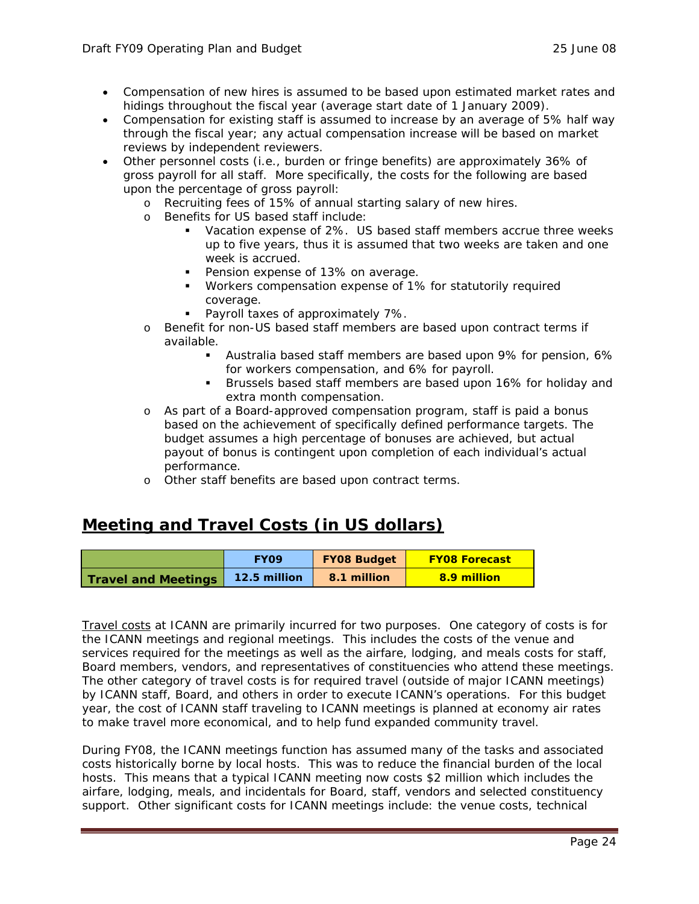- Compensation of new hires is assumed to be based upon estimated market rates and hidings throughout the fiscal year (average start date of 1 January 2009).
- Compensation for existing staff is assumed to increase by an average of 5% half way through the fiscal year; any actual compensation increase will be based on market reviews by independent reviewers.
- Other personnel costs (i.e., burden or fringe benefits) are approximately 36% of gross payroll for all staff. More specifically, the costs for the following are based upon the percentage of gross payroll:
  - Recruiting fees of 15% of annual starting salary of new hires.
  - Benefits for US based staff include:
    - Vacation expense of 2%. US based staff members accrue three weeks up to five years, thus it is assumed that two weeks are taken and one week is accrued.
    - Pension expense of 13% on average.
    - Workers compensation expense of 1% for statutorily required coverage.
    - Payroll taxes of approximately 7%.
  - Benefit for non-US based staff members are based upon contract terms if available.
    - Australia based staff members are based upon 9% for pension, 6% for workers compensation, and 6% for payroll.
    - Brussels based staff members are based upon 16% for holiday and extra month compensation.
  - As part of a Board-approved compensation program, staff is paid a bonus based on the achievement of specifically defined performance targets. The budget assumes a high percentage of bonuses are achieved, but actual payout of bonus is contingent upon completion of each individual's actual performance.
  - Other staff benefits are based upon contract terms.

## Meeting and Travel Costs (in US dollars)

| | FY09 | FY08 Budget | FY08 Forecast |
|---|---|---|---|
| **Travel and Meetings** | **12.5 million** | **8.1 million** | **8.9 million** |

Travel costs at ICANN are primarily incurred for two purposes. One category of costs is for the ICANN meetings and regional meetings. This includes the costs of the venue and services required for the meetings as well as the airfare, lodging, and meals costs for staff, Board members, vendors, and representatives of constituencies who attend these meetings. The other category of travel costs is for required travel (outside of major ICANN meetings) by ICANN staff, Board, and others in order to execute ICANN's operations. For this budget year, the cost of ICANN staff traveling to ICANN meetings is planned at economy air rates to make travel more economical, and to help fund expanded community travel.

During FY08, the ICANN meetings function has assumed many of the tasks and associated costs historically borne by local hosts. This was to reduce the financial burden of the local hosts. This means that a typical ICANN meeting now costs $2 million which includes the airfare, lodging, meals, and incidentals for Board, staff, vendors and selected constituency support. Other significant costs for ICANN meetings include: the venue costs, technical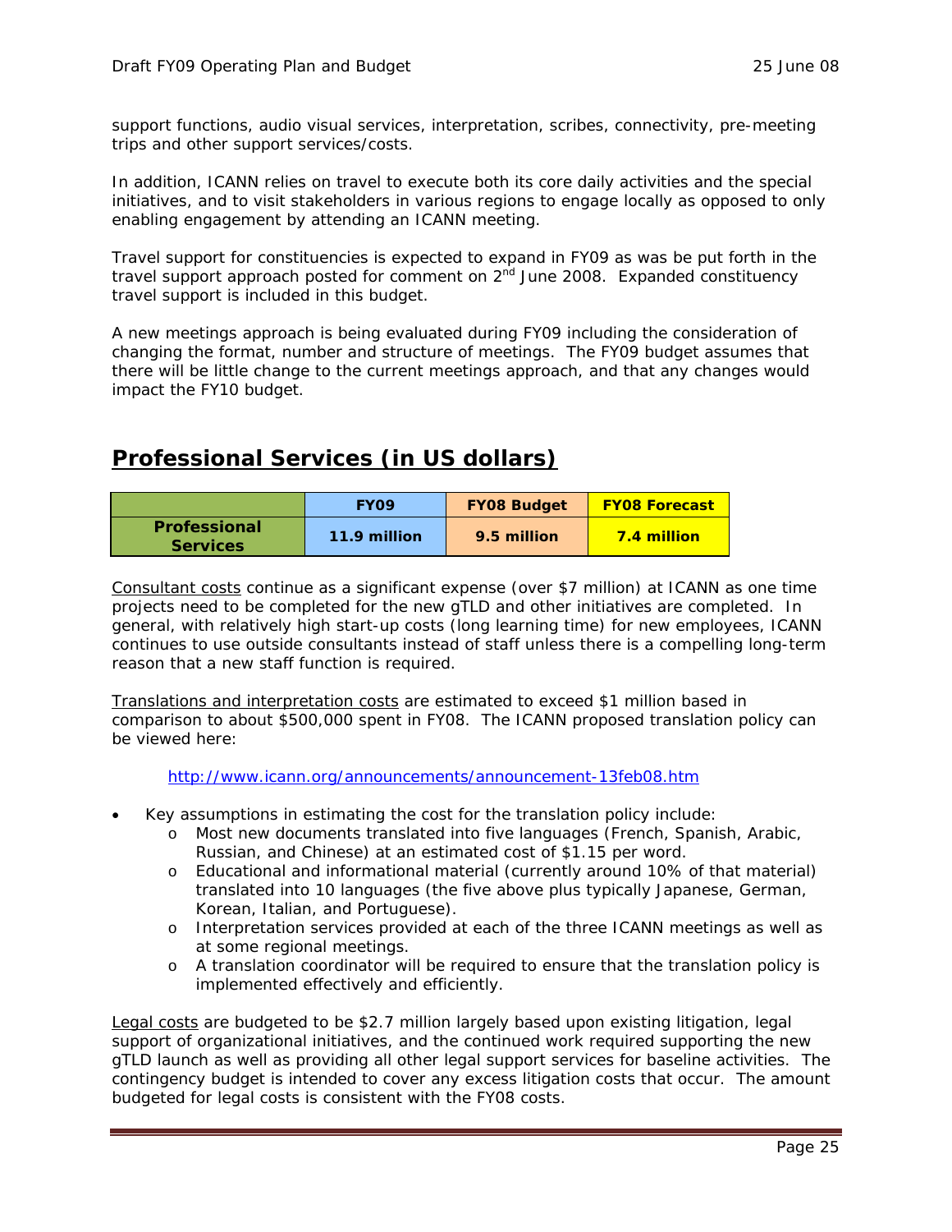support functions, audio visual services, interpretation, scribes, connectivity, pre-meeting trips and other support services/costs.

In addition, ICANN relies on travel to execute both its core daily activities and the special initiatives, and to visit stakeholders in various regions to engage locally as opposed to only enabling engagement by attending an ICANN meeting.

Travel support for constituencies is expected to expand in FY09 as was be put forth in the travel support approach posted for comment on 2nd June 2008. Expanded constituency travel support is included in this budget.

A new meetings approach is being evaluated during FY09 including the consideration of changing the format, number and structure of meetings. The FY09 budget assumes that there will be little change to the current meetings approach, and that any changes would impact the FY10 budget.

## Professional Services (in US dollars)

| | FY09 | FY08 Budget | FY08 Forecast |
|---|---|---|---|
| **Professional Services** | **11.9 million** | **9.5 million** | **7.4 million** |

Consultant costs continue as a significant expense (over $7 million) at ICANN as one time projects need to be completed for the new gTLD and other initiatives are completed. In general, with relatively high start-up costs (long learning time) for new employees, ICANN continues to use outside consultants instead of staff unless there is a compelling long-term reason that a new staff function is required.

Translations and interpretation costs are estimated to exceed $1 million based in comparison to about $500,000 spent in FY08. The ICANN proposed translation policy can be viewed here:

http://www.icann.org/announcements/announcement-13feb08.htm

- Key assumptions in estimating the cost for the translation policy include:
  - Most new documents translated into five languages (French, Spanish, Arabic, Russian, and Chinese) at an estimated cost of $1.15 per word.
  - Educational and informational material (currently around 10% of that material) translated into 10 languages (the five above plus typically Japanese, German, Korean, Italian, and Portuguese).
  - Interpretation services provided at each of the three ICANN meetings as well as at some regional meetings.
  - A translation coordinator will be required to ensure that the translation policy is implemented effectively and efficiently.

Legal costs are budgeted to be $2.7 million largely based upon existing litigation, legal support of organizational initiatives, and the continued work required supporting the new gTLD launch as well as providing all other legal support services for baseline activities. The contingency budget is intended to cover any excess litigation costs that occur. The amount budgeted for legal costs is consistent with the FY08 costs.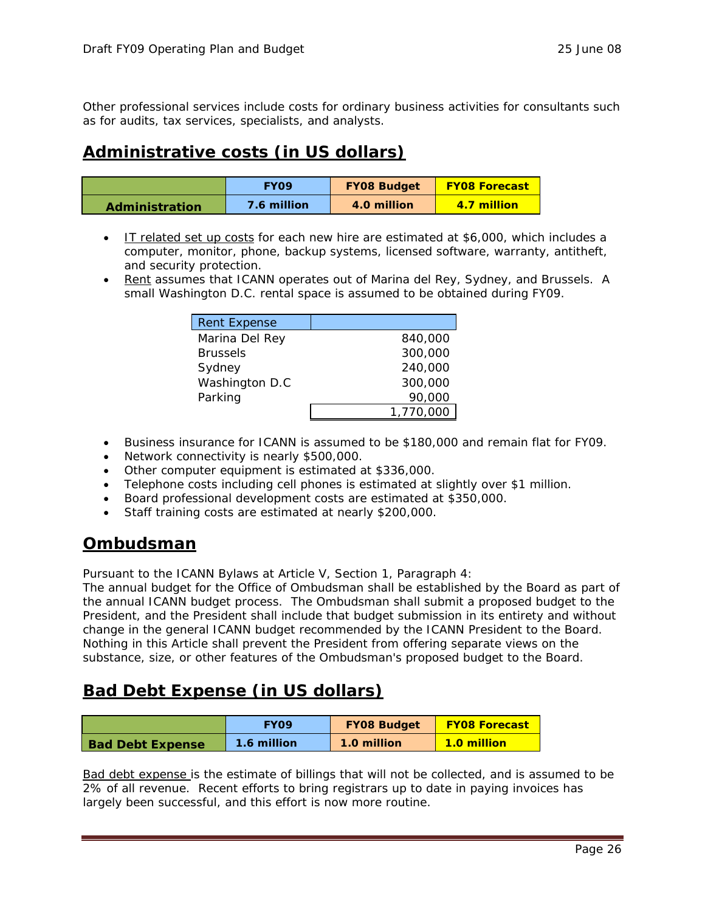Other professional services include costs for ordinary business activities for consultants such as for audits, tax services, specialists, and analysts.

## Administrative costs (in US dollars)

| | FY09 | FY08 Budget | FY08 Forecast |
|---|---|---|---|
| **Administration** | **7.6 million** | **4.0 million** | **4.7 million** |

- IT related set up costs for each new hire are estimated at $6,000, which includes a computer, monitor, phone, backup systems, licensed software, warranty, antitheft, and security protection.
- Rent assumes that ICANN operates out of Marina del Rey, Sydney, and Brussels. A small Washington D.C. rental space is assumed to be obtained during FY09.

| Rent Expense | |
|---|---|
| Marina Del Rey | 840,000 |
| Brussels | 300,000 |
| Sydney | 240,000 |
| Washington D.C | 300,000 |
| Parking | 90,000 |
| | 1,770,000 |

- Business insurance for ICANN is assumed to be $180,000 and remain flat for FY09.
- Network connectivity is nearly $500,000.
- Other computer equipment is estimated at $336,000.
- Telephone costs including cell phones is estimated at slightly over $1 million.
- Board professional development costs are estimated at $350,000.
- Staff training costs are estimated at nearly $200,000.

## Ombudsman

Pursuant to the ICANN Bylaws at Article V, Section 1, Paragraph 4:
The annual budget for the Office of Ombudsman shall be established by the Board as part of the annual ICANN budget process. The Ombudsman shall submit a proposed budget to the President, and the President shall include that budget submission in its entirety and without change in the general ICANN budget recommended by the ICANN President to the Board. Nothing in this Article shall prevent the President from offering separate views on the substance, size, or other features of the Ombudsman's proposed budget to the Board.

## Bad Debt Expense (in US dollars)

| | FY09 | FY08 Budget | FY08 Forecast |
|---|---|---|---|
| **Bad Debt Expense** | **1.6 million** | **1.0 million** | **1.0 million** |

Bad debt expense is the estimate of billings that will not be collected, and is assumed to be 2% of all revenue. Recent efforts to bring registrars up to date in paying invoices has largely been successful, and this effort is now more routine.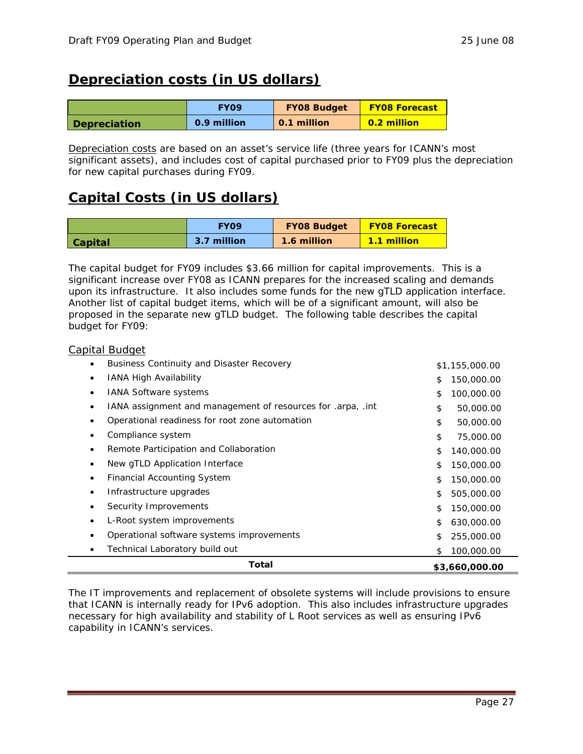## Depreciation costs (in US dollars)

| | FY09 | FY08 Budget | FY08 Forecast |
|---|---|---|---|
| **Depreciation** | **0.9 million** | **0.1 million** | **0.2 million** |

Depreciation costs are based on an asset's service life (three years for ICANN's most significant assets), and includes cost of capital purchased prior to FY09 plus the depreciation for new capital purchases during FY09.

## Capital Costs (in US dollars)

| | FY09 | FY08 Budget | FY08 Forecast |
|---|---|---|---|
| **Capital** | **3.7 million** | **1.6 million** | **1.1 million** |

The capital budget for FY09 includes $3.66 million for capital improvements. This is a significant increase over FY08 as ICANN prepares for the increased scaling and demands upon its infrastructure. It also includes some funds for the new gTLD application interface. Another list of capital budget items, which will be of a significant amount, will also be proposed in the separate new gTLD budget. The following table describes the capital budget for FY09:

Capital Budget

| Item | Amount |
|---|---|
| • Business Continuity and Disaster Recovery | $1,155,000.00 |
| • IANA High Availability | $ 150,000.00 |
| • IANA Software systems | $ 100,000.00 |
| • IANA assignment and management of resources for .arpa, .int | $ 50,000.00 |
| • Operational readiness for root zone automation | $ 50,000.00 |
| • Compliance system | $ 75,000.00 |
| • Remote Participation and Collaboration | $ 140,000.00 |
| • New gTLD Application Interface | $ 150,000.00 |
| • Financial Accounting System | $ 150,000.00 |
| • Infrastructure upgrades | $ 505,000.00 |
| • Security Improvements | $ 150,000.00 |
| • L-Root system improvements | $ 630,000.00 |
| • Operational software systems improvements | $ 255,000.00 |
| • Technical Laboratory build out | $ 100,000.00 |
| **Total** | **$3,660,000.00** |

The IT improvements and replacement of obsolete systems will include provisions to ensure that ICANN is internally ready for IPv6 adoption. This also includes infrastructure upgrades necessary for high availability and stability of L Root services as well as ensuring IPv6 capability in ICANN's services.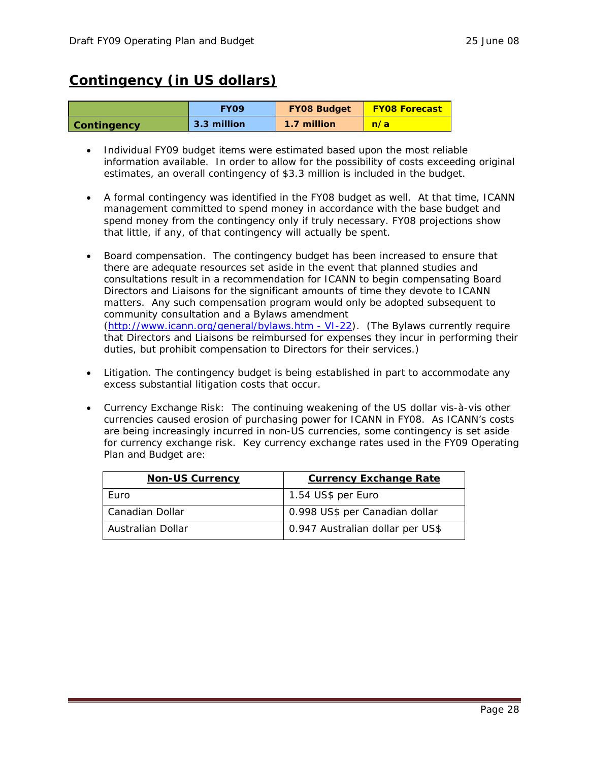## Contingency (in US dollars)

| | FY09 | FY08 Budget | FY08 Forecast |
|---|---|---|---|
| **Contingency** | **3.3 million** | **1.7 million** | **n/a** |

- Individual FY09 budget items were estimated based upon the most reliable information available. In order to allow for the possibility of costs exceeding original estimates, an overall contingency of $3.3 million is included in the budget.

- A formal contingency was identified in the FY08 budget as well. At that time, ICANN management committed to spend money in accordance with the base budget and spend money from the contingency only if truly necessary. FY08 projections show that little, if any, of that contingency will actually be spent.

- Board compensation. The contingency budget has been increased to ensure that there are adequate resources set aside in the event that planned studies and consultations result in a recommendation for ICANN to begin compensating Board Directors and Liaisons for the significant amounts of time they devote to ICANN matters. Any such compensation program would only be adopted subsequent to community consultation and a Bylaws amendment ([http://www.icann.org/general/bylaws.htm - VI-22](http://www.icann.org/general/bylaws.htm#VI-22)). (The Bylaws currently require that Directors and Liaisons be reimbursed for expenses they incur in performing their duties, but prohibit compensation to Directors for their services.)

- Litigation. The contingency budget is being established in part to accommodate any excess substantial litigation costs that occur.

- Currency Exchange Risk: The continuing weakening of the US dollar vis-à-vis other currencies caused erosion of purchasing power for ICANN in FY08. As ICANN's costs are being increasingly incurred in non-US currencies, some contingency is set aside for currency exchange risk. Key currency exchange rates used in the FY09 Operating Plan and Budget are:

| Non-US Currency | Currency Exchange Rate |
|---|---|
| Euro | 1.54 US$ per Euro |
| Canadian Dollar | 0.998 US$ per Canadian dollar |
| Australian Dollar | 0.947 Australian dollar per US$ |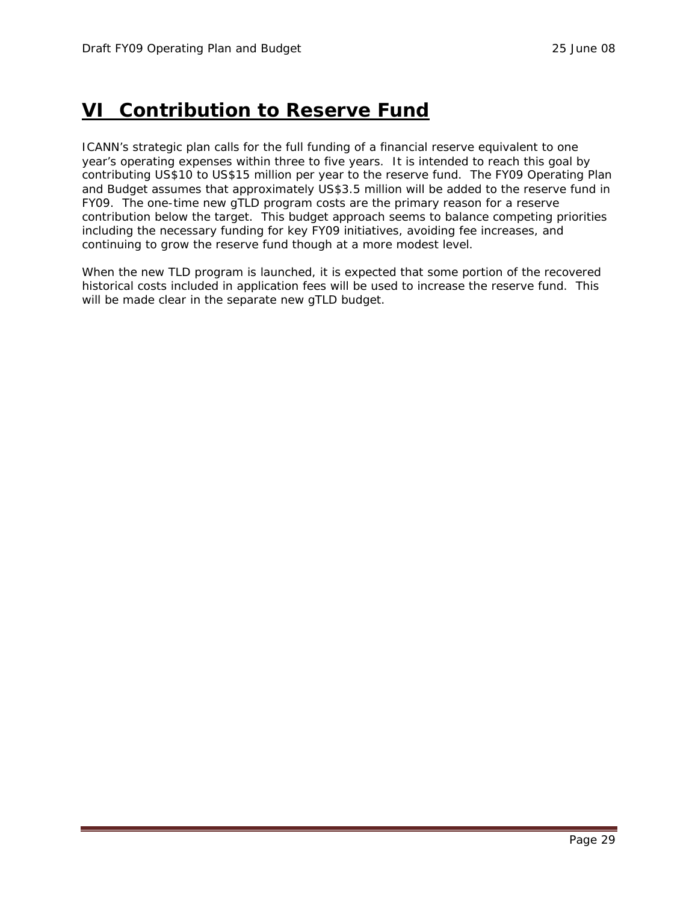# VI Contribution to Reserve Fund

ICANN's strategic plan calls for the full funding of a financial reserve equivalent to one year's operating expenses within three to five years. It is intended to reach this goal by contributing US$10 to US$15 million per year to the reserve fund. The FY09 Operating Plan and Budget assumes that approximately US$3.5 million will be added to the reserve fund in FY09. The one-time new gTLD program costs are the primary reason for a reserve contribution below the target. This budget approach seems to balance competing priorities including the necessary funding for key FY09 initiatives, avoiding fee increases, and continuing to grow the reserve fund though at a more modest level.

When the new TLD program is launched, it is expected that some portion of the recovered historical costs included in application fees will be used to increase the reserve fund. This will be made clear in the separate new gTLD budget.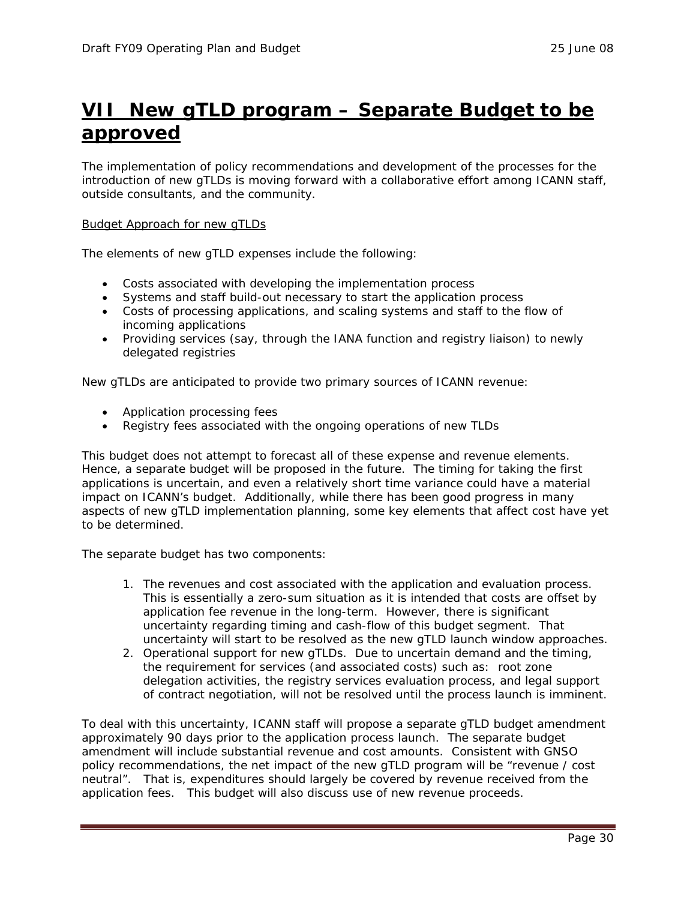# VII New gTLD program – Separate Budget to be approved

The implementation of policy recommendations and development of the processes for the introduction of new gTLDs is moving forward with a collaborative effort among ICANN staff, outside consultants, and the community.

Budget Approach for new gTLDs

The elements of new gTLD expenses include the following:

- Costs associated with developing the implementation process
- Systems and staff build-out necessary to start the application process
- Costs of processing applications, and scaling systems and staff to the flow of incoming applications
- Providing services (say, through the IANA function and registry liaison) to newly delegated registries

New gTLDs are anticipated to provide two primary sources of ICANN revenue:

- Application processing fees
- Registry fees associated with the ongoing operations of new TLDs

This budget does not attempt to forecast all of these expense and revenue elements. Hence, a separate budget will be proposed in the future. The timing for taking the first applications is uncertain, and even a relatively short time variance could have a material impact on ICANN's budget. Additionally, while there has been good progress in many aspects of new gTLD implementation planning, some key elements that affect cost have yet to be determined.

The separate budget has two components:

1. The revenues and cost associated with the application and evaluation process. This is essentially a zero-sum situation as it is intended that costs are offset by application fee revenue in the long-term. However, there is significant uncertainty regarding timing and cash-flow of this budget segment. That uncertainty will start to be resolved as the new gTLD launch window approaches.
2. Operational support for new gTLDs. Due to uncertain demand and the timing, the requirement for services (and associated costs) such as: root zone delegation activities, the registry services evaluation process, and legal support of contract negotiation, will not be resolved until the process launch is imminent.

To deal with this uncertainty, ICANN staff will propose a separate gTLD budget amendment approximately 90 days prior to the application process launch. The separate budget amendment will include substantial revenue and cost amounts. Consistent with GNSO policy recommendations, the net impact of the new gTLD program will be "revenue / cost neutral". That is, expenditures should largely be covered by revenue received from the application fees. This budget will also discuss use of new revenue proceeds.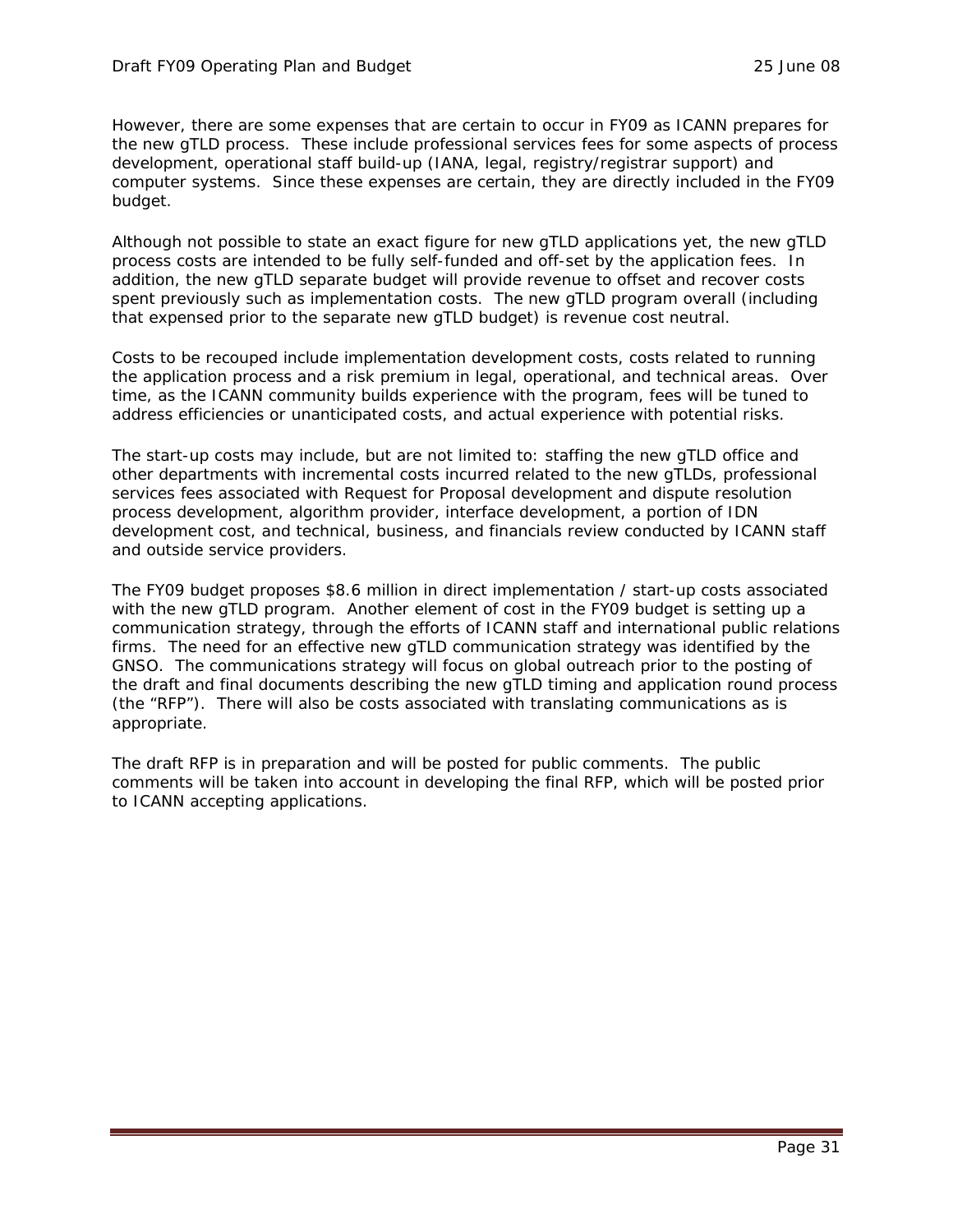However, there are some expenses that are certain to occur in FY09 as ICANN prepares for the new gTLD process. These include professional services fees for some aspects of process development, operational staff build-up (IANA, legal, registry/registrar support) and computer systems. Since these expenses are certain, they are directly included in the FY09 budget.

Although not possible to state an exact figure for new gTLD applications yet, the new gTLD process costs are intended to be fully self-funded and off-set by the application fees. In addition, the new gTLD separate budget will provide revenue to offset and recover costs spent previously such as implementation costs. The new gTLD program overall (including that expensed prior to the separate new gTLD budget) is revenue cost neutral.

Costs to be recouped include implementation development costs, costs related to running the application process and a risk premium in legal, operational, and technical areas. Over time, as the ICANN community builds experience with the program, fees will be tuned to address efficiencies or unanticipated costs, and actual experience with potential risks.

The start-up costs may include, but are not limited to: staffing the new gTLD office and other departments with incremental costs incurred related to the new gTLDs, professional services fees associated with Request for Proposal development and dispute resolution process development, algorithm provider, interface development, a portion of IDN development cost, and technical, business, and financials review conducted by ICANN staff and outside service providers.

The FY09 budget proposes $8.6 million in direct implementation / start-up costs associated with the new gTLD program. Another element of cost in the FY09 budget is setting up a communication strategy, through the efforts of ICANN staff and international public relations firms. The need for an effective new gTLD communication strategy was identified by the GNSO. The communications strategy will focus on global outreach prior to the posting of the draft and final documents describing the new gTLD timing and application round process (the "RFP"). There will also be costs associated with translating communications as is appropriate.

The draft RFP is in preparation and will be posted for public comments. The public comments will be taken into account in developing the final RFP, which will be posted prior to ICANN accepting applications.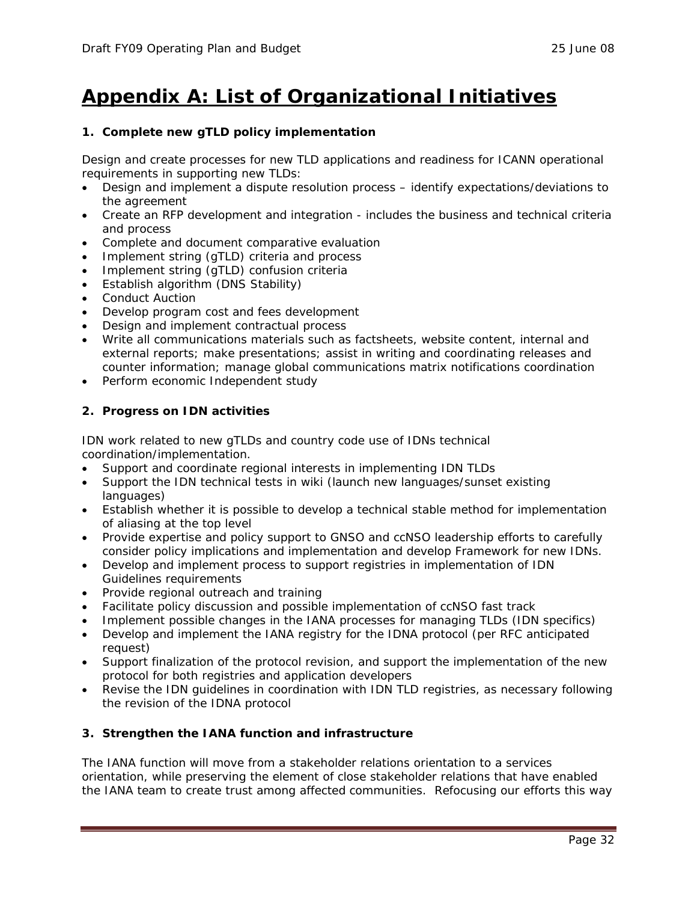# Appendix A: List of Organizational Initiatives

### 1. Complete new gTLD policy implementation

Design and create processes for new TLD applications and readiness for ICANN operational requirements in supporting new TLDs:

- Design and implement a dispute resolution process – identify expectations/deviations to the agreement
- Create an RFP development and integration - includes the business and technical criteria and process
- Complete and document comparative evaluation
- Implement string (gTLD) criteria and process
- Implement string (gTLD) confusion criteria
- Establish algorithm (DNS Stability)
- Conduct Auction
- Develop program cost and fees development
- Design and implement contractual process
- Write all communications materials such as factsheets, website content, internal and external reports; make presentations; assist in writing and coordinating releases and counter information; manage global communications matrix notifications coordination
- Perform economic Independent study

### 2. Progress on IDN activities

IDN work related to new gTLDs and country code use of IDNs technical coordination/implementation.

- Support and coordinate regional interests in implementing IDN TLDs
- Support the IDN technical tests in wiki (launch new languages/sunset existing languages)
- Establish whether it is possible to develop a technical stable method for implementation of aliasing at the top level
- Provide expertise and policy support to GNSO and ccNSO leadership efforts to carefully consider policy implications and implementation and develop Framework for new IDNs.
- Develop and implement process to support registries in implementation of IDN Guidelines requirements
- Provide regional outreach and training
- Facilitate policy discussion and possible implementation of ccNSO fast track
- Implement possible changes in the IANA processes for managing TLDs (IDN specifics)
- Develop and implement the IANA registry for the IDNA protocol (per RFC anticipated request)
- Support finalization of the protocol revision, and support the implementation of the new protocol for both registries and application developers
- Revise the IDN guidelines in coordination with IDN TLD registries, as necessary following the revision of the IDNA protocol

### 3. Strengthen the IANA function and infrastructure

The IANA function will move from a stakeholder relations orientation to a services orientation, while preserving the element of close stakeholder relations that have enabled the IANA team to create trust among affected communities. Refocusing our efforts this way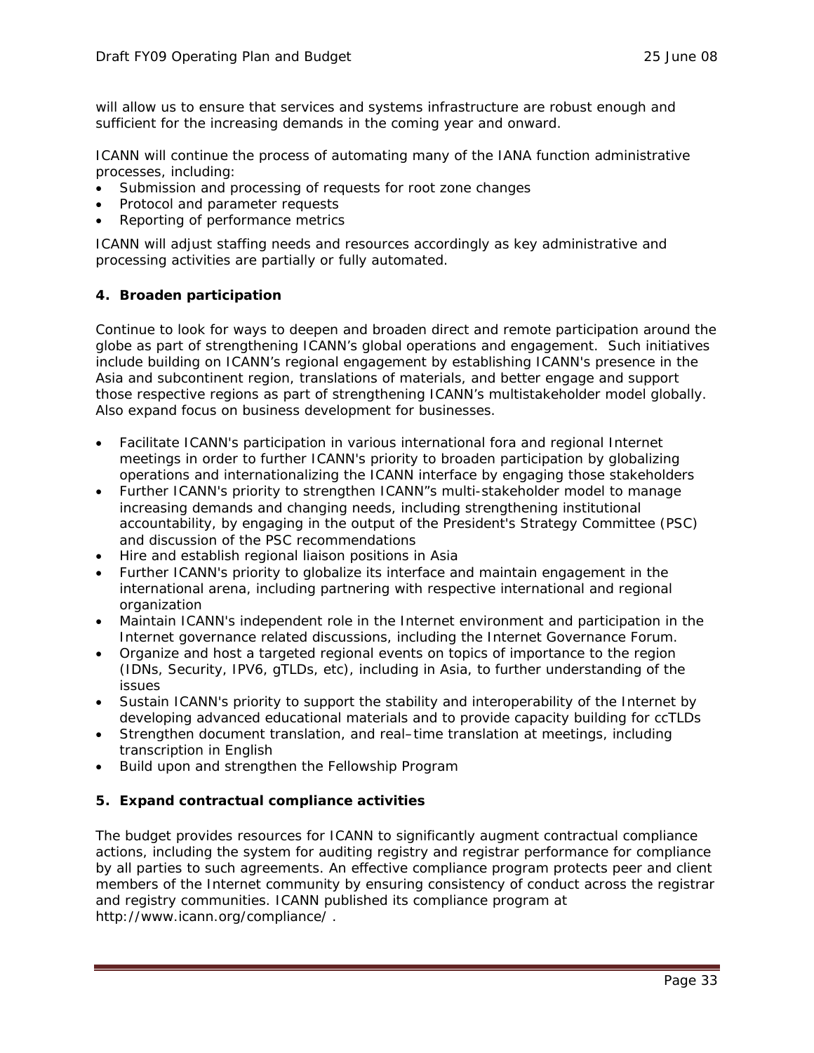will allow us to ensure that services and systems infrastructure are robust enough and sufficient for the increasing demands in the coming year and onward.

ICANN will continue the process of automating many of the IANA function administrative processes, including:

- Submission and processing of requests for root zone changes
- Protocol and parameter requests
- Reporting of performance metrics

ICANN will adjust staffing needs and resources accordingly as key administrative and processing activities are partially or fully automated.

**4. Broaden participation**

Continue to look for ways to deepen and broaden direct and remote participation around the globe as part of strengthening ICANN's global operations and engagement. Such initiatives include building on ICANN's regional engagement by establishing ICANN's presence in the Asia and subcontinent region, translations of materials, and better engage and support those respective regions as part of strengthening ICANN's multistakeholder model globally. Also expand focus on business development for businesses.

- Facilitate ICANN's participation in various international fora and regional Internet meetings in order to further ICANN's priority to broaden participation by globalizing operations and internationalizing the ICANN interface by engaging those stakeholders
- Further ICANN's priority to strengthen ICANN"s multi-stakeholder model to manage increasing demands and changing needs, including strengthening institutional accountability, by engaging in the output of the President's Strategy Committee (PSC) and discussion of the PSC recommendations
- Hire and establish regional liaison positions in Asia
- Further ICANN's priority to globalize its interface and maintain engagement in the international arena, including partnering with respective international and regional organization
- Maintain ICANN's independent role in the Internet environment and participation in the Internet governance related discussions, including the Internet Governance Forum.
- Organize and host a targeted regional events on topics of importance to the region (IDNs, Security, IPV6, gTLDs, etc), including in Asia, to further understanding of the issues
- Sustain ICANN's priority to support the stability and interoperability of the Internet by developing advanced educational materials and to provide capacity building for ccTLDs
- Strengthen document translation, and real–time translation at meetings, including transcription in English
- Build upon and strengthen the Fellowship Program

**5. Expand contractual compliance activities**

The budget provides resources for ICANN to significantly augment contractual compliance actions, including the system for auditing registry and registrar performance for compliance by all parties to such agreements. An effective compliance program protects peer and client members of the Internet community by ensuring consistency of conduct across the registrar and registry communities. ICANN published its compliance program at http://www.icann.org/compliance/ .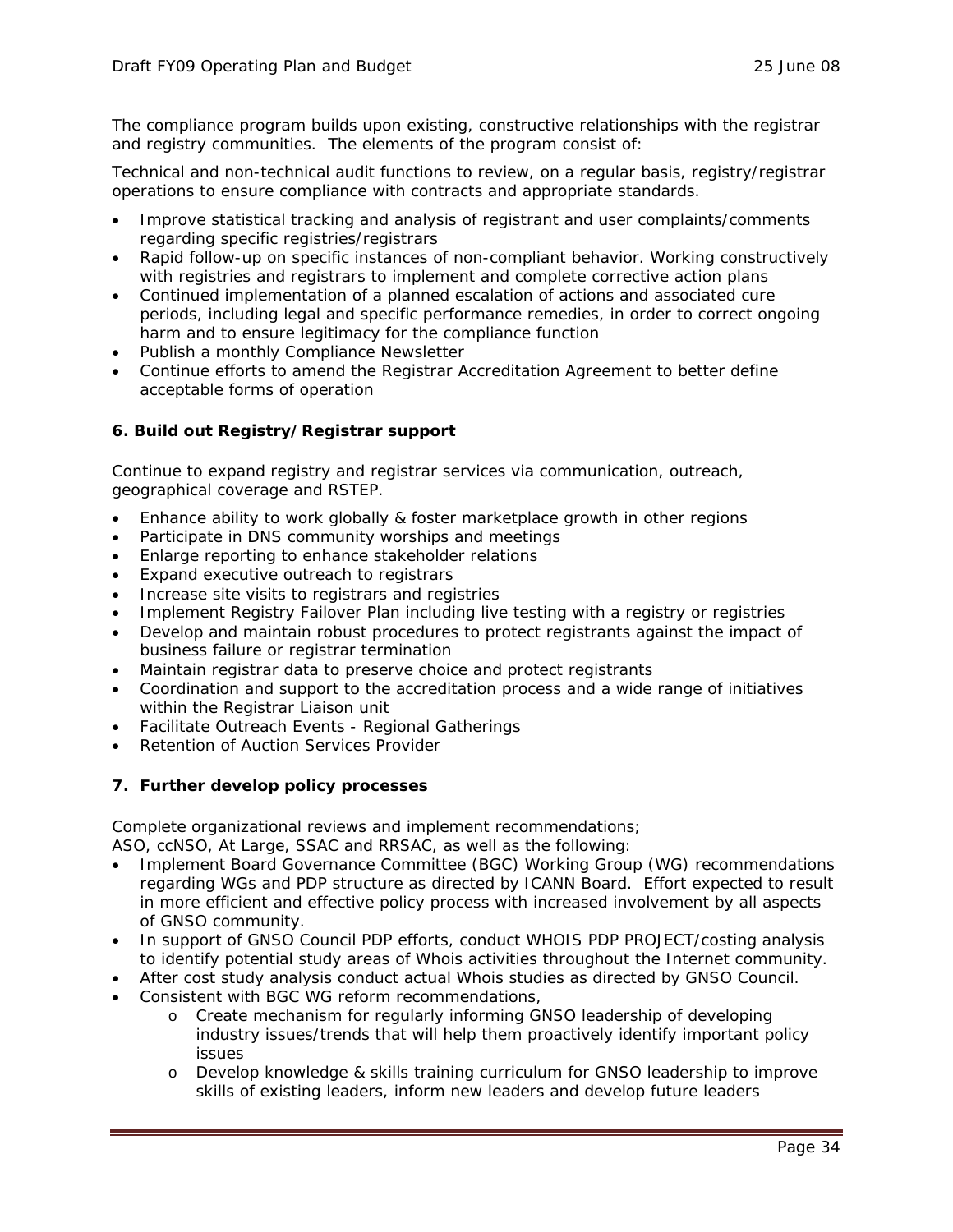The compliance program builds upon existing, constructive relationships with the registrar and registry communities. The elements of the program consist of:

Technical and non-technical audit functions to review, on a regular basis, registry/registrar operations to ensure compliance with contracts and appropriate standards.

- Improve statistical tracking and analysis of registrant and user complaints/comments regarding specific registries/registrars
- Rapid follow-up on specific instances of non-compliant behavior. Working constructively with registries and registrars to implement and complete corrective action plans
- Continued implementation of a planned escalation of actions and associated cure periods, including legal and specific performance remedies, in order to correct ongoing harm and to ensure legitimacy for the compliance function
- Publish a monthly Compliance Newsletter
- Continue efforts to amend the Registrar Accreditation Agreement to better define acceptable forms of operation

**6. Build out Registry/Registrar support**

Continue to expand registry and registrar services via communication, outreach, geographical coverage and RSTEP.

- Enhance ability to work globally & foster marketplace growth in other regions
- Participate in DNS community worships and meetings
- Enlarge reporting to enhance stakeholder relations
- Expand executive outreach to registrars
- Increase site visits to registrars and registries
- Implement Registry Failover Plan including live testing with a registry or registries
- Develop and maintain robust procedures to protect registrants against the impact of business failure or registrar termination
- Maintain registrar data to preserve choice and protect registrants
- Coordination and support to the accreditation process and a wide range of initiatives within the Registrar Liaison unit
- Facilitate Outreach Events - Regional Gatherings
- Retention of Auction Services Provider

**7. Further develop policy processes**

Complete organizational reviews and implement recommendations;
ASO, ccNSO, At Large, SSAC and RRSAC, as well as the following:

- Implement Board Governance Committee (BGC) Working Group (WG) recommendations regarding WGs and PDP structure as directed by ICANN Board. Effort expected to result in more efficient and effective policy process with increased involvement by all aspects of GNSO community.
- In support of GNSO Council PDP efforts, conduct WHOIS PDP PROJECT/costing analysis to identify potential study areas of Whois activities throughout the Internet community.
- After cost study analysis conduct actual Whois studies as directed by GNSO Council.
- Consistent with BGC WG reform recommendations,
    - Create mechanism for regularly informing GNSO leadership of developing industry issues/trends that will help them proactively identify important policy issues
    - Develop knowledge & skills training curriculum for GNSO leadership to improve skills of existing leaders, inform new leaders and develop future leaders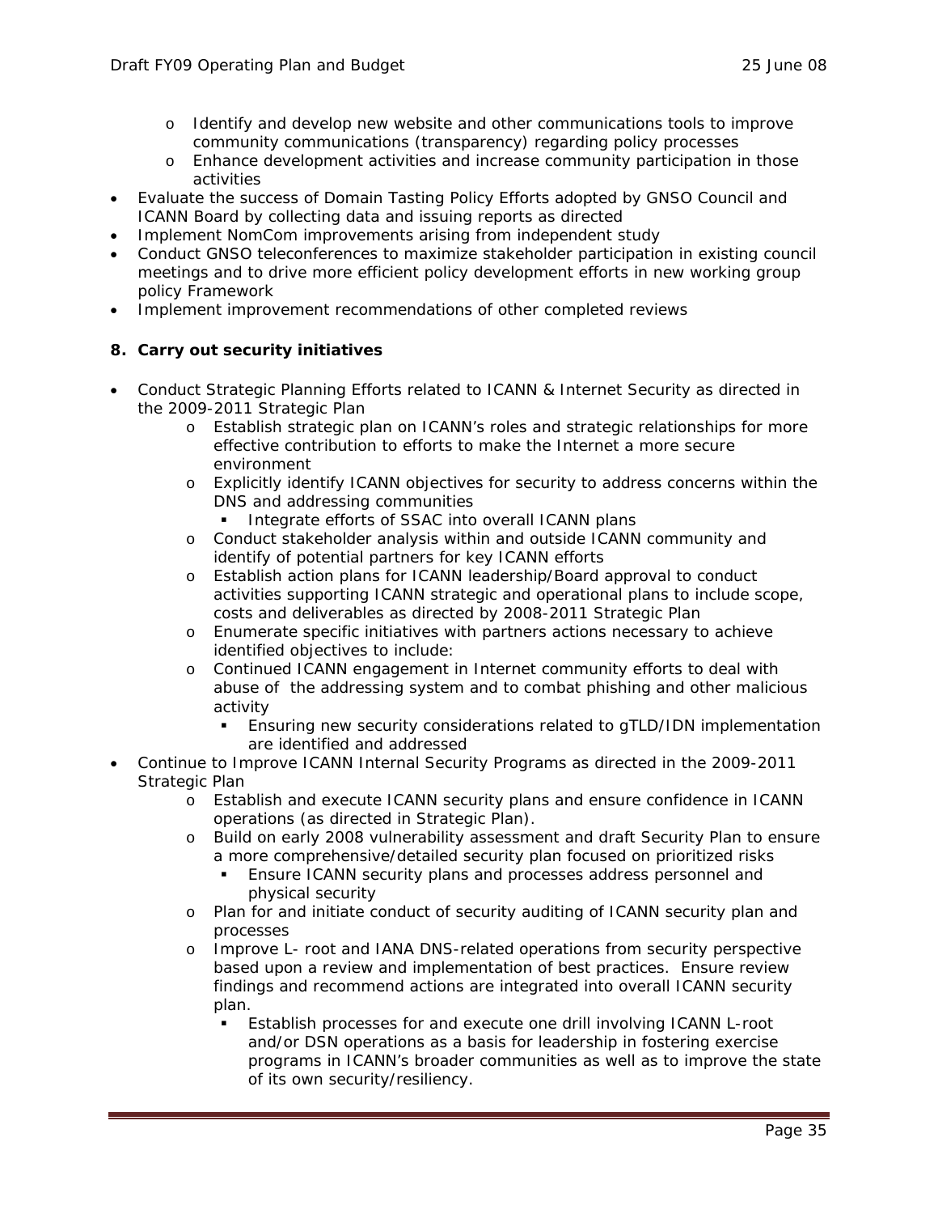- Identify and develop new website and other communications tools to improve community communications (transparency) regarding policy processes
  - Enhance development activities and increase community participation in those activities
- Evaluate the success of Domain Tasting Policy Efforts adopted by GNSO Council and ICANN Board by collecting data and issuing reports as directed
- Implement NomCom improvements arising from independent study
- Conduct GNSO teleconferences to maximize stakeholder participation in existing council meetings and to drive more efficient policy development efforts in new working group policy Framework
- Implement improvement recommendations of other completed reviews

**8. Carry out security initiatives**

- Conduct Strategic Planning Efforts related to ICANN & Internet Security as directed in the 2009-2011 Strategic Plan
  - Establish strategic plan on ICANN's roles and strategic relationships for more effective contribution to efforts to make the Internet a more secure environment
  - Explicitly identify ICANN objectives for security to address concerns within the DNS and addressing communities
    - Integrate efforts of SSAC into overall ICANN plans
  - Conduct stakeholder analysis within and outside ICANN community and identify of potential partners for key ICANN efforts
  - Establish action plans for ICANN leadership/Board approval to conduct activities supporting ICANN strategic and operational plans to include scope, costs and deliverables as directed by 2008-2011 Strategic Plan
  - Enumerate specific initiatives with partners actions necessary to achieve identified objectives to include:
  - Continued ICANN engagement in Internet community efforts to deal with abuse of the addressing system and to combat phishing and other malicious activity
    - Ensuring new security considerations related to gTLD/IDN implementation are identified and addressed
- Continue to Improve ICANN Internal Security Programs as directed in the 2009-2011 Strategic Plan
  - Establish and execute ICANN security plans and ensure confidence in ICANN operations (as directed in Strategic Plan).
  - Build on early 2008 vulnerability assessment and draft Security Plan to ensure a more comprehensive/detailed security plan focused on prioritized risks
    - Ensure ICANN security plans and processes address personnel and physical security
  - Plan for and initiate conduct of security auditing of ICANN security plan and processes
  - Improve L- root and IANA DNS-related operations from security perspective based upon a review and implementation of best practices. Ensure review findings and recommend actions are integrated into overall ICANN security plan.
    - Establish processes for and execute one drill involving ICANN L-root and/or DSN operations as a basis for leadership in fostering exercise programs in ICANN's broader communities as well as to improve the state of its own security/resiliency.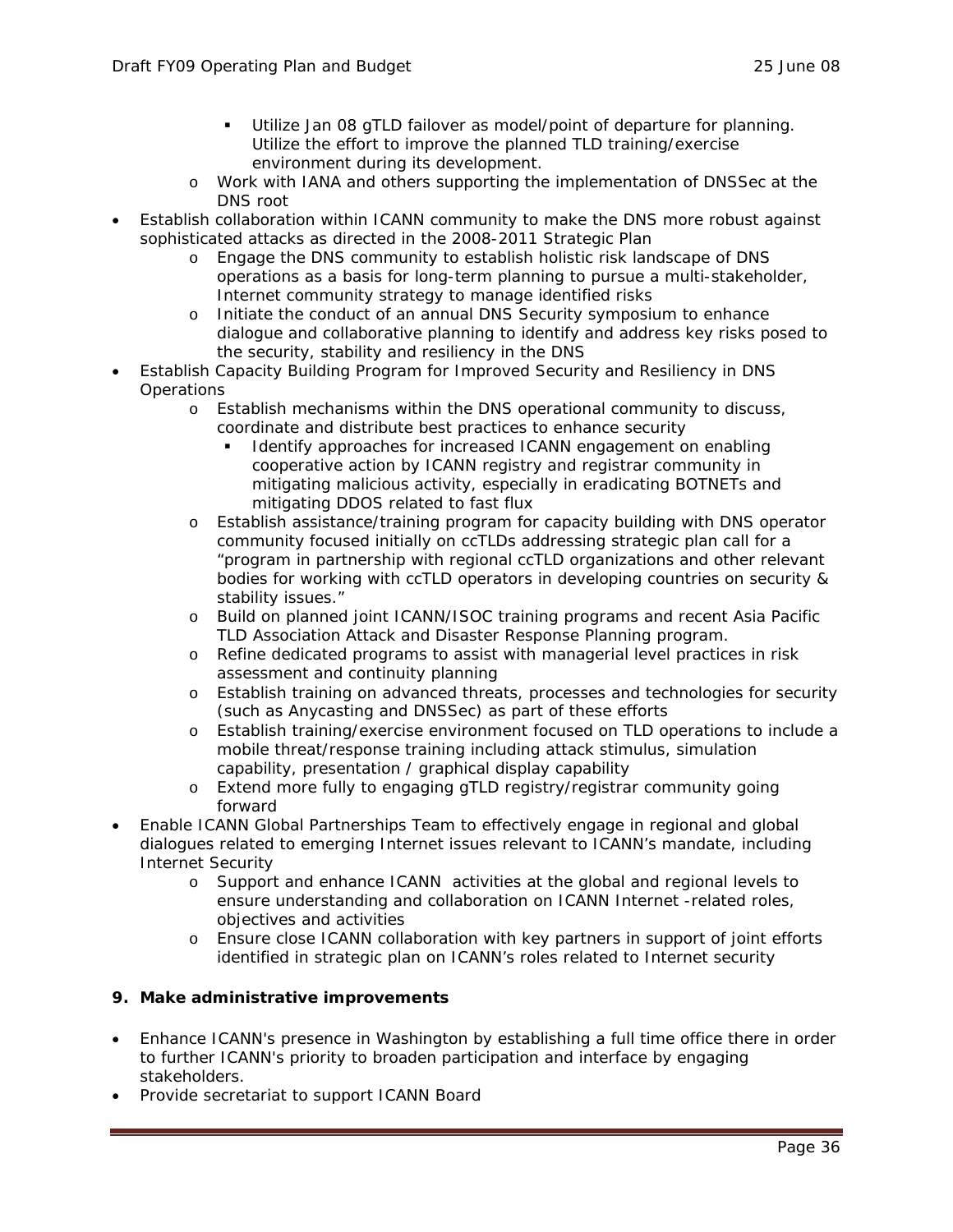- Utilize Jan 08 gTLD failover as model/point of departure for planning. Utilize the effort to improve the planned TLD training/exercise environment during its development.
    - Work with IANA and others supporting the implementation of DNSSec at the DNS root
- Establish collaboration within ICANN community to make the DNS more robust against sophisticated attacks as directed in the 2008-2011 Strategic Plan
    - Engage the DNS community to establish holistic risk landscape of DNS operations as a basis for long-term planning to pursue a multi-stakeholder, Internet community strategy to manage identified risks
    - Initiate the conduct of an annual DNS Security symposium to enhance dialogue and collaborative planning to identify and address key risks posed to the security, stability and resiliency in the DNS
- Establish Capacity Building Program for Improved Security and Resiliency in DNS Operations
    - Establish mechanisms within the DNS operational community to discuss, coordinate and distribute best practices to enhance security
        - Identify approaches for increased ICANN engagement on enabling cooperative action by ICANN registry and registrar community in mitigating malicious activity, especially in eradicating BOTNETs and mitigating DDOS related to fast flux
    - Establish assistance/training program for capacity building with DNS operator community focused initially on ccTLDs addressing strategic plan call for a "program in partnership with regional ccTLD organizations and other relevant bodies for working with ccTLD operators in developing countries on security & stability issues."
    - Build on planned joint ICANN/ISOC training programs and recent Asia Pacific TLD Association Attack and Disaster Response Planning program.
    - Refine dedicated programs to assist with managerial level practices in risk assessment and continuity planning
    - Establish training on advanced threats, processes and technologies for security (such as Anycasting and DNSSec) as part of these efforts
    - Establish training/exercise environment focused on TLD operations to include a mobile threat/response training including attack stimulus, simulation capability, presentation / graphical display capability
    - Extend more fully to engaging gTLD registry/registrar community going forward
- Enable ICANN Global Partnerships Team to effectively engage in regional and global dialogues related to emerging Internet issues relevant to ICANN's mandate, including Internet Security
    - Support and enhance ICANN activities at the global and regional levels to ensure understanding and collaboration on ICANN Internet -related roles, objectives and activities
    - Ensure close ICANN collaboration with key partners in support of joint efforts identified in strategic plan on ICANN's roles related to Internet security

**9. Make administrative improvements**

- Enhance ICANN's presence in Washington by establishing a full time office there in order to further ICANN's priority to broaden participation and interface by engaging stakeholders.
- Provide secretariat to support ICANN Board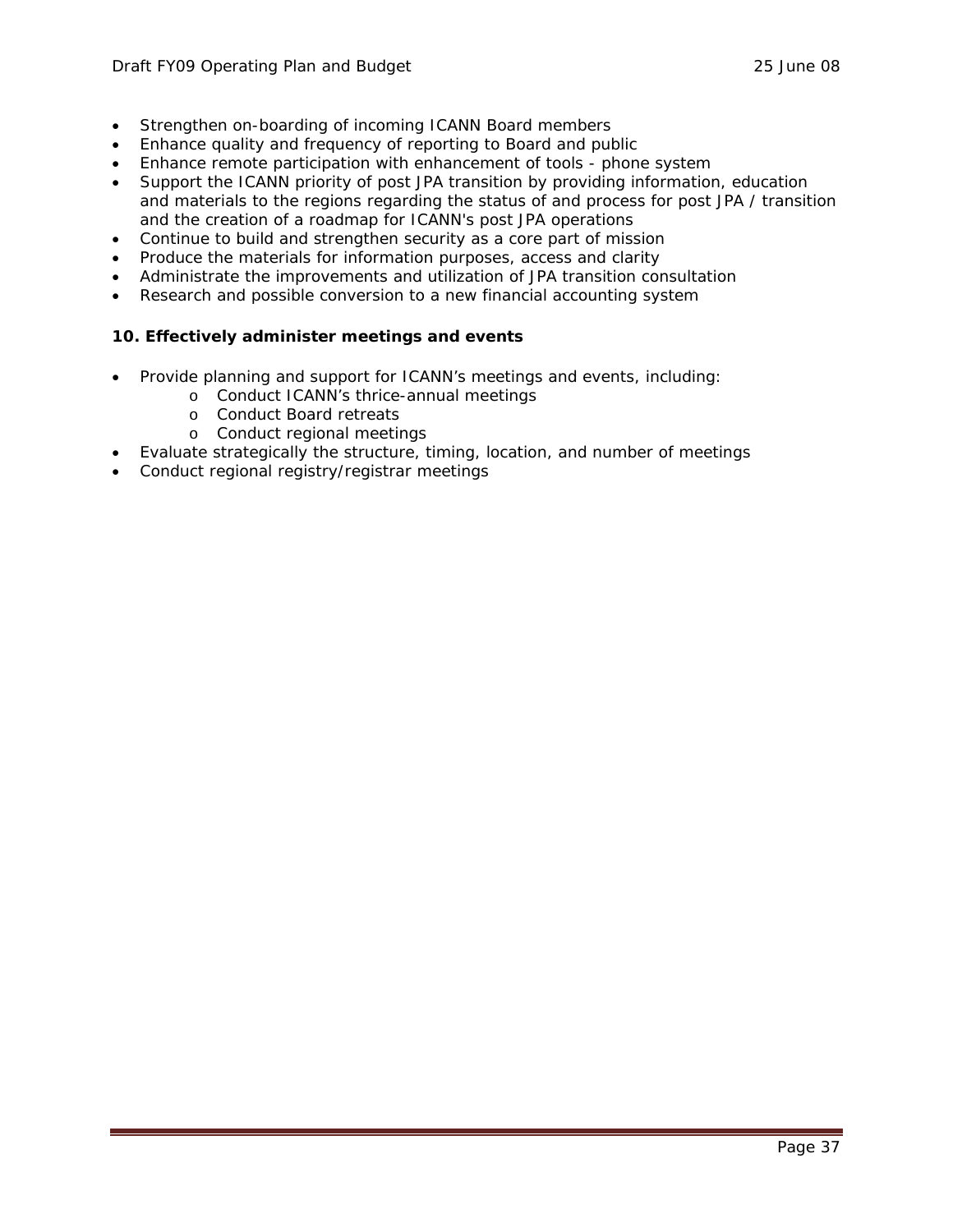- Strengthen on-boarding of incoming ICANN Board members
- Enhance quality and frequency of reporting to Board and public
- Enhance remote participation with enhancement of tools - phone system
- Support the ICANN priority of post JPA transition by providing information, education and materials to the regions regarding the status of and process for post JPA / transition and the creation of a roadmap for ICANN's post JPA operations
- Continue to build and strengthen security as a core part of mission
- Produce the materials for information purposes, access and clarity
- Administrate the improvements and utilization of JPA transition consultation
- Research and possible conversion to a new financial accounting system

**10. Effectively administer meetings and events**

- Provide planning and support for ICANN's meetings and events, including:
  - Conduct ICANN's thrice-annual meetings
  - Conduct Board retreats
  - Conduct regional meetings
- Evaluate strategically the structure, timing, location, and number of meetings
- Conduct regional registry/registrar meetings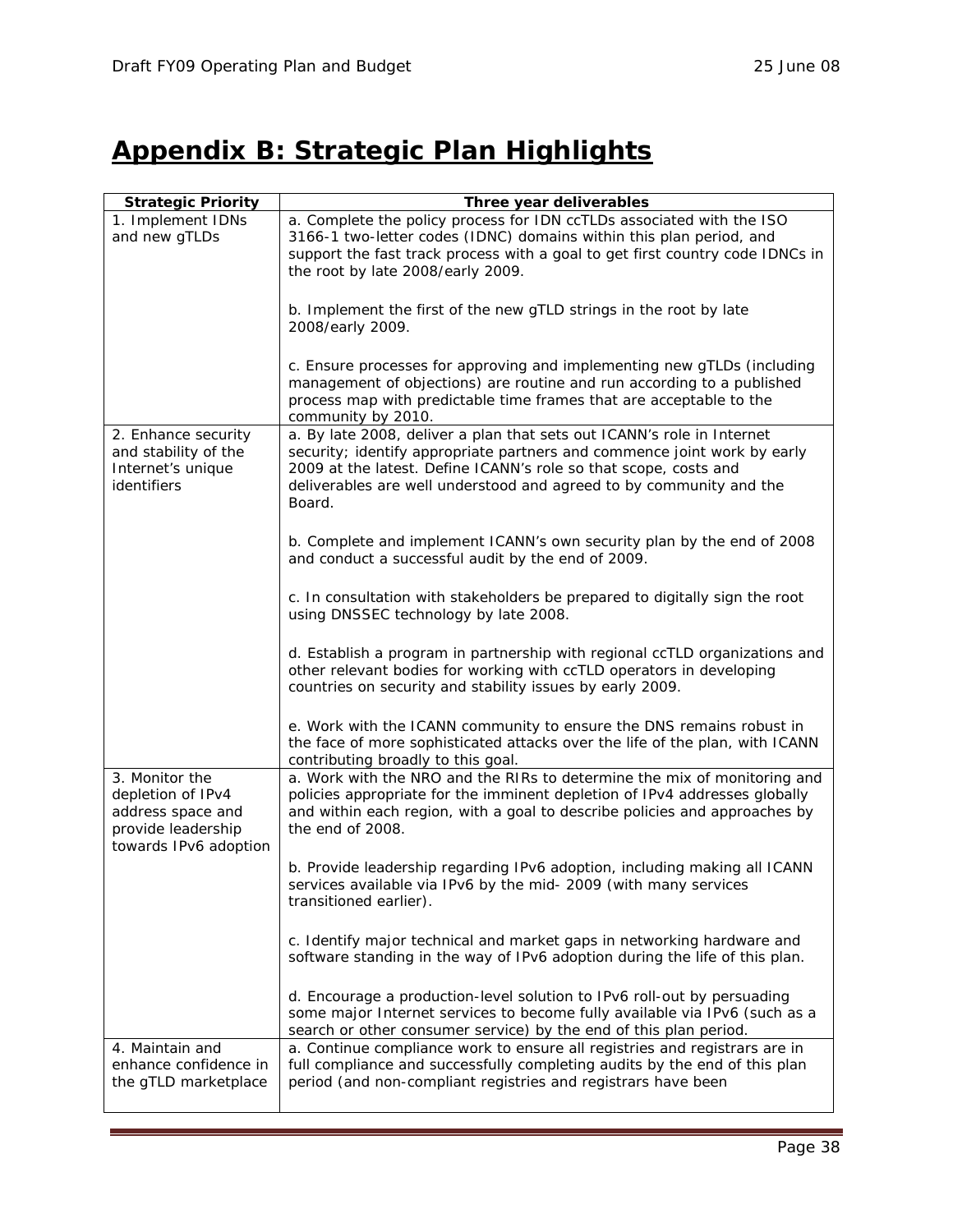# Appendix B: Strategic Plan Highlights

| Strategic Priority | Three year deliverables |
|---|---|
| 1. Implement IDNs and new gTLDs | a. Complete the policy process for IDN ccTLDs associated with the ISO 3166-1 two-letter codes (IDNC) domains within this plan period, and support the fast track process with a goal to get first country code IDNCs in the root by late 2008/early 2009.<br><br>b. Implement the first of the new gTLD strings in the root by late 2008/early 2009.<br><br>c. Ensure processes for approving and implementing new gTLDs (including management of objections) are routine and run according to a published process map with predictable time frames that are acceptable to the community by 2010. |
| 2. Enhance security and stability of the Internet's unique identifiers | a. By late 2008, deliver a plan that sets out ICANN's role in Internet security; identify appropriate partners and commence joint work by early 2009 at the latest. Define ICANN's role so that scope, costs and deliverables are well understood and agreed to by community and the Board.<br><br>b. Complete and implement ICANN's own security plan by the end of 2008 and conduct a successful audit by the end of 2009.<br><br>c. In consultation with stakeholders be prepared to digitally sign the root using DNSSEC technology by late 2008.<br><br>d. Establish a program in partnership with regional ccTLD organizations and other relevant bodies for working with ccTLD operators in developing countries on security and stability issues by early 2009.<br><br>e. Work with the ICANN community to ensure the DNS remains robust in the face of more sophisticated attacks over the life of the plan, with ICANN contributing broadly to this goal. |
| 3. Monitor the depletion of IPv4 address space and provide leadership towards IPv6 adoption | a. Work with the NRO and the RIRs to determine the mix of monitoring and policies appropriate for the imminent depletion of IPv4 addresses globally and within each region, with a goal to describe policies and approaches by the end of 2008.<br><br>b. Provide leadership regarding IPv6 adoption, including making all ICANN services available via IPv6 by the mid- 2009 (with many services transitioned earlier).<br><br>c. Identify major technical and market gaps in networking hardware and software standing in the way of IPv6 adoption during the life of this plan.<br><br>d. Encourage a production-level solution to IPv6 roll-out by persuading some major Internet services to become fully available via IPv6 (such as a search or other consumer service) by the end of this plan period. |
| 4. Maintain and enhance confidence in the gTLD marketplace | a. Continue compliance work to ensure all registries and registrars are in full compliance and successfully completing audits by the end of this plan period (and non-compliant registries and registrars have been |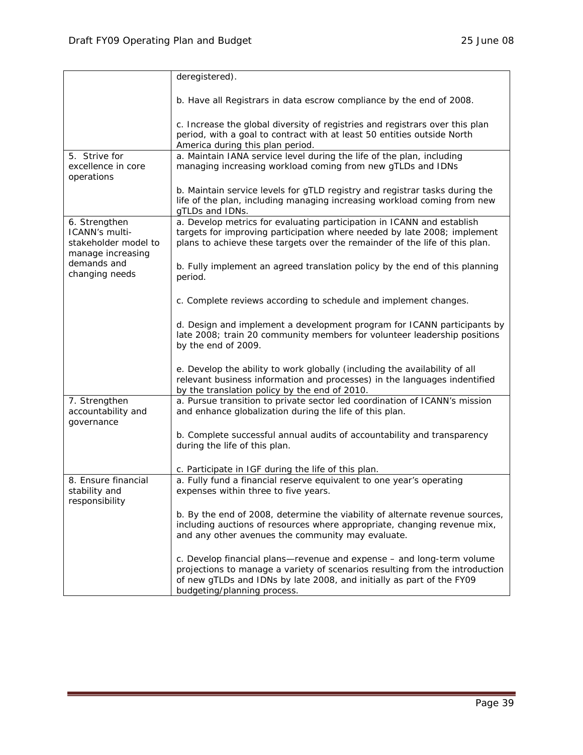| | |
|---|---|
| | deregistered).<br><br>b. Have all Registrars in data escrow compliance by the end of 2008.<br><br>c. Increase the global diversity of registries and registrars over this plan period, with a goal to contract with at least 50 entities outside North America during this plan period. |
| 5. Strive for excellence in core operations | a. Maintain IANA service level during the life of the plan, including managing increasing workload coming from new gTLDs and IDNs<br><br>b. Maintain service levels for gTLD registry and registrar tasks during the life of the plan, including managing increasing workload coming from new gTLDs and IDNs. |
| 6. Strengthen ICANN's multi-stakeholder model to manage increasing demands and changing needs | a. Develop metrics for evaluating participation in ICANN and establish targets for improving participation where needed by late 2008; implement plans to achieve these targets over the remainder of the life of this plan.<br><br>b. Fully implement an agreed translation policy by the end of this planning period.<br><br>c. Complete reviews according to schedule and implement changes.<br><br>d. Design and implement a development program for ICANN participants by late 2008; train 20 community members for volunteer leadership positions by the end of 2009.<br><br>e. Develop the ability to work globally (including the availability of all relevant business information and processes) in the languages indentified by the translation policy by the end of 2010. |
| 7. Strengthen accountability and governance | a. Pursue transition to private sector led coordination of ICANN's mission and enhance globalization during the life of this plan.<br><br>b. Complete successful annual audits of accountability and transparency during the life of this plan.<br><br>c. Participate in IGF during the life of this plan. |
| 8. Ensure financial stability and responsibility | a. Fully fund a financial reserve equivalent to one year's operating expenses within three to five years.<br><br>b. By the end of 2008, determine the viability of alternate revenue sources, including auctions of resources where appropriate, changing revenue mix, and any other avenues the community may evaluate.<br><br>c. Develop financial plans—revenue and expense – and long-term volume projections to manage a variety of scenarios resulting from the introduction of new gTLDs and IDNs by late 2008, and initially as part of the FY09 budgeting/planning process. |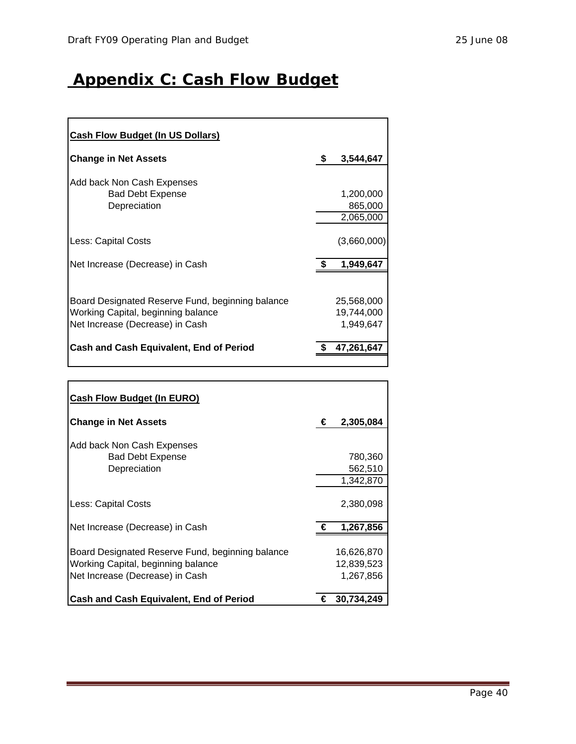# Appendix C: Cash Flow Budget

| **Cash Flow Budget (In US Dollars)** | |
|---|---|
| **Change in Net Assets** | **$ 3,544,647** |
| Add back Non Cash Expenses | |
| Bad Debt Expense | 1,200,000 |
| Depreciation | 865,000 |
| | 2,065,000 |
| Less: Capital Costs | (3,660,000) |
| Net Increase (Decrease) in Cash | **$ 1,949,647** |
| Board Designated Reserve Fund, beginning balance | 25,568,000 |
| Working Capital, beginning balance | 19,744,000 |
| Net Increase (Decrease) in Cash | 1,949,647 |
| **Cash and Cash Equivalent, End of Period** | **$ 47,261,647** |

| **Cash Flow Budget (In EURO)** | |
|---|---|
| **Change in Net Assets** | **€ 2,305,084** |
| Add back Non Cash Expenses | |
| Bad Debt Expense | 780,360 |
| Depreciation | 562,510 |
| | 1,342,870 |
| Less: Capital Costs | 2,380,098 |
| Net Increase (Decrease) in Cash | **€ 1,267,856** |
| Board Designated Reserve Fund, beginning balance | 16,626,870 |
| Working Capital, beginning balance | 12,839,523 |
| Net Increase (Decrease) in Cash | 1,267,856 |
| **Cash and Cash Equivalent, End of Period** | **€ 30,734,249** |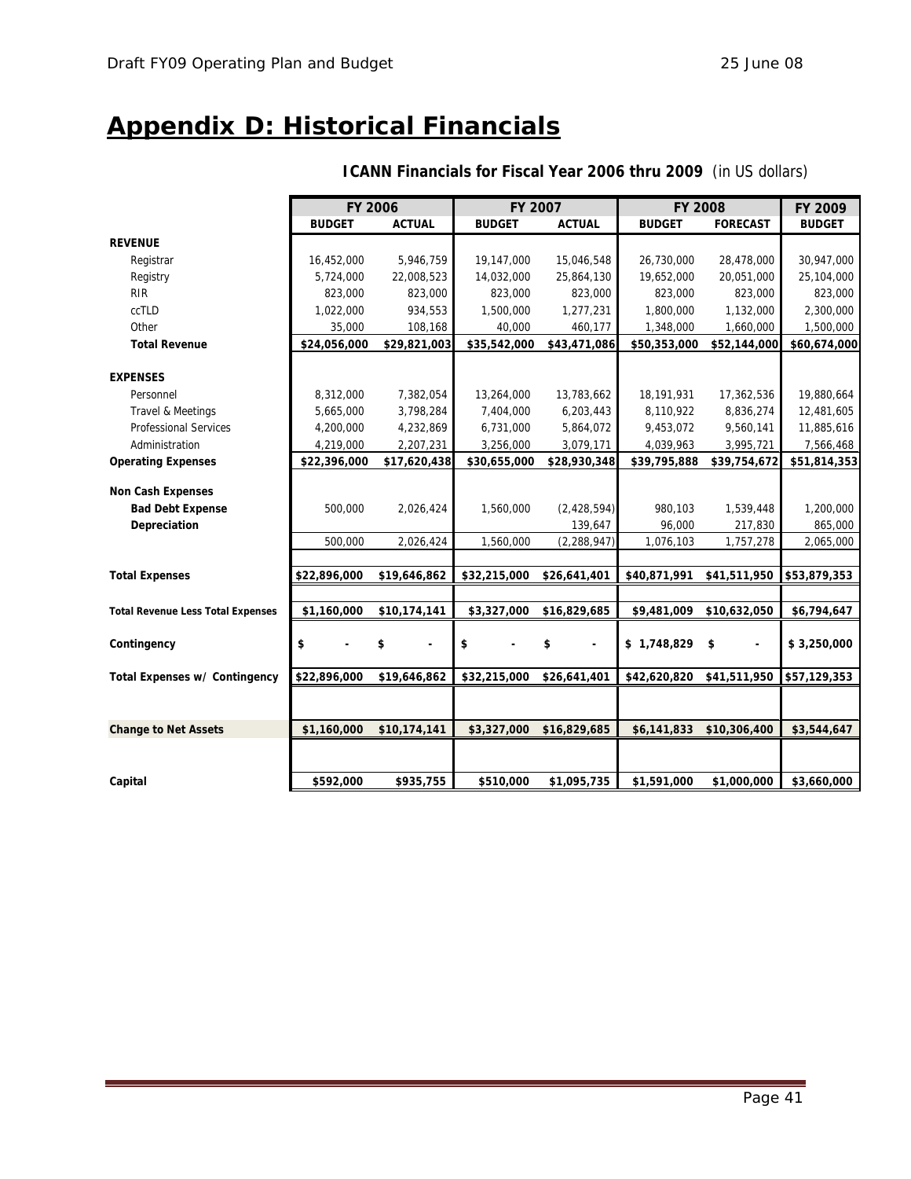# Appendix D: Historical Financials

**ICANN Financials for Fiscal Year 2006 thru 2009** (in US dollars)

| | FY 2006 | | FY 2007 | | FY 2008 | | FY 2009 |
|---|---|---|---|---|---|---|---|
| | **BUDGET** | **ACTUAL** | **BUDGET** | **ACTUAL** | **BUDGET** | **FORECAST** | **BUDGET** |
| **REVENUE** | | | | | | | |
| Registrar | 16,452,000 | 5,946,759 | 19,147,000 | 15,046,548 | 26,730,000 | 28,478,000 | 30,947,000 |
| Registry | 5,724,000 | 22,008,523 | 14,032,000 | 25,864,130 | 19,652,000 | 20,051,000 | 25,104,000 |
| RIR | 823,000 | 823,000 | 823,000 | 823,000 | 823,000 | 823,000 | 823,000 |
| ccTLD | 1,022,000 | 934,553 | 1,500,000 | 1,277,231 | 1,800,000 | 1,132,000 | 2,300,000 |
| Other | 35,000 | 108,168 | 40,000 | 460,177 | 1,348,000 | 1,660,000 | 1,500,000 |
| **Total Revenue** | **$24,056,000** | **$29,821,003** | **$35,542,000** | **$43,471,086** | **$50,353,000** | **$52,144,000** | **$60,674,000** |
| | | | | | | | |
| **EXPENSES** | | | | | | | |
| Personnel | 8,312,000 | 7,382,054 | 13,264,000 | 13,783,662 | 18,191,931 | 17,362,536 | 19,880,664 |
| Travel & Meetings | 5,665,000 | 3,798,284 | 7,404,000 | 6,203,443 | 8,110,922 | 8,836,274 | 12,481,605 |
| Professional Services | 4,200,000 | 4,232,869 | 6,731,000 | 5,864,072 | 9,453,072 | 9,560,141 | 11,885,616 |
| Administration | 4,219,000 | 2,207,231 | 3,256,000 | 3,079,171 | 4,039,963 | 3,995,721 | 7,566,468 |
| **Operating Expenses** | **$22,396,000** | **$17,620,438** | **$30,655,000** | **$28,930,348** | **$39,795,888** | **$39,754,672** | **$51,814,353** |
| | | | | | | | |
| **Non Cash Expenses** | | | | | | | |
| **Bad Debt Expense** | 500,000 | 2,026,424 | 1,560,000 | (2,428,594) | 980,103 | 1,539,448 | 1,200,000 |
| **Depreciation** | | | | 139,647 | 96,000 | 217,830 | 865,000 |
| | 500,000 | 2,026,424 | 1,560,000 | (2,288,947) | 1,076,103 | 1,757,278 | 2,065,000 |
| | | | | | | | |
| **Total Expenses** | **$22,896,000** | **$19,646,862** | **$32,215,000** | **$26,641,401** | **$40,871,991** | **$41,511,950** | **$53,879,353** |
| | | | | | | | |
| **Total Revenue Less Total Expenses** | **$1,160,000** | **$10,174,141** | **$3,327,000** | **$16,829,685** | **$9,481,009** | **$10,632,050** | **$6,794,647** |
| | | | | | | | |
| **Contingency** | **$ -** | **$ -** | **$ -** | **$ -** | **$ 1,748,829** | **$ -** | **$ 3,250,000** |
| | | | | | | | |
| **Total Expenses w/ Contingency** | **$22,896,000** | **$19,646,862** | **$32,215,000** | **$26,641,401** | **$42,620,820** | **$41,511,950** | **$57,129,353** |
| | | | | | | | |
| **Change to Net Assets** | **$1,160,000** | **$10,174,141** | **$3,327,000** | **$16,829,685** | **$6,141,833** | **$10,306,400** | **$3,544,647** |
| | | | | | | | |
| **Capital** | **$592,000** | **$935,755** | **$510,000** | **$1,095,735** | **$1,591,000** | **$1,000,000** | **$3,660,000** |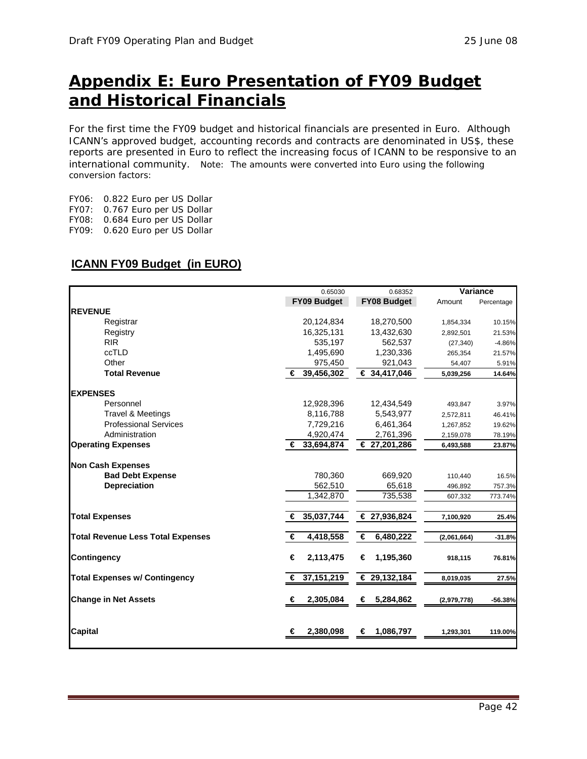# Appendix E: Euro Presentation of FY09 Budget and Historical Financials

For the first time the FY09 budget and historical financials are presented in Euro. Although ICANN's approved budget, accounting records and contracts are denominated in US$, these reports are presented in Euro to reflect the increasing focus of ICANN to be responsive to an international community. Note: The amounts were converted into Euro using the following conversion factors:

FY06: 0.822 Euro per US Dollar
FY07: 0.767 Euro per US Dollar
FY08: 0.684 Euro per US Dollar
FY09: 0.620 Euro per US Dollar

## ICANN FY09 Budget (in EURO)

| | 0.65030 | 0.68352 | Variance | |
|---|---|---|---|---|
| | **FY09 Budget** | **FY08 Budget** | Amount | Percentage |
| **REVENUE** | | | | |
| Registrar | 20,124,834 | 18,270,500 | 1,854,334 | 10.15% |
| Registry | 16,325,131 | 13,432,630 | 2,892,501 | 21.53% |
| RIR | 535,197 | 562,537 | (27,340) | -4.86% |
| ccTLD | 1,495,690 | 1,230,336 | 265,354 | 21.57% |
| Other | 975,450 | 921,043 | 54,407 | 5.91% |
| **Total Revenue** | **€ 39,456,302** | **€ 34,417,046** | **5,039,256** | **14.64%** |
| **EXPENSES** | | | | |
| Personnel | 12,928,396 | 12,434,549 | 493,847 | 3.97% |
| Travel & Meetings | 8,116,788 | 5,543,977 | 2,572,811 | 46.41% |
| Professional Services | 7,729,216 | 6,461,364 | 1,267,852 | 19.62% |
| Administration | 4,920,474 | 2,761,396 | 2,159,078 | 78.19% |
| **Operating Expenses** | **€ 33,694,874** | **€ 27,201,286** | **6,493,588** | **23.87%** |
| **Non Cash Expenses** | | | | |
| **Bad Debt Expense** | 780,360 | 669,920 | 110,440 | 16.5% |
| **Depreciation** | 562,510 | 65,618 | 496,892 | 757.3% |
| | 1,342,870 | 735,538 | 607,332 | 773.74% |
| **Total Expenses** | **€ 35,037,744** | **€ 27,936,824** | **7,100,920** | **25.4%** |
| **Total Revenue Less Total Expenses** | **€ 4,418,558** | **€ 6,480,222** | **(2,061,664)** | **-31.8%** |
| **Contingency** | **€ 2,113,475** | **€ 1,195,360** | **918,115** | **76.81%** |
| **Total Expenses w/ Contingency** | **€ 37,151,219** | **€ 29,132,184** | **8,019,035** | **27.5%** |
| **Change in Net Assets** | **€ 2,305,084** | **€ 5,284,862** | **(2,979,778)** | **-56.38%** |
| **Capital** | **€ 2,380,098** | **€ 1,086,797** | **1,293,301** | **119.00%** |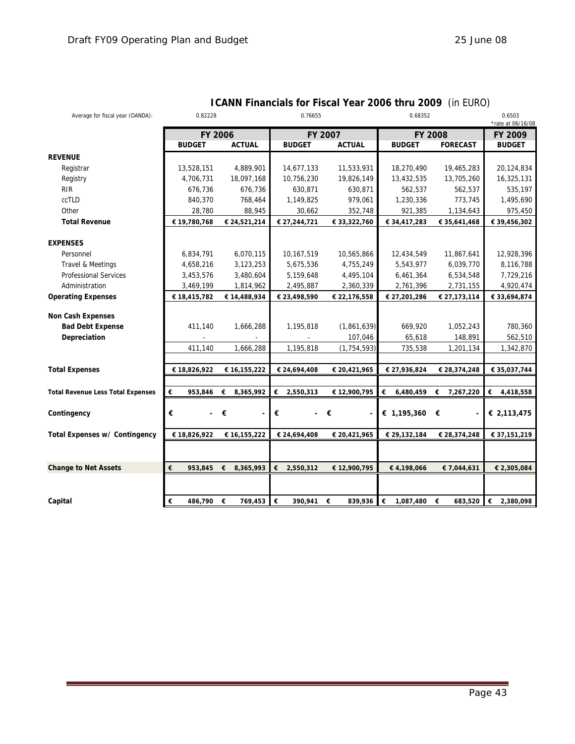## ICANN Financials for Fiscal Year 2006 thru 2009 (in EURO)

| | FY 2006 | | FY 2007 | | FY 2008 | | FY 2009 |
|---|---|---|---|---|---|---|---|
| Average for fiscal year (OANDA): | 0.82228 | | 0.76655 | | 0.68352 | | 0.6503 *rate at 06/16/08 |
| | **BUDGET** | **ACTUAL** | **BUDGET** | **ACTUAL** | **BUDGET** | **FORECAST** | **BUDGET** |
| **REVENUE** | | | | | | | |
| Registrar | 13,528,151 | 4,889,901 | 14,677,133 | 11,533,931 | 18,270,490 | 19,465,283 | 20,124,834 |
| Registry | 4,706,731 | 18,097,168 | 10,756,230 | 19,826,149 | 13,432,535 | 13,705,260 | 16,325,131 |
| RIR | 676,736 | 676,736 | 630,871 | 630,871 | 562,537 | 562,537 | 535,197 |
| ccTLD | 840,370 | 768,464 | 1,149,825 | 979,061 | 1,230,336 | 773,745 | 1,495,690 |
| Other | 28,780 | 88,945 | 30,662 | 352,748 | 921,385 | 1,134,643 | 975,450 |
| **Total Revenue** | € 19,780,768 | € 24,521,214 | € 27,244,721 | € 33,322,760 | € 34,417,283 | € 35,641,468 | € 39,456,302 |
| **EXPENSES** | | | | | | | |
| Personnel | 6,834,791 | 6,070,115 | 10,167,519 | 10,565,866 | 12,434,549 | 11,867,641 | 12,928,396 |
| Travel & Meetings | 4,658,216 | 3,123,253 | 5,675,536 | 4,755,249 | 5,543,977 | 6,039,770 | 8,116,788 |
| Professional Services | 3,453,576 | 3,480,604 | 5,159,648 | 4,495,104 | 6,461,364 | 6,534,548 | 7,729,216 |
| Administration | 3,469,199 | 1,814,962 | 2,495,887 | 2,360,339 | 2,761,396 | 2,731,155 | 4,920,474 |
| **Operating Expenses** | € 18,415,782 | € 14,488,934 | € 23,498,590 | € 22,176,558 | € 27,201,286 | € 27,173,114 | € 33,694,874 |
| **Non Cash Expenses** | | | | | | | |
| **Bad Debt Expense** | 411,140 | 1,666,288 | 1,195,818 | (1,861,639) | 669,920 | 1,052,243 | 780,360 |
| **Depreciation** | - | - | - | 107,046 | 65,618 | 148,891 | 562,510 |
| | 411,140 | 1,666,288 | 1,195,818 | (1,754,593) | 735,538 | 1,201,134 | 1,342,870 |
| **Total Expenses** | € 18,826,922 | € 16,155,222 | € 24,694,408 | € 20,421,965 | € 27,936,824 | € 28,374,248 | € 35,037,744 |
| **Total Revenue Less Total Expenses** | € 953,846 | € 8,365,992 | € 2,550,313 | € 12,900,795 | € 6,480,459 | € 7,267,220 | € 4,418,558 |
| **Contingency** | € - | € - | € - | € - | € 1,195,360 | € - | € 2,113,475 |
| **Total Expenses w/ Contingency** | € 18,826,922 | € 16,155,222 | € 24,694,408 | € 20,421,965 | € 29,132,184 | € 28,374,248 | € 37,151,219 |
| **Change to Net Assets** | € 953,845 | € 8,365,993 | € 2,550,312 | € 12,900,795 | € 4,198,066 | € 7,044,631 | € 2,305,084 |
| **Capital** | € 486,790 | € 769,453 | € 390,941 | € 839,936 | € 1,087,480 | € 683,520 | € 2,380,098 |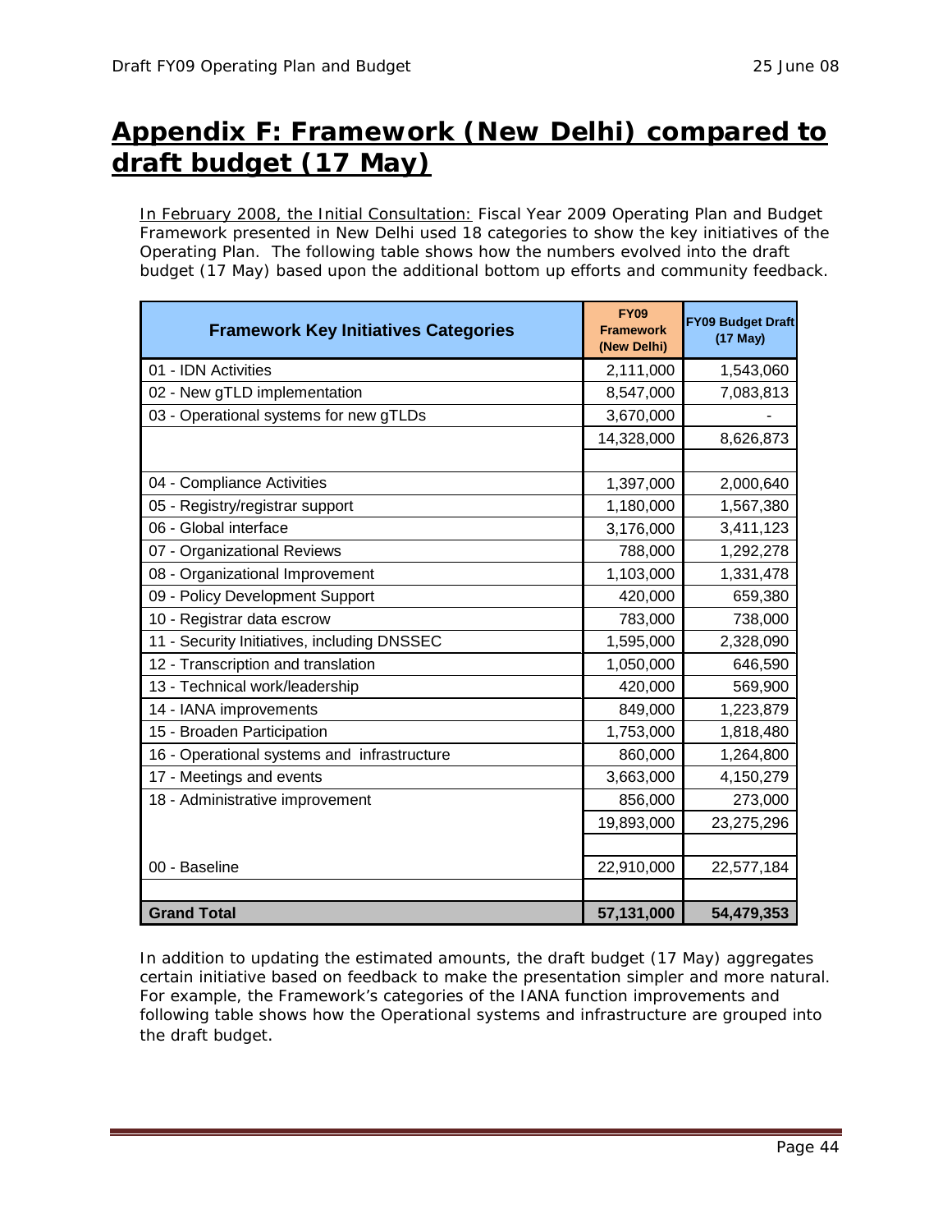# Appendix F: Framework (New Delhi) compared to draft budget (17 May)

In February 2008, the Initial Consultation: Fiscal Year 2009 Operating Plan and Budget Framework presented in New Delhi used 18 categories to show the key initiatives of the Operating Plan. The following table shows how the numbers evolved into the draft budget (17 May) based upon the additional bottom up efforts and community feedback.

| Framework Key Initiatives Categories | FY09 Framework (New Delhi) | FY09 Budget Draft (17 May) |
|---|---|---|
| 01 - IDN Activities | 2,111,000 | 1,543,060 |
| 02 - New gTLD implementation | 8,547,000 | 7,083,813 |
| 03 - Operational systems for new gTLDs | 3,670,000 | - |
| | 14,328,000 | 8,626,873 |
| | | |
| 04 - Compliance Activities | 1,397,000 | 2,000,640 |
| 05 - Registry/registrar support | 1,180,000 | 1,567,380 |
| 06 - Global interface | 3,176,000 | 3,411,123 |
| 07 - Organizational Reviews | 788,000 | 1,292,278 |
| 08 - Organizational Improvement | 1,103,000 | 1,331,478 |
| 09 - Policy Development Support | 420,000 | 659,380 |
| 10 - Registrar data escrow | 783,000 | 738,000 |
| 11 - Security Initiatives, including DNSSEC | 1,595,000 | 2,328,090 |
| 12 - Transcription and translation | 1,050,000 | 646,590 |
| 13 - Technical work/leadership | 420,000 | 569,900 |
| 14 - IANA improvements | 849,000 | 1,223,879 |
| 15 - Broaden Participation | 1,753,000 | 1,818,480 |
| 16 - Operational systems and infrastructure | 860,000 | 1,264,800 |
| 17 - Meetings and events | 3,663,000 | 4,150,279 |
| 18 - Administrative improvement | 856,000 | 273,000 |
| | 19,893,000 | 23,275,296 |
| | | |
| 00 - Baseline | 22,910,000 | 22,577,184 |
| | | |
| **Grand Total** | **57,131,000** | **54,479,353** |

In addition to updating the estimated amounts, the draft budget (17 May) aggregates certain initiative based on feedback to make the presentation simpler and more natural. For example, the Framework's categories of the IANA function improvements and following table shows how the Operational systems and infrastructure are grouped into the draft budget.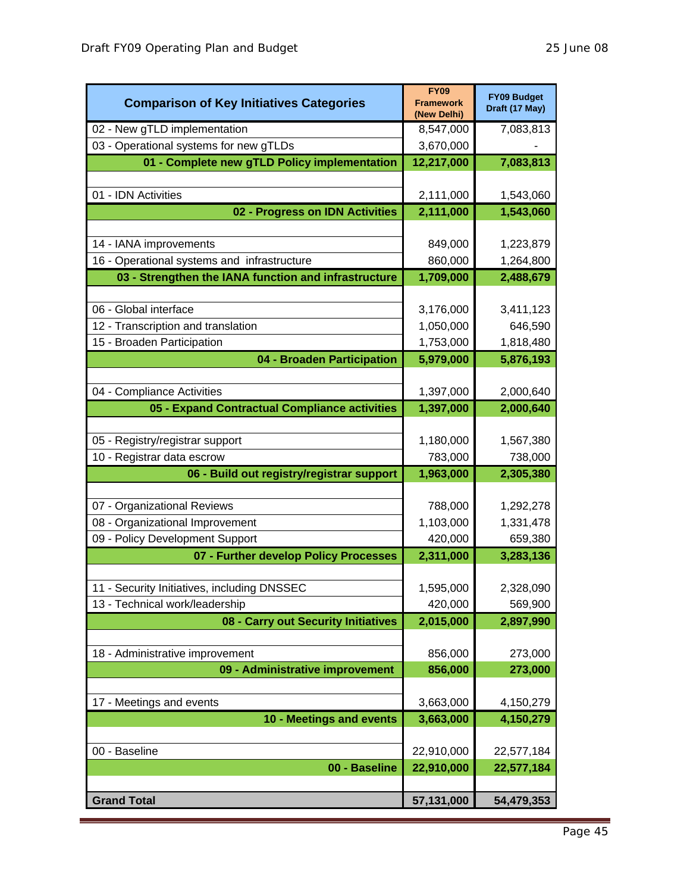| Comparison of Key Initiatives Categories | FY09 Framework (New Delhi) | FY09 Budget Draft (17 May) |
|---|---|---|
| 02 - New gTLD implementation | 8,547,000 | 7,083,813 |
| 03 - Operational systems for new gTLDs | 3,670,000 | - |
| **01 - Complete new gTLD Policy implementation** | **12,217,000** | **7,083,813** |
| | | |
| 01 - IDN Activities | 2,111,000 | 1,543,060 |
| **02 - Progress on IDN Activities** | **2,111,000** | **1,543,060** |
| | | |
| 14 - IANA improvements | 849,000 | 1,223,879 |
| 16 - Operational systems and infrastructure | 860,000 | 1,264,800 |
| **03 - Strengthen the IANA function and infrastructure** | **1,709,000** | **2,488,679** |
| | | |
| 06 - Global interface | 3,176,000 | 3,411,123 |
| 12 - Transcription and translation | 1,050,000 | 646,590 |
| 15 - Broaden Participation | 1,753,000 | 1,818,480 |
| **04 - Broaden Participation** | **5,979,000** | **5,876,193** |
| | | |
| 04 - Compliance Activities | 1,397,000 | 2,000,640 |
| **05 - Expand Contractual Compliance activities** | **1,397,000** | **2,000,640** |
| | | |
| 05 - Registry/registrar support | 1,180,000 | 1,567,380 |
| 10 - Registrar data escrow | 783,000 | 738,000 |
| **06 - Build out registry/registrar support** | **1,963,000** | **2,305,380** |
| | | |
| 07 - Organizational Reviews | 788,000 | 1,292,278 |
| 08 - Organizational Improvement | 1,103,000 | 1,331,478 |
| 09 - Policy Development Support | 420,000 | 659,380 |
| **07 - Further develop Policy Processes** | **2,311,000** | **3,283,136** |
| | | |
| 11 - Security Initiatives, including DNSSEC | 1,595,000 | 2,328,090 |
| 13 - Technical work/leadership | 420,000 | 569,900 |
| **08 - Carry out Security Initiatives** | **2,015,000** | **2,897,990** |
| | | |
| 18 - Administrative improvement | 856,000 | 273,000 |
| **09 - Administrative improvement** | **856,000** | **273,000** |
| | | |
| 17 - Meetings and events | 3,663,000 | 4,150,279 |
| **10 - Meetings and events** | **3,663,000** | **4,150,279** |
| | | |
| 00 - Baseline | 22,910,000 | 22,577,184 |
| **00 - Baseline** | **22,910,000** | **22,577,184** |
| | | |
| **Grand Total** | **57,131,000** | **54,479,353** |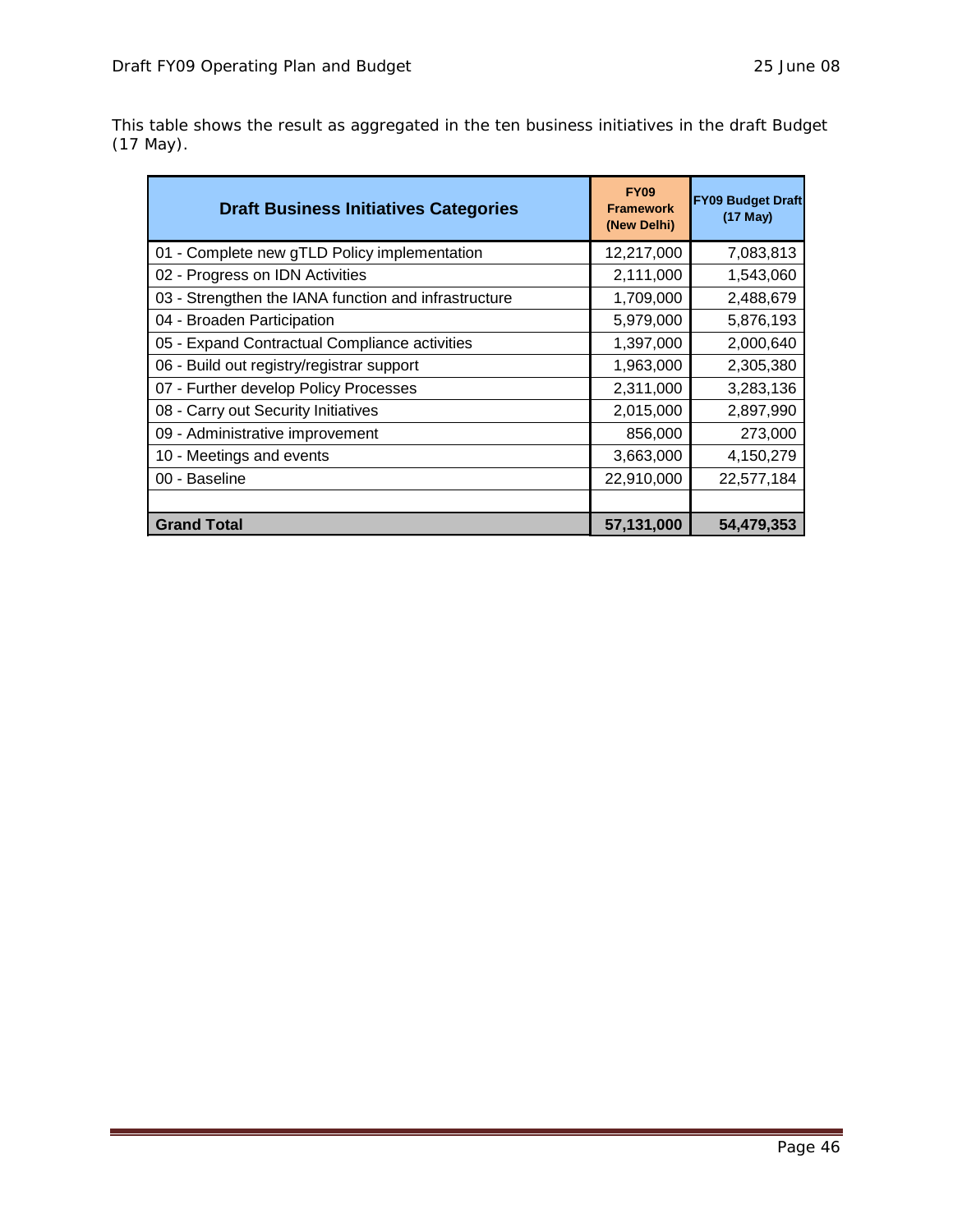This table shows the result as aggregated in the ten business initiatives in the draft Budget (17 May).

| Draft Business Initiatives Categories | FY09 Framework (New Delhi) | FY09 Budget Draft (17 May) |
|---|---|---|
| 01 - Complete new gTLD Policy implementation | 12,217,000 | 7,083,813 |
| 02 - Progress on IDN Activities | 2,111,000 | 1,543,060 |
| 03 - Strengthen the IANA function and infrastructure | 1,709,000 | 2,488,679 |
| 04 - Broaden Participation | 5,979,000 | 5,876,193 |
| 05 - Expand Contractual Compliance activities | 1,397,000 | 2,000,640 |
| 06 - Build out registry/registrar support | 1,963,000 | 2,305,380 |
| 07 - Further develop Policy Processes | 2,311,000 | 3,283,136 |
| 08 - Carry out Security Initiatives | 2,015,000 | 2,897,990 |
| 09 - Administrative improvement | 856,000 | 273,000 |
| 10 - Meetings and events | 3,663,000 | 4,150,279 |
| 00 - Baseline | 22,910,000 | 22,577,184 |
| | | |
| **Grand Total** | **57,131,000** | **54,479,353** |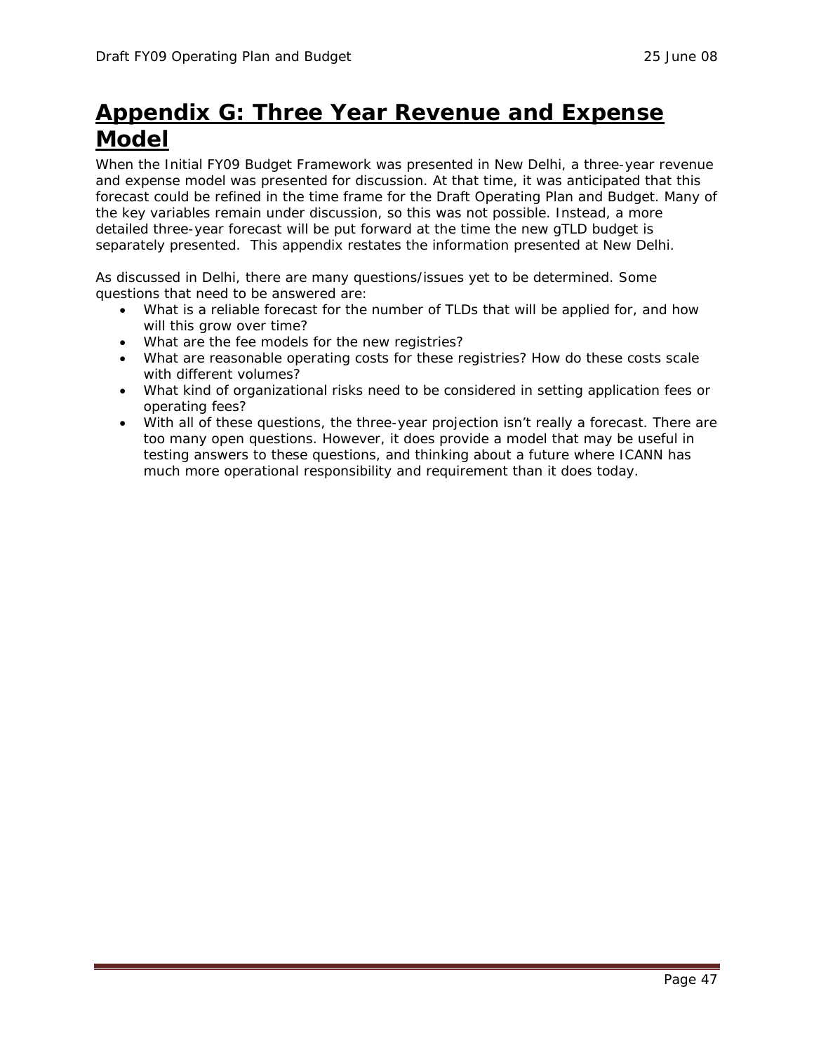# Appendix G: Three Year Revenue and Expense Model

When the Initial FY09 Budget Framework was presented in New Delhi, a three-year revenue and expense model was presented for discussion. At that time, it was anticipated that this forecast could be refined in the time frame for the Draft Operating Plan and Budget. Many of the key variables remain under discussion, so this was not possible. Instead, a more detailed three-year forecast will be put forward at the time the new gTLD budget is separately presented. This appendix restates the information presented at New Delhi.

As discussed in Delhi, there are many questions/issues yet to be determined. Some questions that need to be answered are:

- What is a reliable forecast for the number of TLDs that will be applied for, and how will this grow over time?
- What are the fee models for the new registries?
- What are reasonable operating costs for these registries? How do these costs scale with different volumes?
- What kind of organizational risks need to be considered in setting application fees or operating fees?
- With all of these questions, the three-year projection isn't really a forecast. There are too many open questions. However, it does provide a model that may be useful in testing answers to these questions, and thinking about a future where ICANN has much more operational responsibility and requirement than it does today.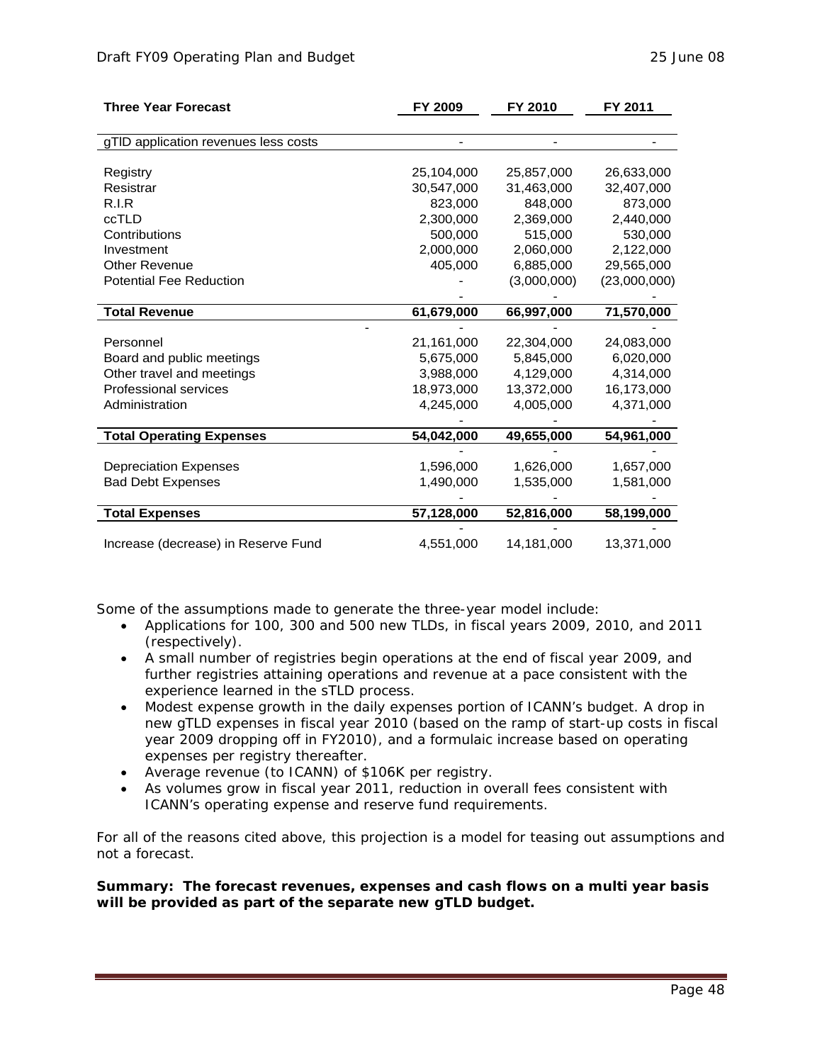| Three Year Forecast | FY 2009 | FY 2010 | FY 2011 |
|---|---|---|---|
| gTlD application revenues less costs | - | - | - |
| Registry | 25,104,000 | 25,857,000 | 26,633,000 |
| Resistrar | 30,547,000 | 31,463,000 | 32,407,000 |
| R.I.R | 823,000 | 848,000 | 873,000 |
| ccTLD | 2,300,000 | 2,369,000 | 2,440,000 |
| Contributions | 500,000 | 515,000 | 530,000 |
| Investment | 2,000,000 | 2,060,000 | 2,122,000 |
| Other Revenue | 405,000 | 6,885,000 | 29,565,000 |
| Potential Fee Reduction | - | (3,000,000) | (23,000,000) |
| | - | - | - |
| **Total Revenue** | **61,679,000** | **66,997,000** | **71,570,000** |
| - | - | - | - |
| Personnel | 21,161,000 | 22,304,000 | 24,083,000 |
| Board and public meetings | 5,675,000 | 5,845,000 | 6,020,000 |
| Other travel and meetings | 3,988,000 | 4,129,000 | 4,314,000 |
| Professional services | 18,973,000 | 13,372,000 | 16,173,000 |
| Administration | 4,245,000 | 4,005,000 | 4,371,000 |
| | - | - | - |
| **Total Operating Expenses** | **54,042,000** | **49,655,000** | **54,961,000** |
| | - | - | - |
| Depreciation Expenses | 1,596,000 | 1,626,000 | 1,657,000 |
| Bad Debt Expenses | 1,490,000 | 1,535,000 | 1,581,000 |
| | - | - | - |
| **Total Expenses** | **57,128,000** | **52,816,000** | **58,199,000** |
| | - | - | - |
| Increase (decrease) in Reserve Fund | 4,551,000 | 14,181,000 | 13,371,000 |

Some of the assumptions made to generate the three-year model include:

- Applications for 100, 300 and 500 new TLDs, in fiscal years 2009, 2010, and 2011 (respectively).
- A small number of registries begin operations at the end of fiscal year 2009, and further registries attaining operations and revenue at a pace consistent with the experience learned in the sTLD process.
- Modest expense growth in the daily expenses portion of ICANN's budget. A drop in new gTLD expenses in fiscal year 2010 (based on the ramp of start-up costs in fiscal year 2009 dropping off in FY2010), and a formulaic increase based on operating expenses per registry thereafter.
- Average revenue (to ICANN) of $106K per registry.
- As volumes grow in fiscal year 2011, reduction in overall fees consistent with ICANN's operating expense and reserve fund requirements.

For all of the reasons cited above, this projection is a model for teasing out assumptions and not a forecast.

**Summary: The forecast revenues, expenses and cash flows on a multi year basis will be provided as part of the separate new gTLD budget.**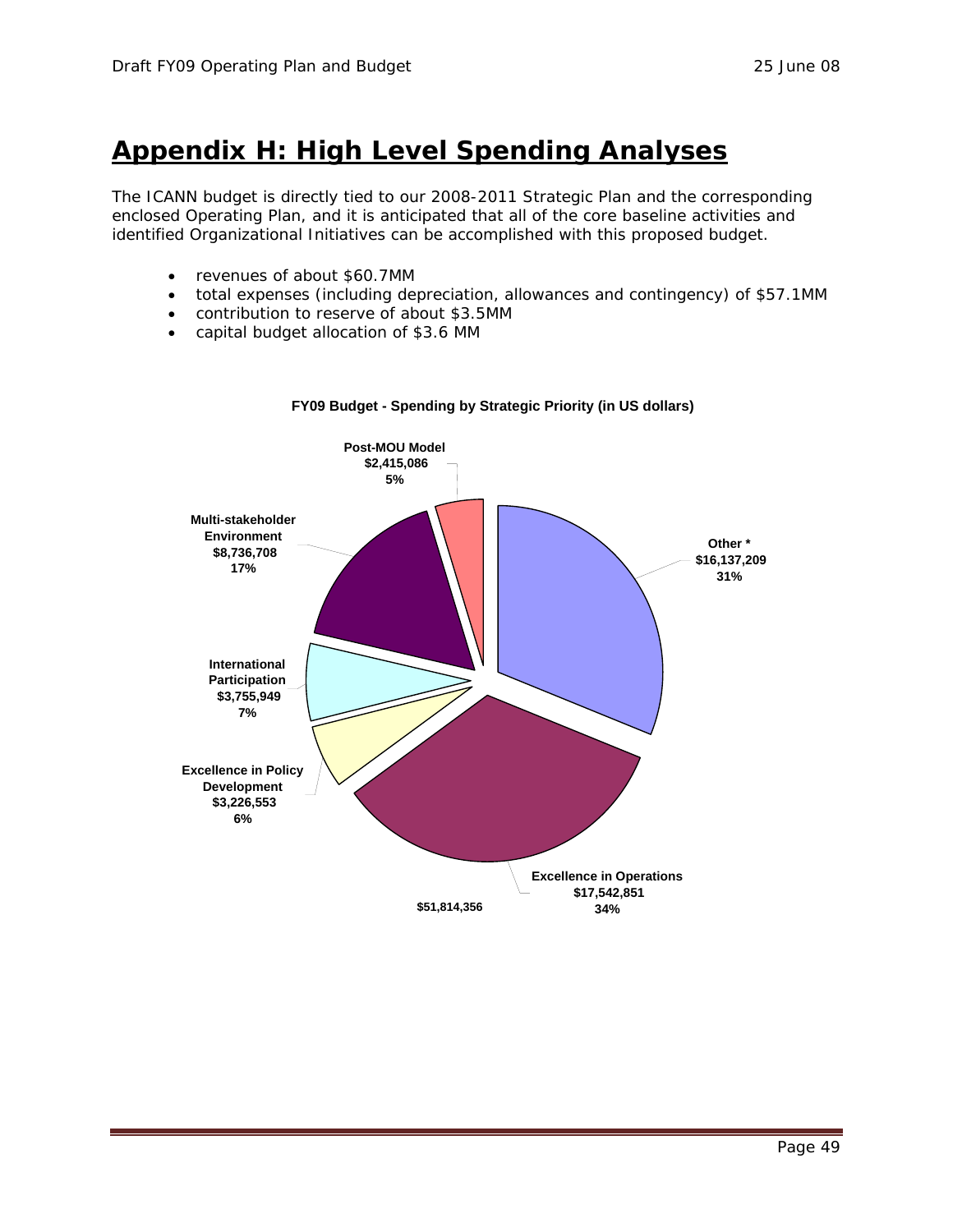# Appendix H: High Level Spending Analyses

The ICANN budget is directly tied to our 2008-2011 Strategic Plan and the corresponding enclosed Operating Plan, and it is anticipated that all of the core baseline activities and identified Organizational Initiatives can be accomplished with this proposed budget.

- revenues of about $60.7MM
- total expenses (including depreciation, allowances and contingency) of $57.1MM
- contribution to reserve of about $3.5MM
- capital budget allocation of $3.6 MM

**FY09 Budget - Spending by Strategic Priority (in US dollars)**

| Strategic Priority | Amount | Percent |
|---|---|---|
| Post-MOU Model | $2,415,086 | 5% |
| Other * | $16,137,209 | 31% |
| Excellence in Operations | $17,542,851 | 34% |
| Excellence in Policy Development | $3,226,553 | 6% |
| International Participation | $3,755,949 | 7% |
| Multi-stakeholder Environment | $8,736,708 | 17% |
| Total | $51,814,356 | |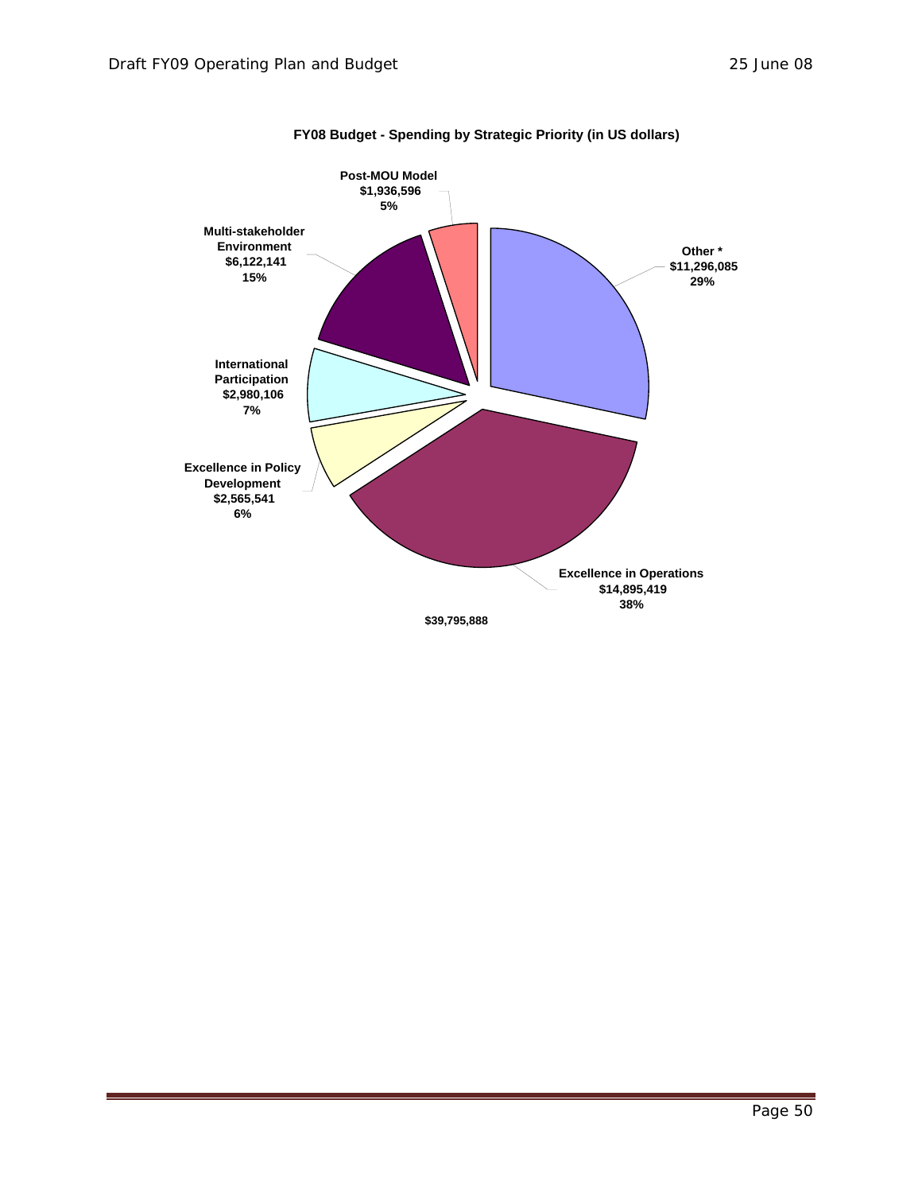**FY08 Budget - Spending by Strategic Priority (in US dollars)**

| Strategic Priority | Amount | Percentage |
|---|---|---|
| Post-MOU Model | $1,936,596 | 5% |
| Other * | $11,296,085 | 29% |
| Multi-stakeholder Environment | $6,122,141 | 15% |
| International Participation | $2,980,106 | 7% |
| Excellence in Policy Development | $2,565,541 | 6% |
| Excellence in Operations | $14,895,419 | 38% |

$39,795,888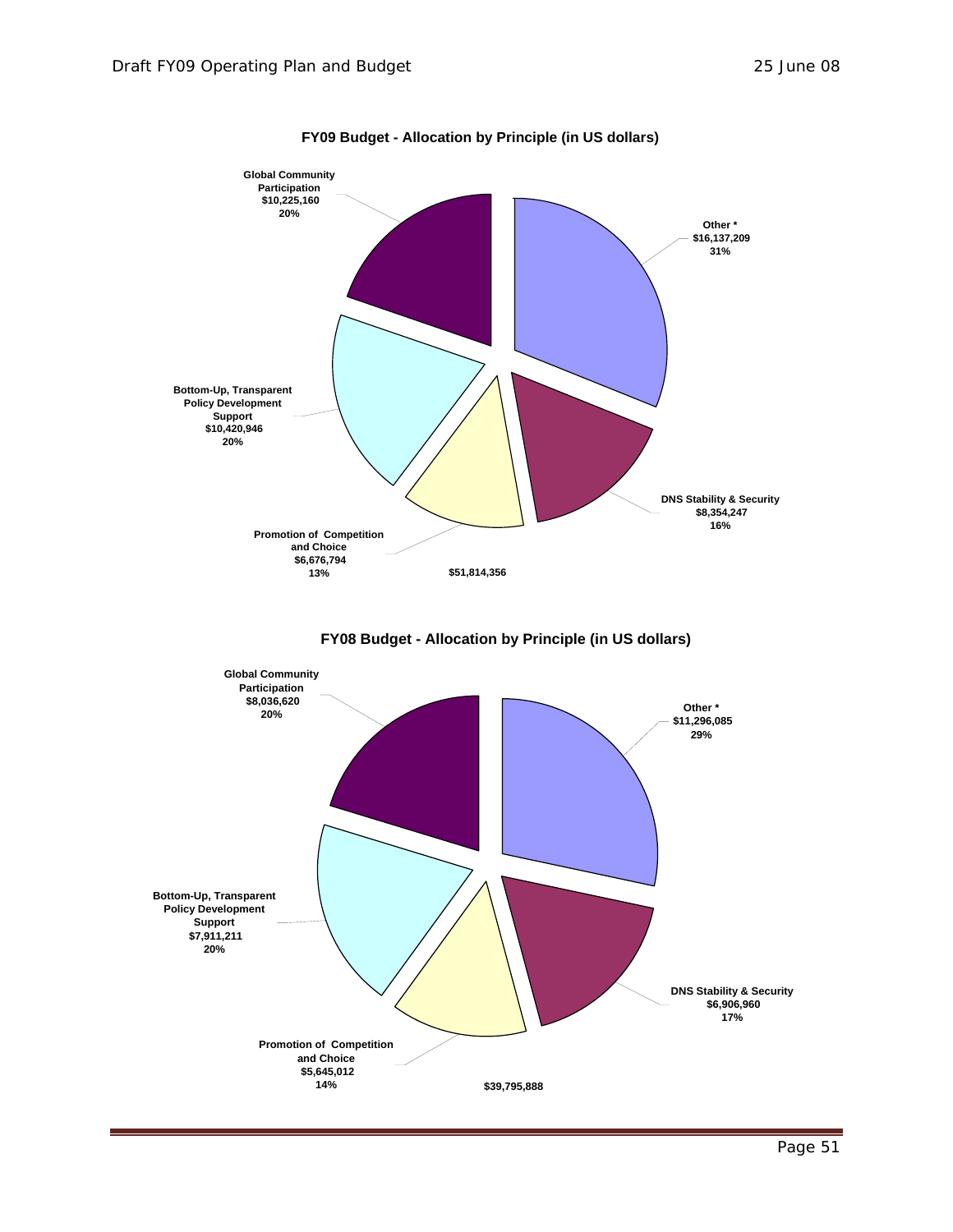**FY09 Budget - Allocation by Principle (in US dollars)**

| Principle | Amount | Percentage |
|---|---|---|
| Global Community Participation | $10,225,160 | 20% |
| Other * | $16,137,209 | 31% |
| Bottom-Up, Transparent Policy Development Support | $10,420,946 | 20% |
| DNS Stability & Security | $8,354,247 | 16% |
| Promotion of Competition and Choice | $6,676,794 | 13% |
| Total | $51,814,356 | |

**FY08 Budget - Allocation by Principle (in US dollars)**

| Principle | Amount | Percentage |
|---|---|---|
| Global Community Participation | $8,036,620 | 20% |
| Other * | $11,296,085 | 29% |
| Bottom-Up, Transparent Policy Development Support | $7,911,211 | 20% |
| DNS Stability & Security | $6,906,960 | 17% |
| Promotion of Competition and Choice | $5,645,012 | 14% |
| Total | $39,795,888 | |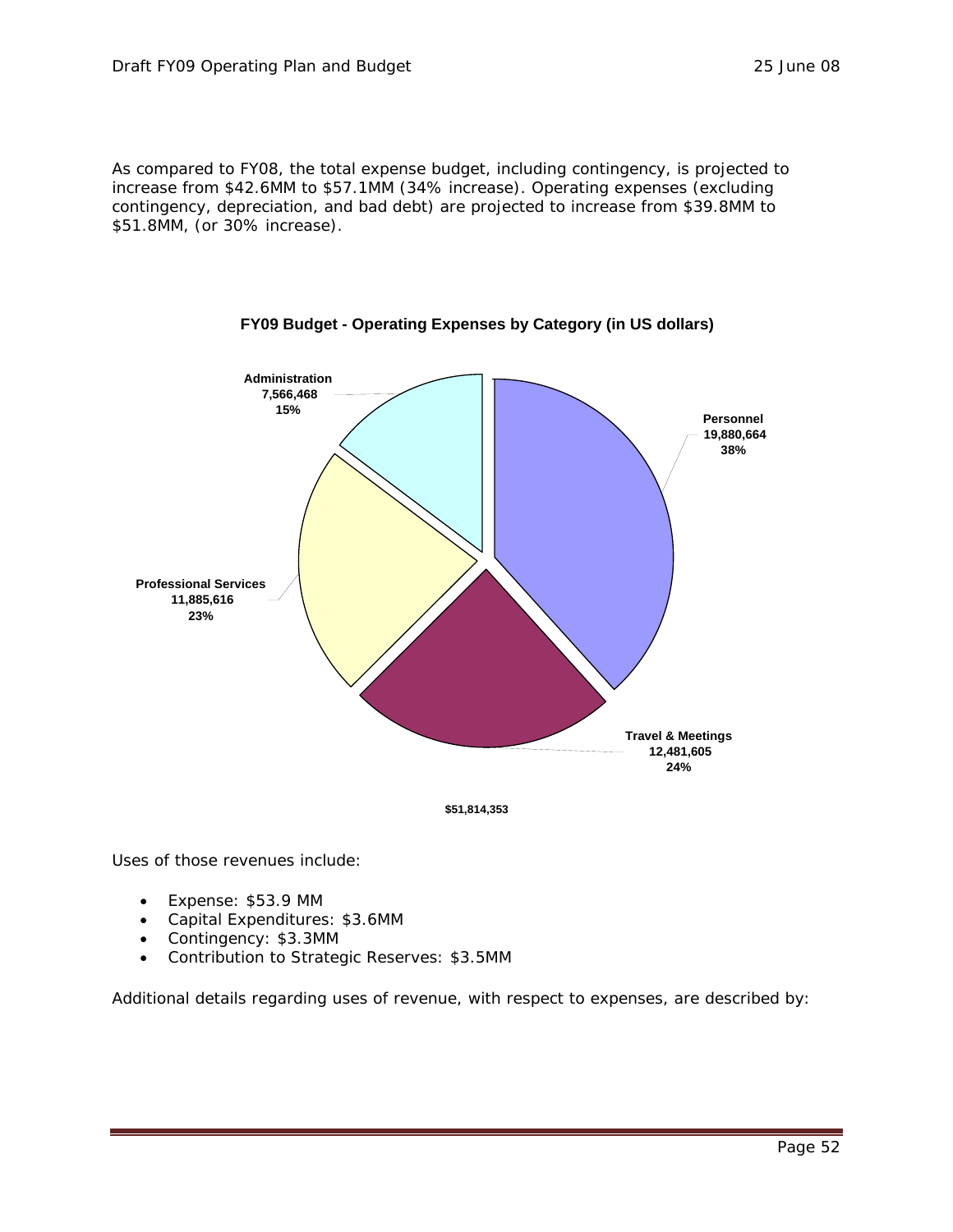As compared to FY08, the total expense budget, including contingency, is projected to increase from $42.6MM to $57.1MM (34% increase). Operating expenses (excluding contingency, depreciation, and bad debt) are projected to increase from $39.8MM to $51.8MM, (or 30% increase).

**FY09 Budget - Operating Expenses by Category (in US dollars)**

| Category | Amount | Percent |
| --- | --- | --- |
| Personnel | 19,880,664 | 38% |
| Travel & Meetings | 12,481,605 | 24% |
| Professional Services | 11,885,616 | 23% |
| Administration | 7,566,468 | 15% |

**$51,814,353**

Uses of those revenues include:

- Expense: $53.9 MM
- Capital Expenditures: $3.6MM
- Contingency: $3.3MM
- Contribution to Strategic Reserves: $3.5MM

Additional details regarding uses of revenue, with respect to expenses, are described by: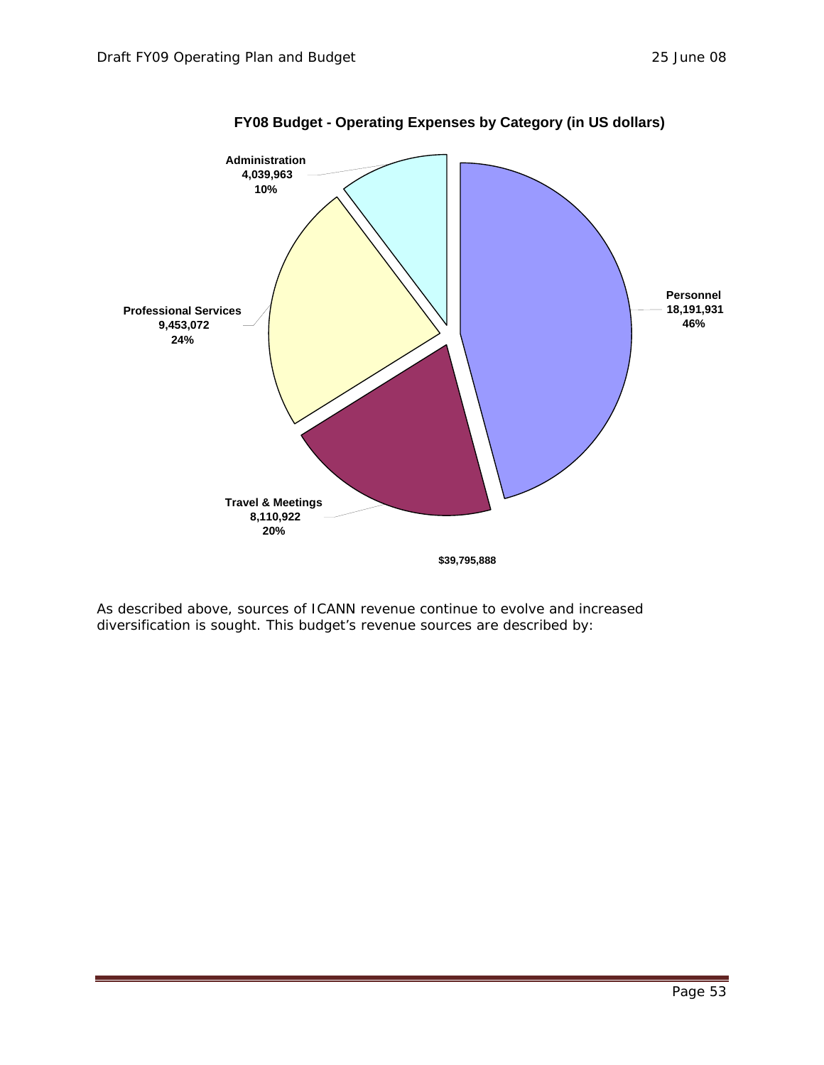**FY08 Budget - Operating Expenses by Category (in US dollars)**

| Category | Amount | Percentage |
|---|---|---|
| Personnel | 18,191,931 | 46% |
| Travel & Meetings | 8,110,922 | 20% |
| Professional Services | 9,453,072 | 24% |
| Administration | 4,039,963 | 10% |

$39,795,888

As described above, sources of ICANN revenue continue to evolve and increased diversification is sought. This budget's revenue sources are described by: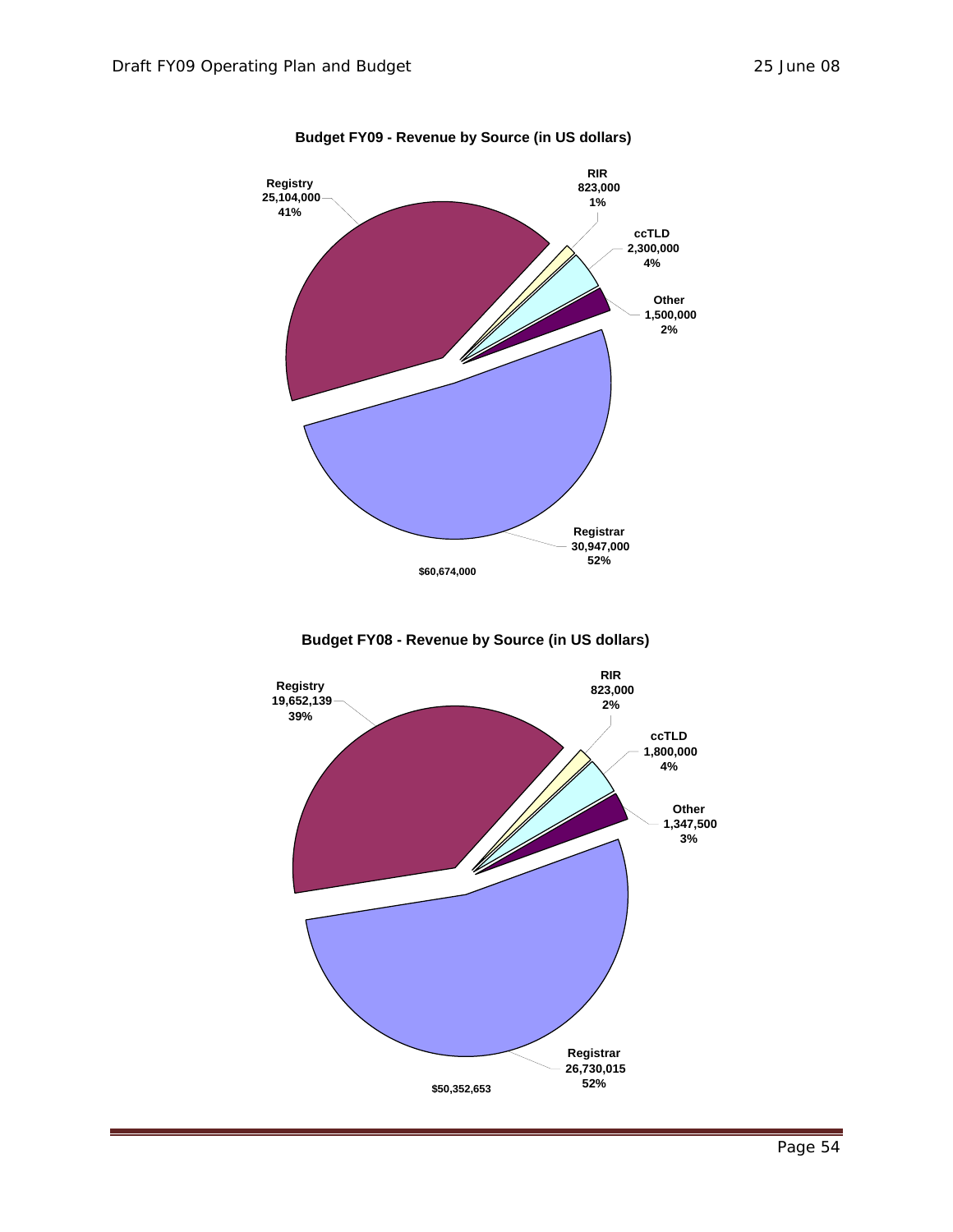**Budget FY09 - Revenue by Source (in US dollars)**

Registry
25,104,000
41%

RIR
823,000
1%

ccTLD
2,300,000
4%

Other
1,500,000
2%

Registrar
30,947,000
52%

$60,674,000

**Budget FY08 - Revenue by Source (in US dollars)**

Registry
19,652,139
39%

RIR
823,000
2%

ccTLD
1,800,000
4%

Other
1,347,500
3%

Registrar
26,730,015
52%

$50,352,653